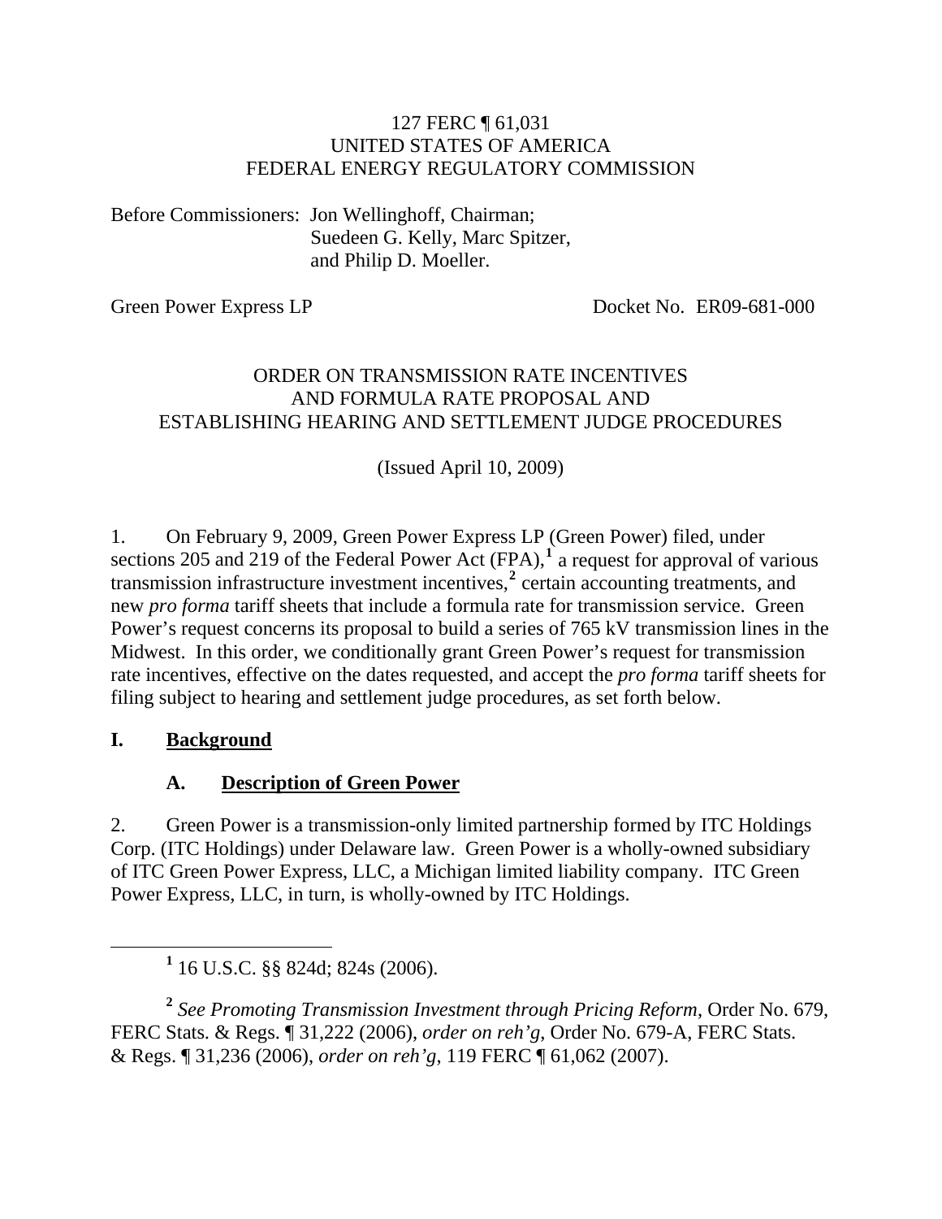127 FERC ¶ 61,031
UNITED STATES OF AMERICA
FEDERAL ENERGY REGULATORY COMMISSION

Before Commissioners: Jon Wellinghoff, Chairman;
Suedeen G. Kelly, Marc Spitzer,
and Philip D. Moeller.

Green Power Express LP Docket No. ER09-681-000

ORDER ON TRANSMISSION RATE INCENTIVES
AND FORMULA RATE PROPOSAL AND
ESTABLISHING HEARING AND SETTLEMENT JUDGE PROCEDURES

(Issued April 10, 2009)

1. On February 9, 2009, Green Power Express LP (Green Power) filed, under sections 205 and 219 of the Federal Power Act (FPA),[1] a request for approval of various transmission infrastructure investment incentives,[2] certain accounting treatments, and new *pro forma* tariff sheets that include a formula rate for transmission service. Green Power's request concerns its proposal to build a series of 765 kV transmission lines in the Midwest. In this order, we conditionally grant Green Power's request for transmission rate incentives, effective on the dates requested, and accept the *pro forma* tariff sheets for filing subject to hearing and settlement judge procedures, as set forth below.

## I. Background

### A. Description of Green Power

2. Green Power is a transmission-only limited partnership formed by ITC Holdings Corp. (ITC Holdings) under Delaware law. Green Power is a wholly-owned subsidiary of ITC Green Power Express, LLC, a Michigan limited liability company. ITC Green Power Express, LLC, in turn, is wholly-owned by ITC Holdings.

---

[1] 16 U.S.C. §§ 824d; 824s (2006).

[2] *See Promoting Transmission Investment through Pricing Reform*, Order No. 679, FERC Stats. & Regs. ¶ 31,222 (2006), *order on reh'g*, Order No. 679-A, FERC Stats. & Regs. ¶ 31,236 (2006), *order on reh'g*, 119 FERC ¶ 61,062 (2007).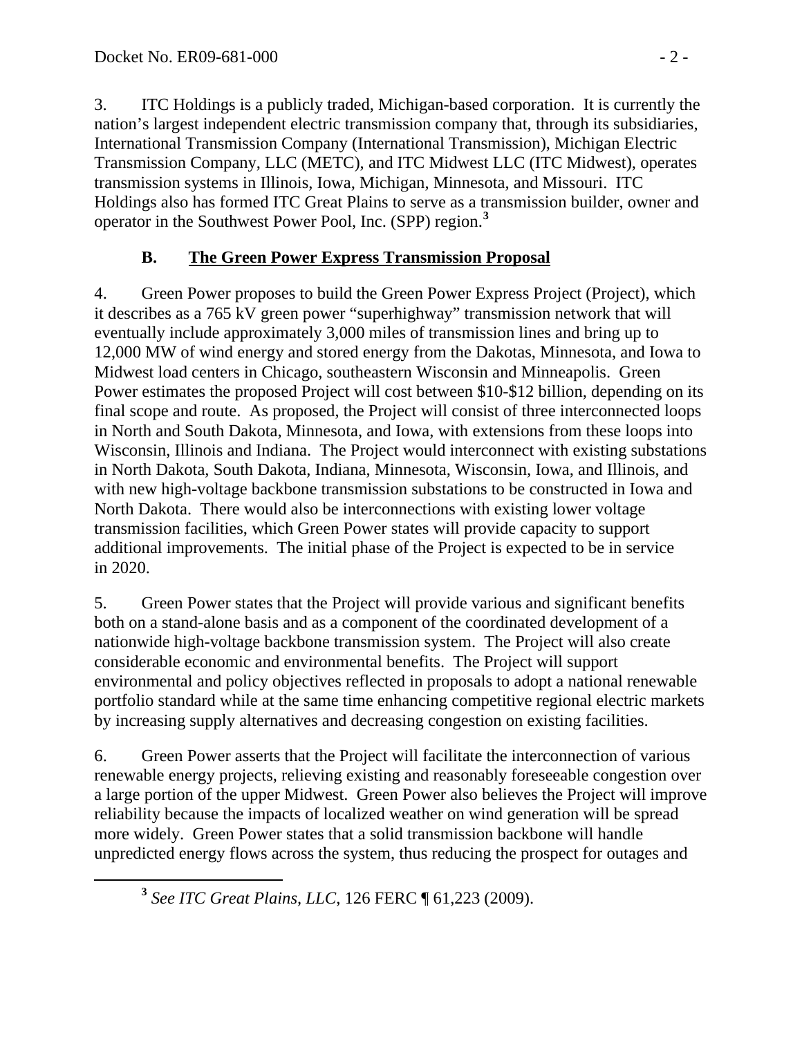3. ITC Holdings is a publicly traded, Michigan-based corporation. It is currently the nation's largest independent electric transmission company that, through its subsidiaries, International Transmission Company (International Transmission), Michigan Electric Transmission Company, LLC (METC), and ITC Midwest LLC (ITC Midwest), operates transmission systems in Illinois, Iowa, Michigan, Minnesota, and Missouri. ITC Holdings also has formed ITC Great Plains to serve as a transmission builder, owner and operator in the Southwest Power Pool, Inc. (SPP) region.[3]

### B. The Green Power Express Transmission Proposal

4. Green Power proposes to build the Green Power Express Project (Project), which it describes as a 765 kV green power "superhighway" transmission network that will eventually include approximately 3,000 miles of transmission lines and bring up to 12,000 MW of wind energy and stored energy from the Dakotas, Minnesota, and Iowa to Midwest load centers in Chicago, southeastern Wisconsin and Minneapolis. Green Power estimates the proposed Project will cost between $10-$12 billion, depending on its final scope and route. As proposed, the Project will consist of three interconnected loops in North and South Dakota, Minnesota, and Iowa, with extensions from these loops into Wisconsin, Illinois and Indiana. The Project would interconnect with existing substations in North Dakota, South Dakota, Indiana, Minnesota, Wisconsin, Iowa, and Illinois, and with new high-voltage backbone transmission substations to be constructed in Iowa and North Dakota. There would also be interconnections with existing lower voltage transmission facilities, which Green Power states will provide capacity to support additional improvements. The initial phase of the Project is expected to be in service in 2020.

5. Green Power states that the Project will provide various and significant benefits both on a stand-alone basis and as a component of the coordinated development of a nationwide high-voltage backbone transmission system. The Project will also create considerable economic and environmental benefits. The Project will support environmental and policy objectives reflected in proposals to adopt a national renewable portfolio standard while at the same time enhancing competitive regional electric markets by increasing supply alternatives and decreasing congestion on existing facilities.

6. Green Power asserts that the Project will facilitate the interconnection of various renewable energy projects, relieving existing and reasonably foreseeable congestion over a large portion of the upper Midwest. Green Power also believes the Project will improve reliability because the impacts of localized weather on wind generation will be spread more widely. Green Power states that a solid transmission backbone will handle unpredicted energy flows across the system, thus reducing the prospect for outages and

[3] *See ITC Great Plains, LLC*, 126 FERC ¶ 61,223 (2009).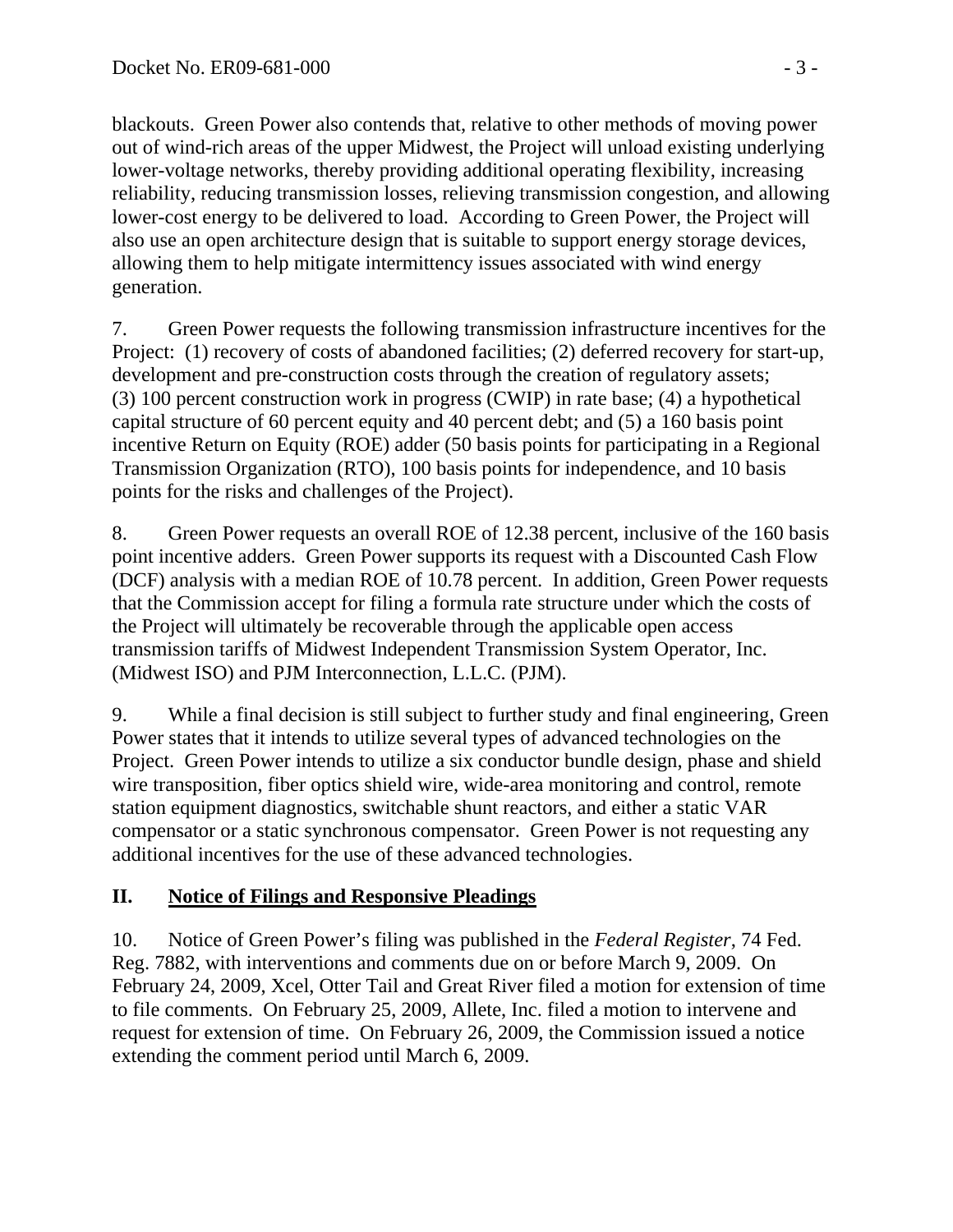blackouts. Green Power also contends that, relative to other methods of moving power out of wind-rich areas of the upper Midwest, the Project will unload existing underlying lower-voltage networks, thereby providing additional operating flexibility, increasing reliability, reducing transmission losses, relieving transmission congestion, and allowing lower-cost energy to be delivered to load. According to Green Power, the Project will also use an open architecture design that is suitable to support energy storage devices, allowing them to help mitigate intermittency issues associated with wind energy generation.

7. Green Power requests the following transmission infrastructure incentives for the Project: (1) recovery of costs of abandoned facilities; (2) deferred recovery for start-up, development and pre-construction costs through the creation of regulatory assets; (3) 100 percent construction work in progress (CWIP) in rate base; (4) a hypothetical capital structure of 60 percent equity and 40 percent debt; and (5) a 160 basis point incentive Return on Equity (ROE) adder (50 basis points for participating in a Regional Transmission Organization (RTO), 100 basis points for independence, and 10 basis points for the risks and challenges of the Project).

8. Green Power requests an overall ROE of 12.38 percent, inclusive of the 160 basis point incentive adders. Green Power supports its request with a Discounted Cash Flow (DCF) analysis with a median ROE of 10.78 percent. In addition, Green Power requests that the Commission accept for filing a formula rate structure under which the costs of the Project will ultimately be recoverable through the applicable open access transmission tariffs of Midwest Independent Transmission System Operator, Inc. (Midwest ISO) and PJM Interconnection, L.L.C. (PJM).

9. While a final decision is still subject to further study and final engineering, Green Power states that it intends to utilize several types of advanced technologies on the Project. Green Power intends to utilize a six conductor bundle design, phase and shield wire transposition, fiber optics shield wire, wide-area monitoring and control, remote station equipment diagnostics, switchable shunt reactors, and either a static VAR compensator or a static synchronous compensator. Green Power is not requesting any additional incentives for the use of these advanced technologies.

## II. Notice of Filings and Responsive Pleadings

10. Notice of Green Power's filing was published in the *Federal Register*, 74 Fed. Reg. 7882, with interventions and comments due on or before March 9, 2009. On February 24, 2009, Xcel, Otter Tail and Great River filed a motion for extension of time to file comments. On February 25, 2009, Allete, Inc. filed a motion to intervene and request for extension of time. On February 26, 2009, the Commission issued a notice extending the comment period until March 6, 2009.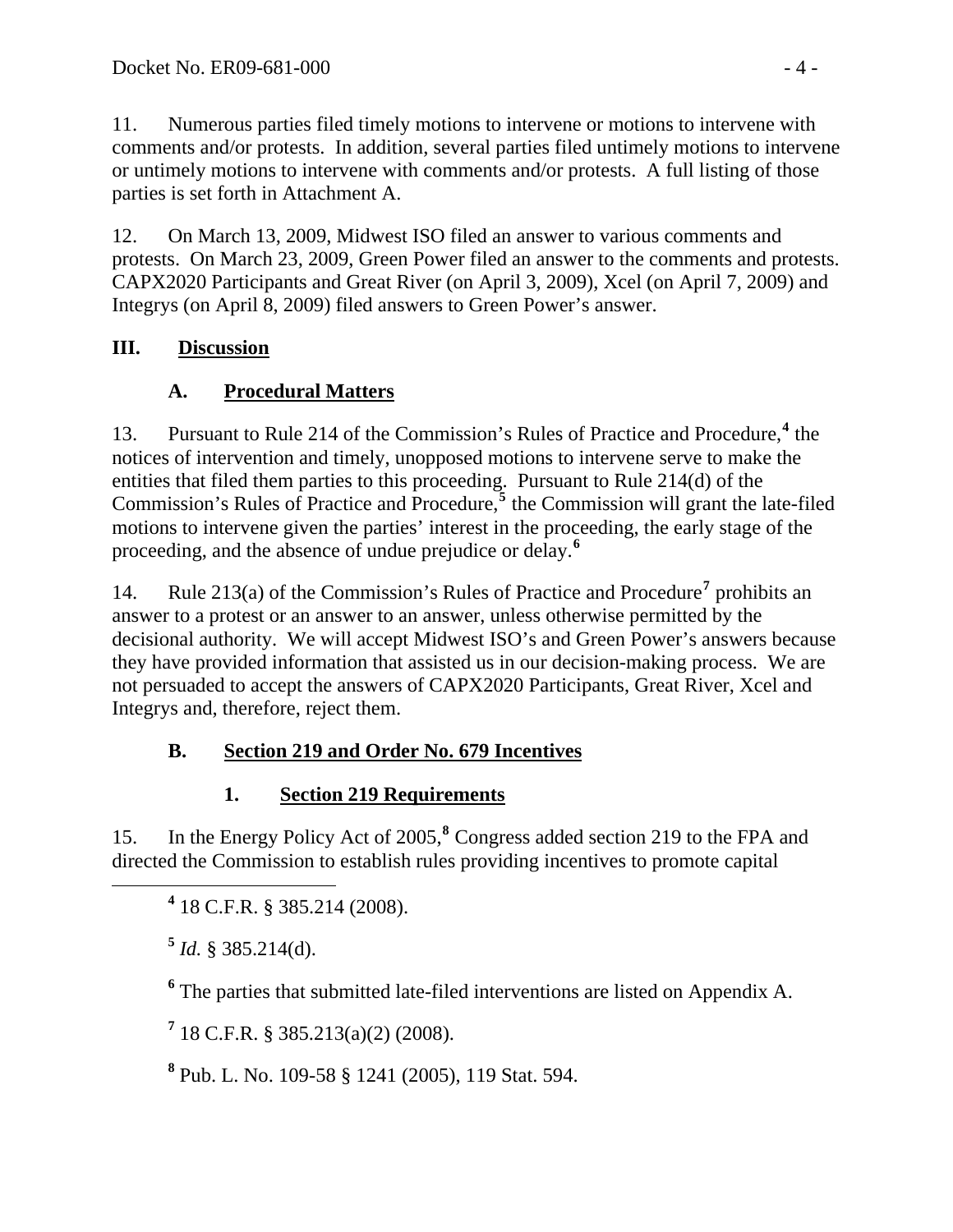11. Numerous parties filed timely motions to intervene or motions to intervene with comments and/or protests. In addition, several parties filed untimely motions to intervene or untimely motions to intervene with comments and/or protests. A full listing of those parties is set forth in Attachment A.

12. On March 13, 2009, Midwest ISO filed an answer to various comments and protests. On March 23, 2009, Green Power filed an answer to the comments and protests. CAPX2020 Participants and Great River (on April 3, 2009), Xcel (on April 7, 2009) and Integrys (on April 8, 2009) filed answers to Green Power's answer.

## III. Discussion

### A. Procedural Matters

13. Pursuant to Rule 214 of the Commission's Rules of Practice and Procedure,[4] the notices of intervention and timely, unopposed motions to intervene serve to make the entities that filed them parties to this proceeding. Pursuant to Rule 214(d) of the Commission's Rules of Practice and Procedure,[5] the Commission will grant the late-filed motions to intervene given the parties' interest in the proceeding, the early stage of the proceeding, and the absence of undue prejudice or delay.[6]

14. Rule 213(a) of the Commission's Rules of Practice and Procedure[7] prohibits an answer to a protest or an answer to an answer, unless otherwise permitted by the decisional authority. We will accept Midwest ISO's and Green Power's answers because they have provided information that assisted us in our decision-making process. We are not persuaded to accept the answers of CAPX2020 Participants, Great River, Xcel and Integrys and, therefore, reject them.

### B. Section 219 and Order No. 679 Incentives

#### 1. Section 219 Requirements

15. In the Energy Policy Act of 2005,[8] Congress added section 219 to the FPA and directed the Commission to establish rules providing incentives to promote capital

[4] 18 C.F.R. § 385.214 (2008).

[5] *Id.* § 385.214(d).

[6] The parties that submitted late-filed interventions are listed on Appendix A.

[7] 18 C.F.R. § 385.213(a)(2) (2008).

[8] Pub. L. No. 109-58 § 1241 (2005), 119 Stat. 594.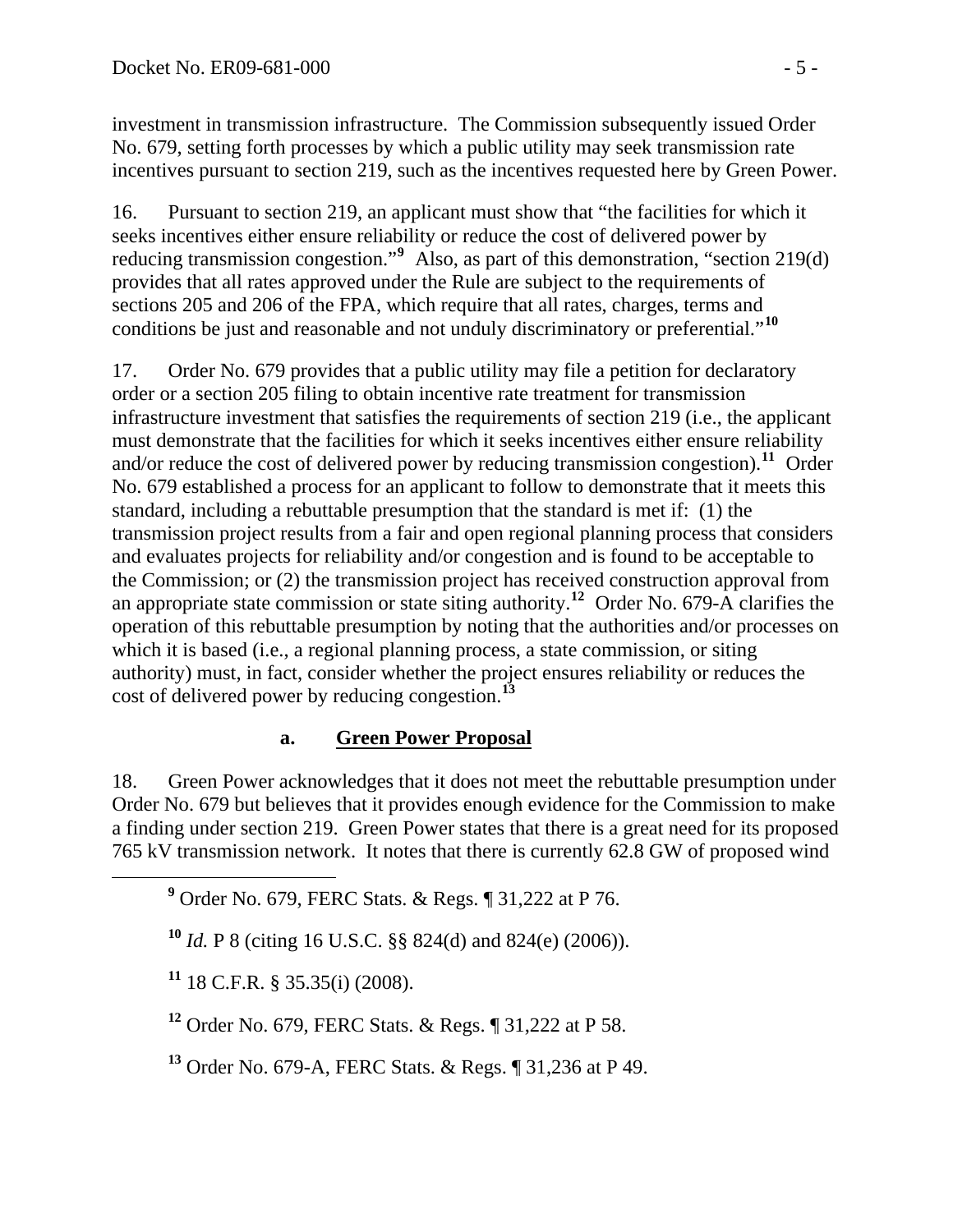investment in transmission infrastructure. The Commission subsequently issued Order No. 679, setting forth processes by which a public utility may seek transmission rate incentives pursuant to section 219, such as the incentives requested here by Green Power.

16. Pursuant to section 219, an applicant must show that "the facilities for which it seeks incentives either ensure reliability or reduce the cost of delivered power by reducing transmission congestion."[9] Also, as part of this demonstration, "section 219(d) provides that all rates approved under the Rule are subject to the requirements of sections 205 and 206 of the FPA, which require that all rates, charges, terms and conditions be just and reasonable and not unduly discriminatory or preferential."[10]

17. Order No. 679 provides that a public utility may file a petition for declaratory order or a section 205 filing to obtain incentive rate treatment for transmission infrastructure investment that satisfies the requirements of section 219 (i.e., the applicant must demonstrate that the facilities for which it seeks incentives either ensure reliability and/or reduce the cost of delivered power by reducing transmission congestion).[11] Order No. 679 established a process for an applicant to follow to demonstrate that it meets this standard, including a rebuttable presumption that the standard is met if: (1) the transmission project results from a fair and open regional planning process that considers and evaluates projects for reliability and/or congestion and is found to be acceptable to the Commission; or (2) the transmission project has received construction approval from an appropriate state commission or state siting authority.[12] Order No. 679-A clarifies the operation of this rebuttable presumption by noting that the authorities and/or processes on which it is based (i.e., a regional planning process, a state commission, or siting authority) must, in fact, consider whether the project ensures reliability or reduces the cost of delivered power by reducing congestion.[13]

### a. <u>Green Power Proposal</u>

18. Green Power acknowledges that it does not meet the rebuttable presumption under Order No. 679 but believes that it provides enough evidence for the Commission to make a finding under section 219. Green Power states that there is a great need for its proposed 765 kV transmission network. It notes that there is currently 62.8 GW of proposed wind

---

[9] Order No. 679, FERC Stats. & Regs. ¶ 31,222 at P 76.

[10] *Id.* P 8 (citing 16 U.S.C. §§ 824(d) and 824(e) (2006)).

[11] 18 C.F.R. § 35.35(i) (2008).

[12] Order No. 679, FERC Stats. & Regs. ¶ 31,222 at P 58.

[13] Order No. 679-A, FERC Stats. & Regs. ¶ 31,236 at P 49.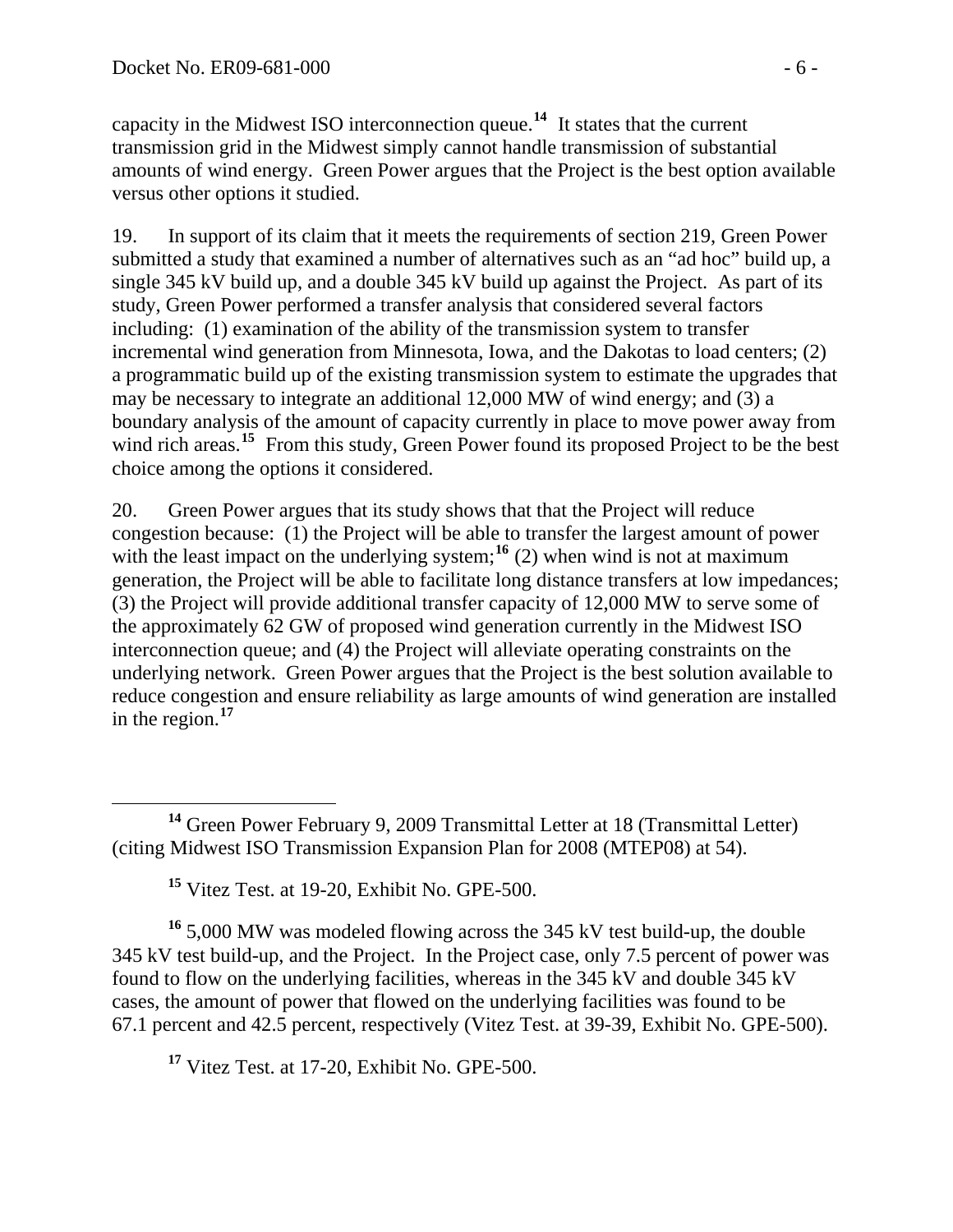capacity in the Midwest ISO interconnection queue.[14] It states that the current transmission grid in the Midwest simply cannot handle transmission of substantial amounts of wind energy. Green Power argues that the Project is the best option available versus other options it studied.

19. In support of its claim that it meets the requirements of section 219, Green Power submitted a study that examined a number of alternatives such as an "ad hoc" build up, a single 345 kV build up, and a double 345 kV build up against the Project. As part of its study, Green Power performed a transfer analysis that considered several factors including: (1) examination of the ability of the transmission system to transfer incremental wind generation from Minnesota, Iowa, and the Dakotas to load centers; (2) a programmatic build up of the existing transmission system to estimate the upgrades that may be necessary to integrate an additional 12,000 MW of wind energy; and (3) a boundary analysis of the amount of capacity currently in place to move power away from wind rich areas.[15] From this study, Green Power found its proposed Project to be the best choice among the options it considered.

20. Green Power argues that its study shows that that the Project will reduce congestion because: (1) the Project will be able to transfer the largest amount of power with the least impact on the underlying system;[16] (2) when wind is not at maximum generation, the Project will be able to facilitate long distance transfers at low impedances; (3) the Project will provide additional transfer capacity of 12,000 MW to serve some of the approximately 62 GW of proposed wind generation currently in the Midwest ISO interconnection queue; and (4) the Project will alleviate operating constraints on the underlying network. Green Power argues that the Project is the best solution available to reduce congestion and ensure reliability as large amounts of wind generation are installed in the region.[17]

---

[14] Green Power February 9, 2009 Transmittal Letter at 18 (Transmittal Letter) (citing Midwest ISO Transmission Expansion Plan for 2008 (MTEP08) at 54).

[15] Vitez Test. at 19-20, Exhibit No. GPE-500.

[16] 5,000 MW was modeled flowing across the 345 kV test build-up, the double 345 kV test build-up, and the Project. In the Project case, only 7.5 percent of power was found to flow on the underlying facilities, whereas in the 345 kV and double 345 kV cases, the amount of power that flowed on the underlying facilities was found to be 67.1 percent and 42.5 percent, respectively (Vitez Test. at 39-39, Exhibit No. GPE-500).

[17] Vitez Test. at 17-20, Exhibit No. GPE-500.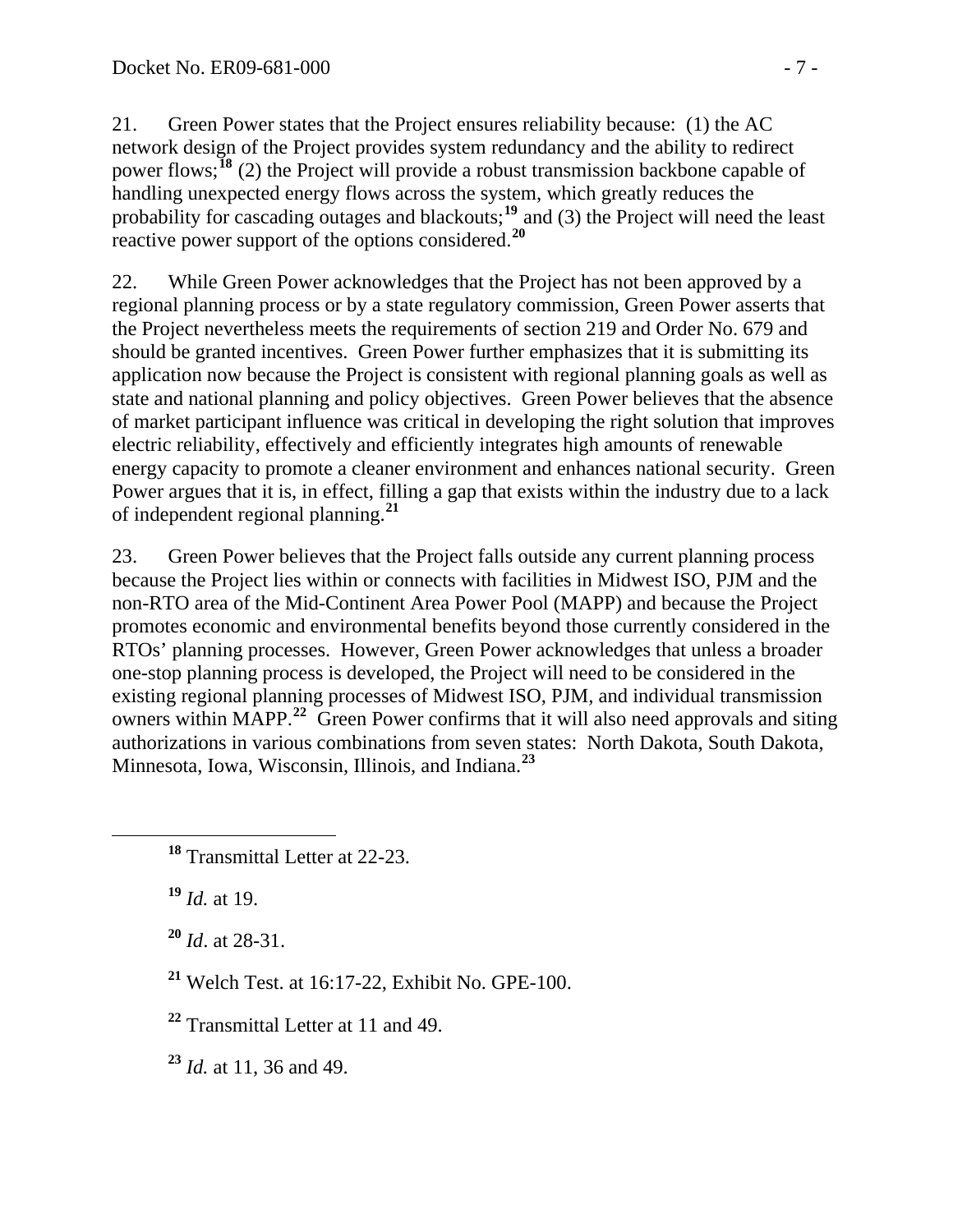21. Green Power states that the Project ensures reliability because: (1) the AC network design of the Project provides system redundancy and the ability to redirect power flows;[18] (2) the Project will provide a robust transmission backbone capable of handling unexpected energy flows across the system, which greatly reduces the probability for cascading outages and blackouts;[19] and (3) the Project will need the least reactive power support of the options considered.[20]

22. While Green Power acknowledges that the Project has not been approved by a regional planning process or by a state regulatory commission, Green Power asserts that the Project nevertheless meets the requirements of section 219 and Order No. 679 and should be granted incentives. Green Power further emphasizes that it is submitting its application now because the Project is consistent with regional planning goals as well as state and national planning and policy objectives. Green Power believes that the absence of market participant influence was critical in developing the right solution that improves electric reliability, effectively and efficiently integrates high amounts of renewable energy capacity to promote a cleaner environment and enhances national security. Green Power argues that it is, in effect, filling a gap that exists within the industry due to a lack of independent regional planning.[21]

23. Green Power believes that the Project falls outside any current planning process because the Project lies within or connects with facilities in Midwest ISO, PJM and the non-RTO area of the Mid-Continent Area Power Pool (MAPP) and because the Project promotes economic and environmental benefits beyond those currently considered in the RTOs' planning processes. However, Green Power acknowledges that unless a broader one-stop planning process is developed, the Project will need to be considered in the existing regional planning processes of Midwest ISO, PJM, and individual transmission owners within MAPP.[22] Green Power confirms that it will also need approvals and siting authorizations in various combinations from seven states: North Dakota, South Dakota, Minnesota, Iowa, Wisconsin, Illinois, and Indiana.[23]

---

[18] Transmittal Letter at 22-23.

[19] *Id.* at 19.

[20] *Id*. at 28-31.

[21] Welch Test. at 16:17-22, Exhibit No. GPE-100.

[22] Transmittal Letter at 11 and 49.

[23] *Id.* at 11, 36 and 49.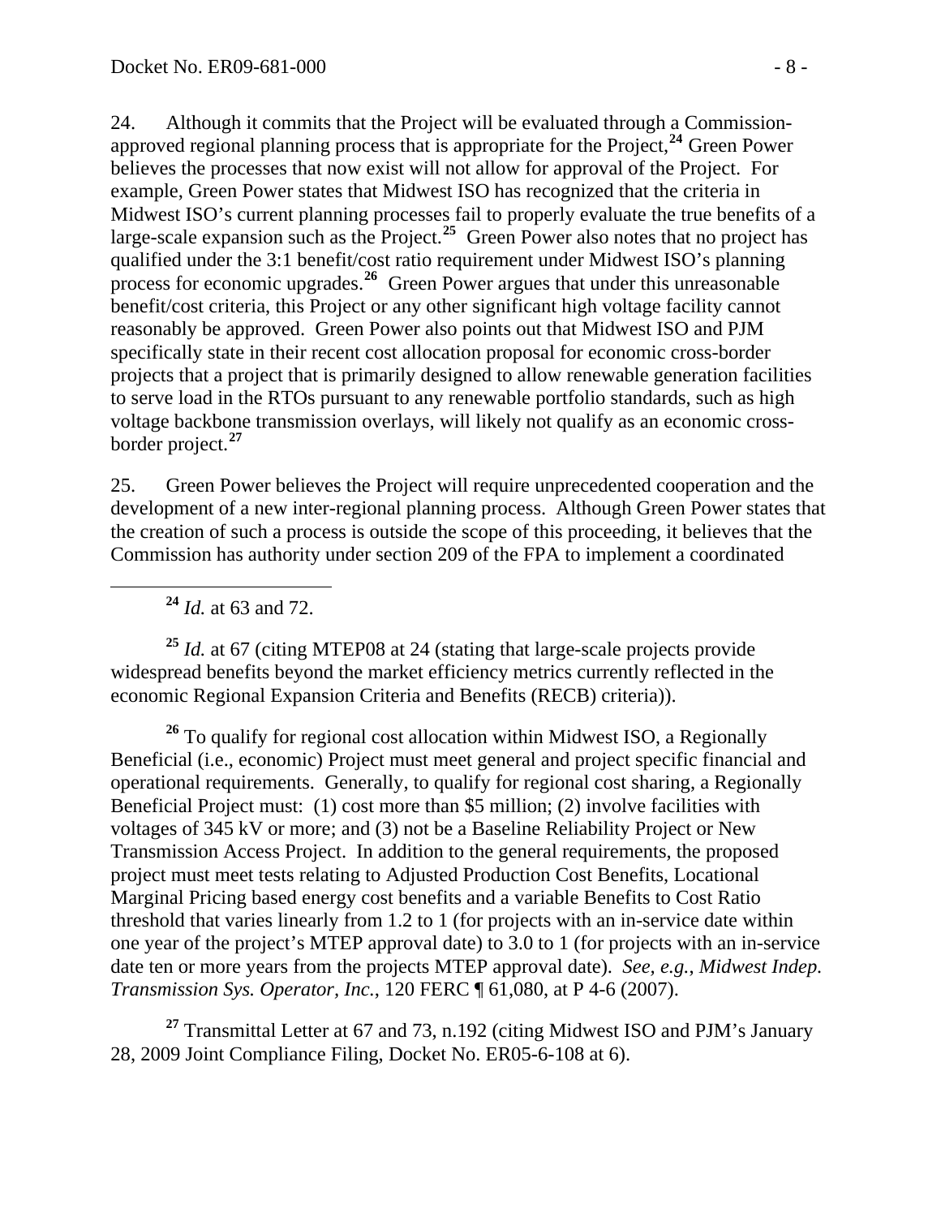24. Although it commits that the Project will be evaluated through a Commission-approved regional planning process that is appropriate for the Project,[24] Green Power believes the processes that now exist will not allow for approval of the Project. For example, Green Power states that Midwest ISO has recognized that the criteria in Midwest ISO's current planning processes fail to properly evaluate the true benefits of a large-scale expansion such as the Project.[25] Green Power also notes that no project has qualified under the 3:1 benefit/cost ratio requirement under Midwest ISO's planning process for economic upgrades.[26] Green Power argues that under this unreasonable benefit/cost criteria, this Project or any other significant high voltage facility cannot reasonably be approved. Green Power also points out that Midwest ISO and PJM specifically state in their recent cost allocation proposal for economic cross-border projects that a project that is primarily designed to allow renewable generation facilities to serve load in the RTOs pursuant to any renewable portfolio standards, such as high voltage backbone transmission overlays, will likely not qualify as an economic cross-border project.[27]

25. Green Power believes the Project will require unprecedented cooperation and the development of a new inter-regional planning process. Although Green Power states that the creation of such a process is outside the scope of this proceeding, it believes that the Commission has authority under section 209 of the FPA to implement a coordinated

[24] *Id.* at 63 and 72.

[25] *Id.* at 67 (citing MTEP08 at 24 (stating that large-scale projects provide widespread benefits beyond the market efficiency metrics currently reflected in the economic Regional Expansion Criteria and Benefits (RECB) criteria)).

[26] To qualify for regional cost allocation within Midwest ISO, a Regionally Beneficial (i.e., economic) Project must meet general and project specific financial and operational requirements. Generally, to qualify for regional cost sharing, a Regionally Beneficial Project must: (1) cost more than $5 million; (2) involve facilities with voltages of 345 kV or more; and (3) not be a Baseline Reliability Project or New Transmission Access Project. In addition to the general requirements, the proposed project must meet tests relating to Adjusted Production Cost Benefits, Locational Marginal Pricing based energy cost benefits and a variable Benefits to Cost Ratio threshold that varies linearly from 1.2 to 1 (for projects with an in-service date within one year of the project's MTEP approval date) to 3.0 to 1 (for projects with an in-service date ten or more years from the projects MTEP approval date). *See, e.g., Midwest Indep. Transmission Sys. Operator, Inc.*, 120 FERC ¶ 61,080, at P 4-6 (2007).

[27] Transmittal Letter at 67 and 73, n.192 (citing Midwest ISO and PJM's January 28, 2009 Joint Compliance Filing, Docket No. ER05-6-108 at 6).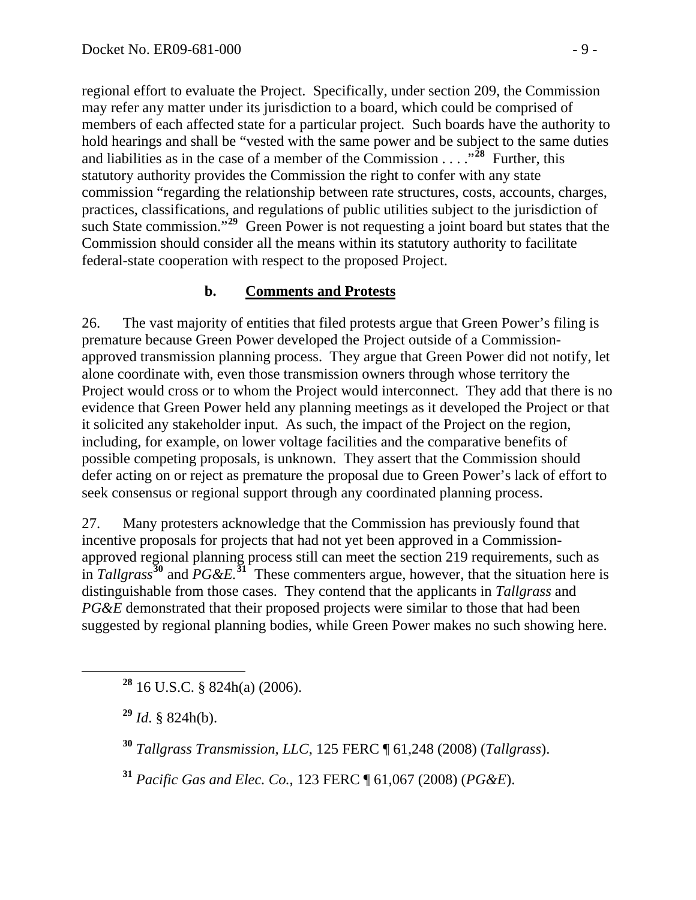regional effort to evaluate the Project. Specifically, under section 209, the Commission may refer any matter under its jurisdiction to a board, which could be comprised of members of each affected state for a particular project. Such boards have the authority to hold hearings and shall be "vested with the same power and be subject to the same duties and liabilities as in the case of a member of the Commission . . . ."[28] Further, this statutory authority provides the Commission the right to confer with any state commission "regarding the relationship between rate structures, costs, accounts, charges, practices, classifications, and regulations of public utilities subject to the jurisdiction of such State commission."[29] Green Power is not requesting a joint board but states that the Commission should consider all the means within its statutory authority to facilitate federal-state cooperation with respect to the proposed Project.

### b. **Comments and Protests**

26. The vast majority of entities that filed protests argue that Green Power's filing is premature because Green Power developed the Project outside of a Commission-approved transmission planning process. They argue that Green Power did not notify, let alone coordinate with, even those transmission owners through whose territory the Project would cross or to whom the Project would interconnect. They add that there is no evidence that Green Power held any planning meetings as it developed the Project or that it solicited any stakeholder input. As such, the impact of the Project on the region, including, for example, on lower voltage facilities and the comparative benefits of possible competing proposals, is unknown. They assert that the Commission should defer acting on or reject as premature the proposal due to Green Power's lack of effort to seek consensus or regional support through any coordinated planning process.

27. Many protesters acknowledge that the Commission has previously found that incentive proposals for projects that had not yet been approved in a Commission-approved regional planning process still can meet the section 219 requirements, such as in *Tallgrass*[30] and *PG&E*.[31] These commenters argue, however, that the situation here is distinguishable from those cases. They contend that the applicants in *Tallgrass* and *PG&E* demonstrated that their proposed projects were similar to those that had been suggested by regional planning bodies, while Green Power makes no such showing here.

---

[28] 16 U.S.C. § 824h(a) (2006).

[29] *Id*. § 824h(b).

[30] *Tallgrass Transmission, LLC*, 125 FERC ¶ 61,248 (2008) (*Tallgrass*).

[31] *Pacific Gas and Elec. Co.*, 123 FERC ¶ 61,067 (2008) (*PG&E*).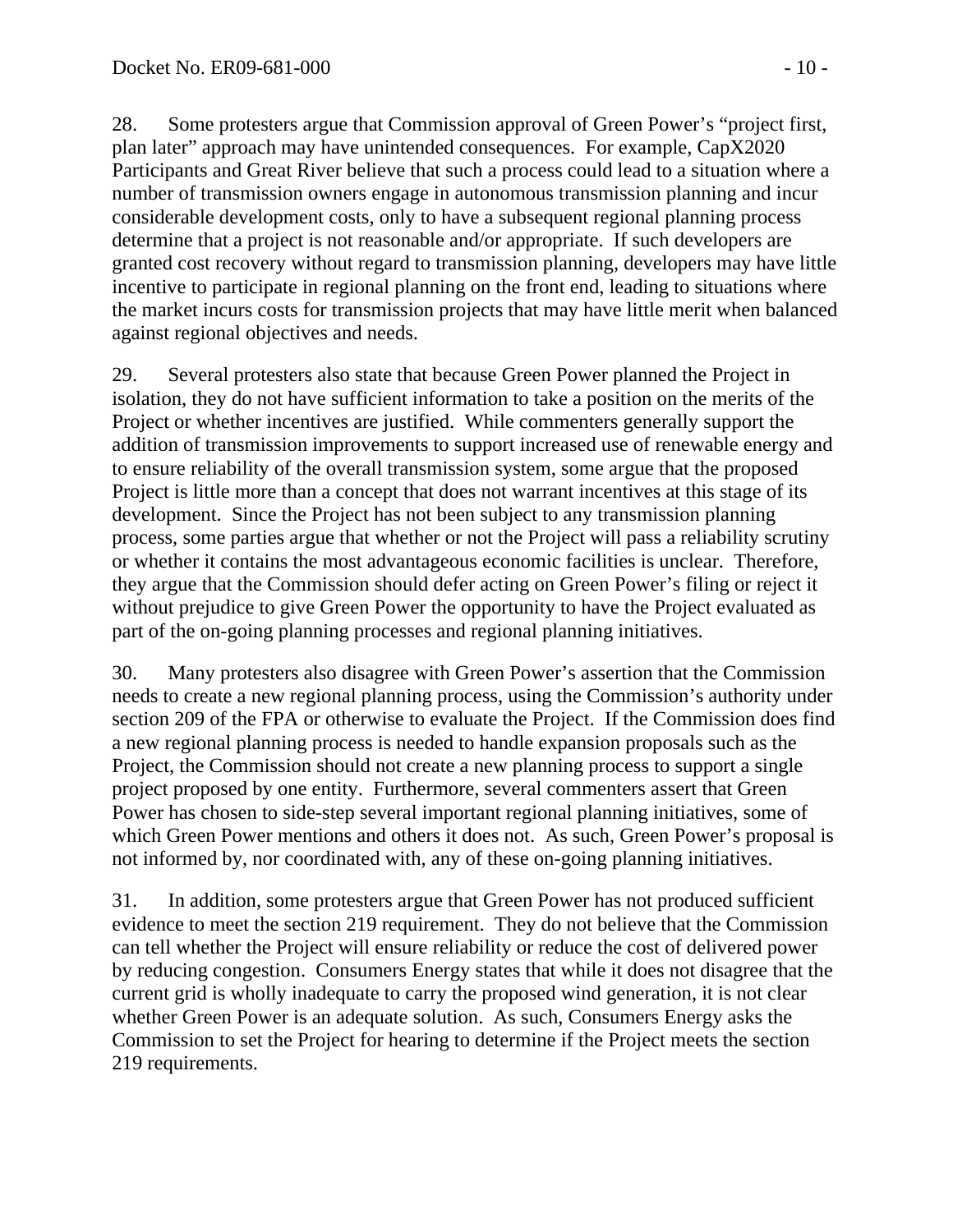28. Some protesters argue that Commission approval of Green Power's "project first, plan later" approach may have unintended consequences. For example, CapX2020 Participants and Great River believe that such a process could lead to a situation where a number of transmission owners engage in autonomous transmission planning and incur considerable development costs, only to have a subsequent regional planning process determine that a project is not reasonable and/or appropriate. If such developers are granted cost recovery without regard to transmission planning, developers may have little incentive to participate in regional planning on the front end, leading to situations where the market incurs costs for transmission projects that may have little merit when balanced against regional objectives and needs.

29. Several protesters also state that because Green Power planned the Project in isolation, they do not have sufficient information to take a position on the merits of the Project or whether incentives are justified. While commenters generally support the addition of transmission improvements to support increased use of renewable energy and to ensure reliability of the overall transmission system, some argue that the proposed Project is little more than a concept that does not warrant incentives at this stage of its development. Since the Project has not been subject to any transmission planning process, some parties argue that whether or not the Project will pass a reliability scrutiny or whether it contains the most advantageous economic facilities is unclear. Therefore, they argue that the Commission should defer acting on Green Power's filing or reject it without prejudice to give Green Power the opportunity to have the Project evaluated as part of the on-going planning processes and regional planning initiatives.

30. Many protesters also disagree with Green Power's assertion that the Commission needs to create a new regional planning process, using the Commission's authority under section 209 of the FPA or otherwise to evaluate the Project. If the Commission does find a new regional planning process is needed to handle expansion proposals such as the Project, the Commission should not create a new planning process to support a single project proposed by one entity. Furthermore, several commenters assert that Green Power has chosen to side-step several important regional planning initiatives, some of which Green Power mentions and others it does not. As such, Green Power's proposal is not informed by, nor coordinated with, any of these on-going planning initiatives.

31. In addition, some protesters argue that Green Power has not produced sufficient evidence to meet the section 219 requirement. They do not believe that the Commission can tell whether the Project will ensure reliability or reduce the cost of delivered power by reducing congestion. Consumers Energy states that while it does not disagree that the current grid is wholly inadequate to carry the proposed wind generation, it is not clear whether Green Power is an adequate solution. As such, Consumers Energy asks the Commission to set the Project for hearing to determine if the Project meets the section 219 requirements.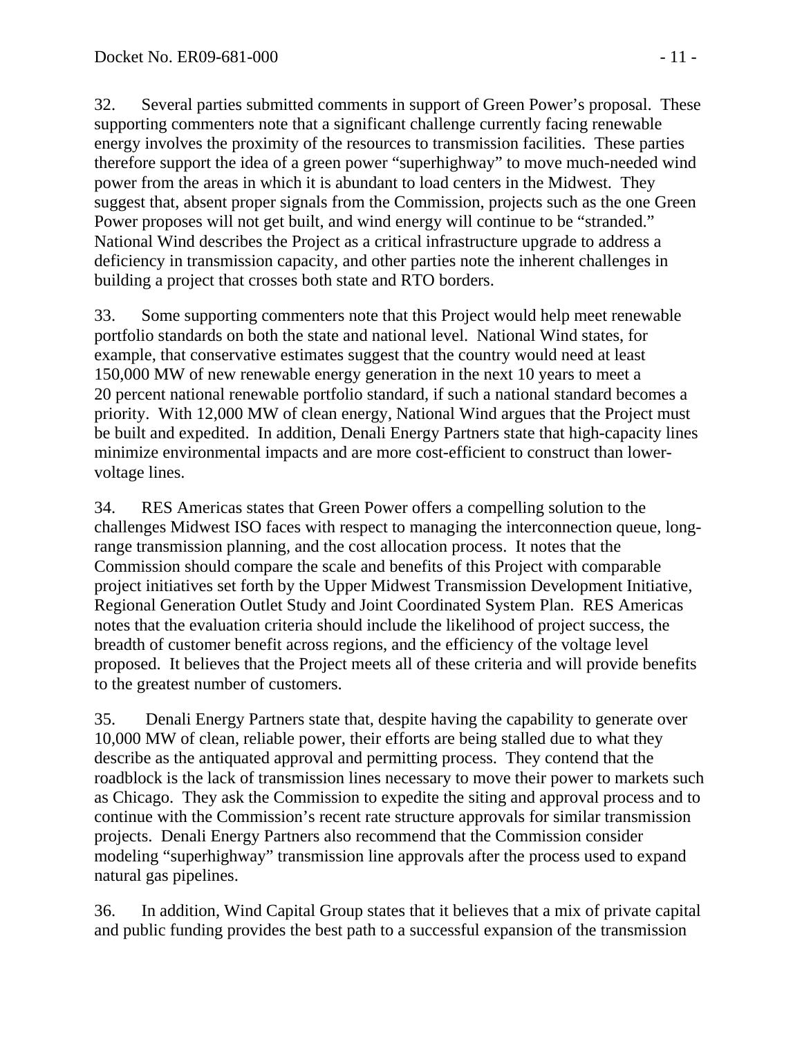32. Several parties submitted comments in support of Green Power's proposal. These supporting commenters note that a significant challenge currently facing renewable energy involves the proximity of the resources to transmission facilities. These parties therefore support the idea of a green power "superhighway" to move much-needed wind power from the areas in which it is abundant to load centers in the Midwest. They suggest that, absent proper signals from the Commission, projects such as the one Green Power proposes will not get built, and wind energy will continue to be "stranded." National Wind describes the Project as a critical infrastructure upgrade to address a deficiency in transmission capacity, and other parties note the inherent challenges in building a project that crosses both state and RTO borders.

33. Some supporting commenters note that this Project would help meet renewable portfolio standards on both the state and national level. National Wind states, for example, that conservative estimates suggest that the country would need at least 150,000 MW of new renewable energy generation in the next 10 years to meet a 20 percent national renewable portfolio standard, if such a national standard becomes a priority. With 12,000 MW of clean energy, National Wind argues that the Project must be built and expedited. In addition, Denali Energy Partners state that high-capacity lines minimize environmental impacts and are more cost-efficient to construct than lower-voltage lines.

34. RES Americas states that Green Power offers a compelling solution to the challenges Midwest ISO faces with respect to managing the interconnection queue, long-range transmission planning, and the cost allocation process. It notes that the Commission should compare the scale and benefits of this Project with comparable project initiatives set forth by the Upper Midwest Transmission Development Initiative, Regional Generation Outlet Study and Joint Coordinated System Plan. RES Americas notes that the evaluation criteria should include the likelihood of project success, the breadth of customer benefit across regions, and the efficiency of the voltage level proposed. It believes that the Project meets all of these criteria and will provide benefits to the greatest number of customers.

35. Denali Energy Partners state that, despite having the capability to generate over 10,000 MW of clean, reliable power, their efforts are being stalled due to what they describe as the antiquated approval and permitting process. They contend that the roadblock is the lack of transmission lines necessary to move their power to markets such as Chicago. They ask the Commission to expedite the siting and approval process and to continue with the Commission's recent rate structure approvals for similar transmission projects. Denali Energy Partners also recommend that the Commission consider modeling "superhighway" transmission line approvals after the process used to expand natural gas pipelines.

36. In addition, Wind Capital Group states that it believes that a mix of private capital and public funding provides the best path to a successful expansion of the transmission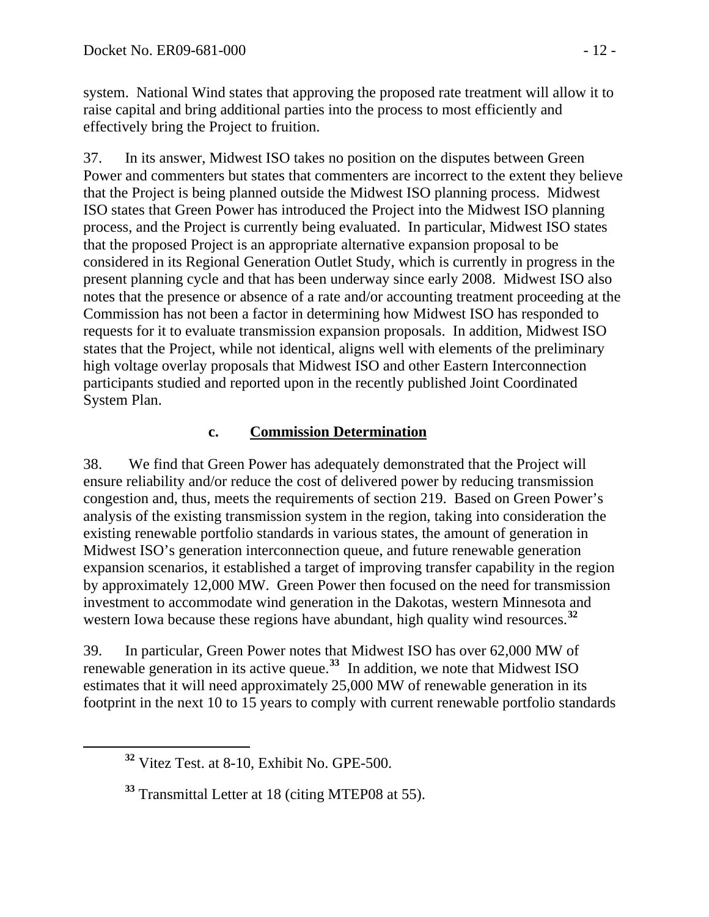system. National Wind states that approving the proposed rate treatment will allow it to raise capital and bring additional parties into the process to most efficiently and effectively bring the Project to fruition.

37. In its answer, Midwest ISO takes no position on the disputes between Green Power and commenters but states that commenters are incorrect to the extent they believe that the Project is being planned outside the Midwest ISO planning process. Midwest ISO states that Green Power has introduced the Project into the Midwest ISO planning process, and the Project is currently being evaluated. In particular, Midwest ISO states that the proposed Project is an appropriate alternative expansion proposal to be considered in its Regional Generation Outlet Study, which is currently in progress in the present planning cycle and that has been underway since early 2008. Midwest ISO also notes that the presence or absence of a rate and/or accounting treatment proceeding at the Commission has not been a factor in determining how Midwest ISO has responded to requests for it to evaluate transmission expansion proposals. In addition, Midwest ISO states that the Project, while not identical, aligns well with elements of the preliminary high voltage overlay proposals that Midwest ISO and other Eastern Interconnection participants studied and reported upon in the recently published Joint Coordinated System Plan.

### c. Commission Determination

38. We find that Green Power has adequately demonstrated that the Project will ensure reliability and/or reduce the cost of delivered power by reducing transmission congestion and, thus, meets the requirements of section 219. Based on Green Power's analysis of the existing transmission system in the region, taking into consideration the existing renewable portfolio standards in various states, the amount of generation in Midwest ISO's generation interconnection queue, and future renewable generation expansion scenarios, it established a target of improving transfer capability in the region by approximately 12,000 MW. Green Power then focused on the need for transmission investment to accommodate wind generation in the Dakotas, western Minnesota and western Iowa because these regions have abundant, high quality wind resources.[32]

39. In particular, Green Power notes that Midwest ISO has over 62,000 MW of renewable generation in its active queue.[33] In addition, we note that Midwest ISO estimates that it will need approximately 25,000 MW of renewable generation in its footprint in the next 10 to 15 years to comply with current renewable portfolio standards

---

[32] Vitez Test. at 8-10, Exhibit No. GPE-500.

[33] Transmittal Letter at 18 (citing MTEP08 at 55).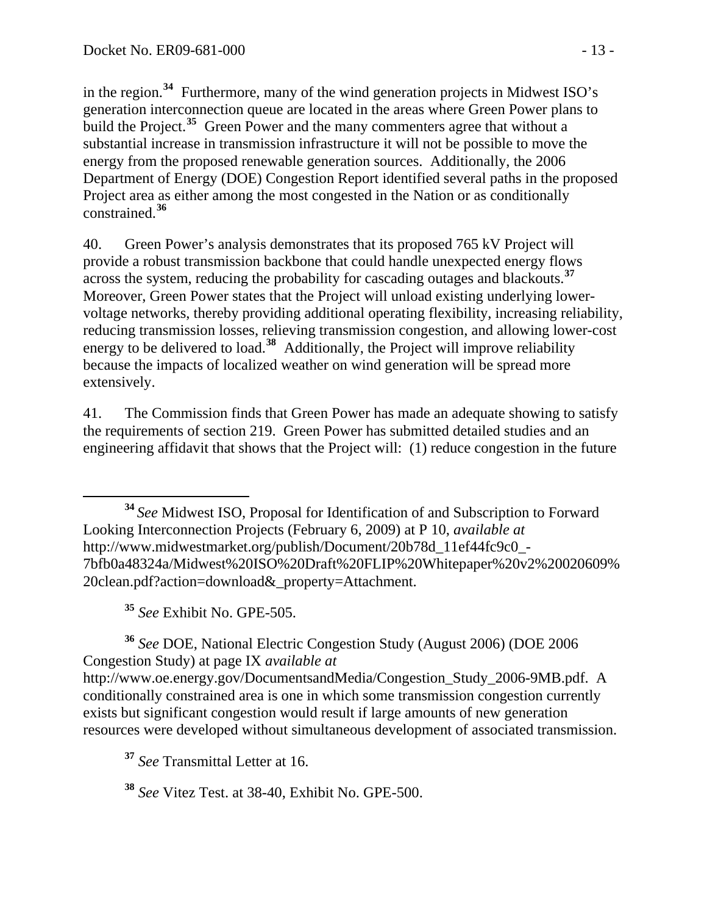in the region.[34] Furthermore, many of the wind generation projects in Midwest ISO's generation interconnection queue are located in the areas where Green Power plans to build the Project.[35] Green Power and the many commenters agree that without a substantial increase in transmission infrastructure it will not be possible to move the energy from the proposed renewable generation sources. Additionally, the 2006 Department of Energy (DOE) Congestion Report identified several paths in the proposed Project area as either among the most congested in the Nation or as conditionally constrained.[36]

40. Green Power's analysis demonstrates that its proposed 765 kV Project will provide a robust transmission backbone that could handle unexpected energy flows across the system, reducing the probability for cascading outages and blackouts.[37] Moreover, Green Power states that the Project will unload existing underlying lower-voltage networks, thereby providing additional operating flexibility, increasing reliability, reducing transmission losses, relieving transmission congestion, and allowing lower-cost energy to be delivered to load.[38] Additionally, the Project will improve reliability because the impacts of localized weather on wind generation will be spread more extensively.

41. The Commission finds that Green Power has made an adequate showing to satisfy the requirements of section 219. Green Power has submitted detailed studies and an engineering affidavit that shows that the Project will: (1) reduce congestion in the future

---

[34] *See* Midwest ISO, Proposal for Identification of and Subscription to Forward Looking Interconnection Projects (February 6, 2009) at P 10, *available at* http://www.midwestmarket.org/publish/Document/20b78d_11ef44fc9c0_-7bfb0a48324a/Midwest%20ISO%20Draft%20FLIP%20Whitepaper%20v2%20020609%20clean.pdf?action=download&_property=Attachment.

[35] *See* Exhibit No. GPE-505.

[36] *See* DOE, National Electric Congestion Study (August 2006) (DOE 2006 Congestion Study) at page IX *available at* http://www.oe.energy.gov/DocumentsandMedia/Congestion_Study_2006-9MB.pdf. A conditionally constrained area is one in which some transmission congestion currently exists but significant congestion would result if large amounts of new generation resources were developed without simultaneous development of associated transmission.

[37] *See* Transmittal Letter at 16.

[38] *See* Vitez Test. at 38-40, Exhibit No. GPE-500.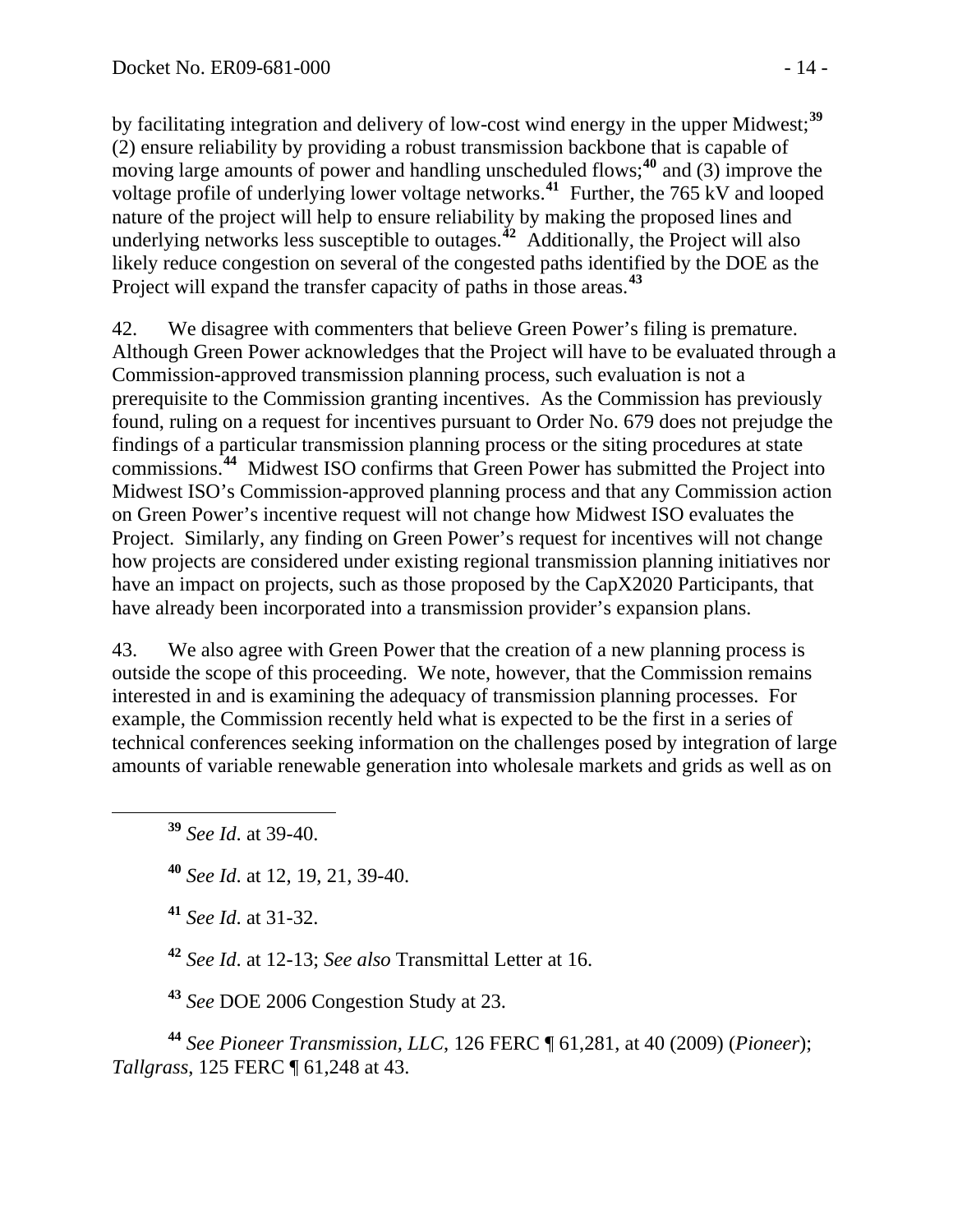by facilitating integration and delivery of low-cost wind energy in the upper Midwest;[39] (2) ensure reliability by providing a robust transmission backbone that is capable of moving large amounts of power and handling unscheduled flows;[40] and (3) improve the voltage profile of underlying lower voltage networks.[41] Further, the 765 kV and looped nature of the project will help to ensure reliability by making the proposed lines and underlying networks less susceptible to outages.[42] Additionally, the Project will also likely reduce congestion on several of the congested paths identified by the DOE as the Project will expand the transfer capacity of paths in those areas.[43]

42. We disagree with commenters that believe Green Power's filing is premature. Although Green Power acknowledges that the Project will have to be evaluated through a Commission-approved transmission planning process, such evaluation is not a prerequisite to the Commission granting incentives. As the Commission has previously found, ruling on a request for incentives pursuant to Order No. 679 does not prejudge the findings of a particular transmission planning process or the siting procedures at state commissions.[44] Midwest ISO confirms that Green Power has submitted the Project into Midwest ISO's Commission-approved planning process and that any Commission action on Green Power's incentive request will not change how Midwest ISO evaluates the Project. Similarly, any finding on Green Power's request for incentives will not change how projects are considered under existing regional transmission planning initiatives nor have an impact on projects, such as those proposed by the CapX2020 Participants, that have already been incorporated into a transmission provider's expansion plans.

43. We also agree with Green Power that the creation of a new planning process is outside the scope of this proceeding. We note, however, that the Commission remains interested in and is examining the adequacy of transmission planning processes. For example, the Commission recently held what is expected to be the first in a series of technical conferences seeking information on the challenges posed by integration of large amounts of variable renewable generation into wholesale markets and grids as well as on

---

[39] *See Id*. at 39-40.

[40] *See Id*. at 12, 19, 21, 39-40.

[41] *See Id*. at 31-32.

[42] *See Id*. at 12-13; *See also* Transmittal Letter at 16.

[43] *See* DOE 2006 Congestion Study at 23.

[44] *See Pioneer Transmission, LLC*, 126 FERC ¶ 61,281, at 40 (2009) (*Pioneer*); *Tallgrass*, 125 FERC ¶ 61,248 at 43.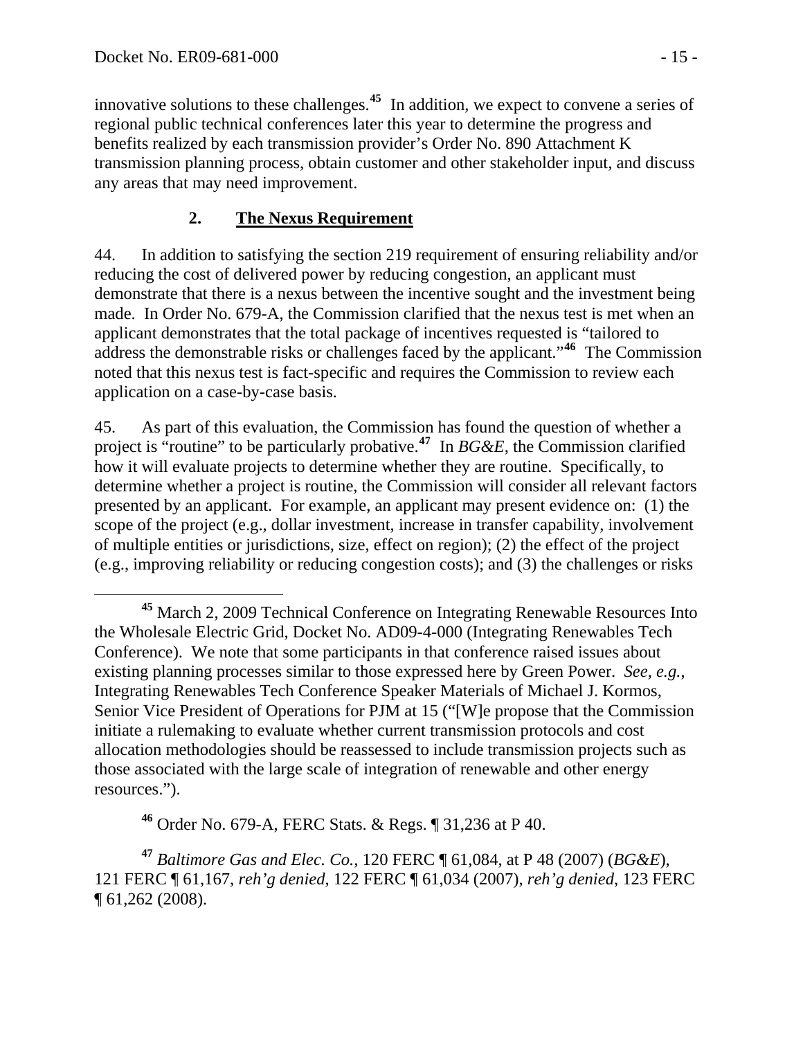innovative solutions to these challenges.[45] In addition, we expect to convene a series of regional public technical conferences later this year to determine the progress and benefits realized by each transmission provider's Order No. 890 Attachment K transmission planning process, obtain customer and other stakeholder input, and discuss any areas that may need improvement.

### 2. **The Nexus Requirement**

44. In addition to satisfying the section 219 requirement of ensuring reliability and/or reducing the cost of delivered power by reducing congestion, an applicant must demonstrate that there is a nexus between the incentive sought and the investment being made. In Order No. 679-A, the Commission clarified that the nexus test is met when an applicant demonstrates that the total package of incentives requested is "tailored to address the demonstrable risks or challenges faced by the applicant."[46] The Commission noted that this nexus test is fact-specific and requires the Commission to review each application on a case-by-case basis.

45. As part of this evaluation, the Commission has found the question of whether a project is "routine" to be particularly probative.[47] In *BG&E*, the Commission clarified how it will evaluate projects to determine whether they are routine. Specifically, to determine whether a project is routine, the Commission will consider all relevant factors presented by an applicant. For example, an applicant may present evidence on: (1) the scope of the project (e.g., dollar investment, increase in transfer capability, involvement of multiple entities or jurisdictions, size, effect on region); (2) the effect of the project (e.g., improving reliability or reducing congestion costs); and (3) the challenges or risks

---

[45] March 2, 2009 Technical Conference on Integrating Renewable Resources Into the Wholesale Electric Grid, Docket No. AD09-4-000 (Integrating Renewables Tech Conference). We note that some participants in that conference raised issues about existing planning processes similar to those expressed here by Green Power. *See, e.g.*, Integrating Renewables Tech Conference Speaker Materials of Michael J. Kormos, Senior Vice President of Operations for PJM at 15 ("[W]e propose that the Commission initiate a rulemaking to evaluate whether current transmission protocols and cost allocation methodologies should be reassessed to include transmission projects such as those associated with the large scale of integration of renewable and other energy resources.").

[46] Order No. 679-A, FERC Stats. & Regs. ¶ 31,236 at P 40.

[47] *Baltimore Gas and Elec. Co.*, 120 FERC ¶ 61,084, at P 48 (2007) (*BG&E*), 121 FERC ¶ 61,167, *reh'g denied*, 122 FERC ¶ 61,034 (2007), *reh'g denied*, 123 FERC ¶ 61,262 (2008).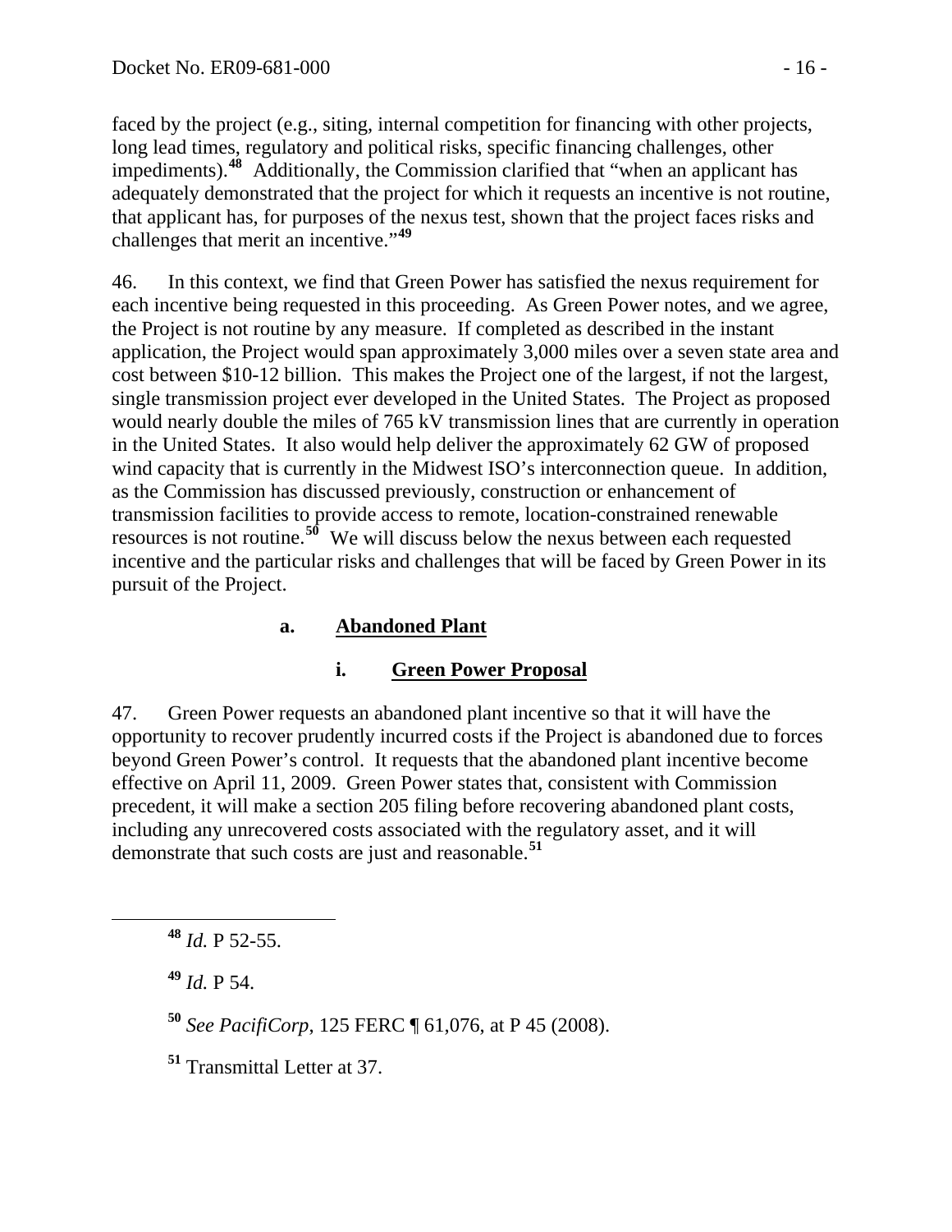faced by the project (e.g., siting, internal competition for financing with other projects, long lead times, regulatory and political risks, specific financing challenges, other impediments).[48] Additionally, the Commission clarified that "when an applicant has adequately demonstrated that the project for which it requests an incentive is not routine, that applicant has, for purposes of the nexus test, shown that the project faces risks and challenges that merit an incentive."[49]

46. In this context, we find that Green Power has satisfied the nexus requirement for each incentive being requested in this proceeding. As Green Power notes, and we agree, the Project is not routine by any measure. If completed as described in the instant application, the Project would span approximately 3,000 miles over a seven state area and cost between $10-12 billion. This makes the Project one of the largest, if not the largest, single transmission project ever developed in the United States. The Project as proposed would nearly double the miles of 765 kV transmission lines that are currently in operation in the United States. It also would help deliver the approximately 62 GW of proposed wind capacity that is currently in the Midwest ISO's interconnection queue. In addition, as the Commission has discussed previously, construction or enhancement of transmission facilities to provide access to remote, location-constrained renewable resources is not routine.[50] We will discuss below the nexus between each requested incentive and the particular risks and challenges that will be faced by Green Power in its pursuit of the Project.

### a. Abandoned Plant

#### i. Green Power Proposal

47. Green Power requests an abandoned plant incentive so that it will have the opportunity to recover prudently incurred costs if the Project is abandoned due to forces beyond Green Power's control. It requests that the abandoned plant incentive become effective on April 11, 2009. Green Power states that, consistent with Commission precedent, it will make a section 205 filing before recovering abandoned plant costs, including any unrecovered costs associated with the regulatory asset, and it will demonstrate that such costs are just and reasonable.[51]

---

[48] *Id.* P 52-55.

[49] *Id.* P 54.

[50] *See PacifiCorp*, 125 FERC ¶ 61,076, at P 45 (2008).

[51] Transmittal Letter at 37.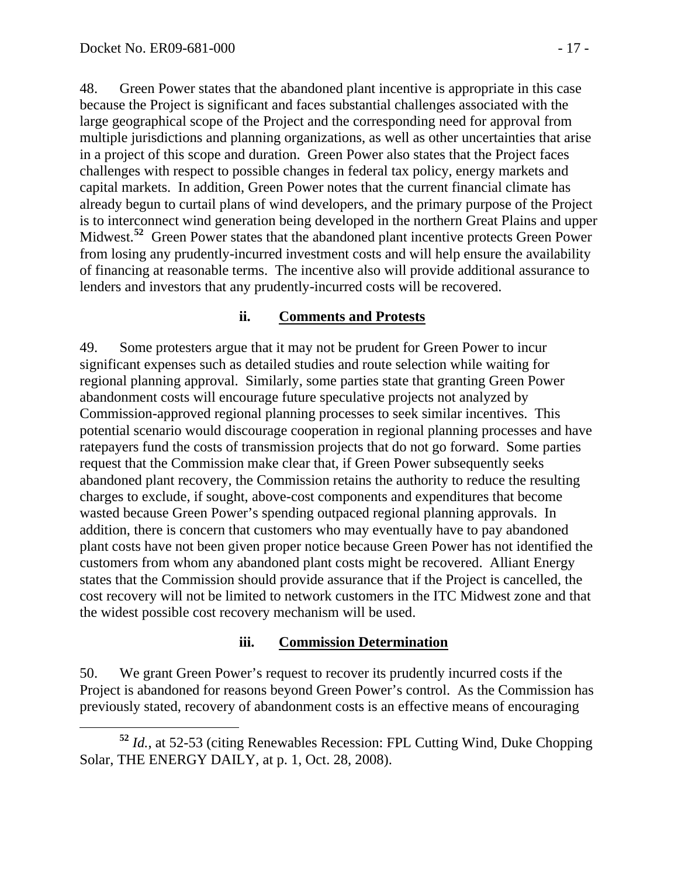48. Green Power states that the abandoned plant incentive is appropriate in this case because the Project is significant and faces substantial challenges associated with the large geographical scope of the Project and the corresponding need for approval from multiple jurisdictions and planning organizations, as well as other uncertainties that arise in a project of this scope and duration. Green Power also states that the Project faces challenges with respect to possible changes in federal tax policy, energy markets and capital markets. In addition, Green Power notes that the current financial climate has already begun to curtail plans of wind developers, and the primary purpose of the Project is to interconnect wind generation being developed in the northern Great Plains and upper Midwest.[52] Green Power states that the abandoned plant incentive protects Green Power from losing any prudently-incurred investment costs and will help ensure the availability of financing at reasonable terms. The incentive also will provide additional assurance to lenders and investors that any prudently-incurred costs will be recovered.

### ii. Comments and Protests

49. Some protesters argue that it may not be prudent for Green Power to incur significant expenses such as detailed studies and route selection while waiting for regional planning approval. Similarly, some parties state that granting Green Power abandonment costs will encourage future speculative projects not analyzed by Commission-approved regional planning processes to seek similar incentives. This potential scenario would discourage cooperation in regional planning processes and have ratepayers fund the costs of transmission projects that do not go forward. Some parties request that the Commission make clear that, if Green Power subsequently seeks abandoned plant recovery, the Commission retains the authority to reduce the resulting charges to exclude, if sought, above-cost components and expenditures that become wasted because Green Power's spending outpaced regional planning approvals. In addition, there is concern that customers who may eventually have to pay abandoned plant costs have not been given proper notice because Green Power has not identified the customers from whom any abandoned plant costs might be recovered. Alliant Energy states that the Commission should provide assurance that if the Project is cancelled, the cost recovery will not be limited to network customers in the ITC Midwest zone and that the widest possible cost recovery mechanism will be used.

### iii. Commission Determination

50. We grant Green Power's request to recover its prudently incurred costs if the Project is abandoned for reasons beyond Green Power's control. As the Commission has previously stated, recovery of abandonment costs is an effective means of encouraging

[52] *Id.*, at 52-53 (citing Renewables Recession: FPL Cutting Wind, Duke Chopping Solar, THE ENERGY DAILY, at p. 1, Oct. 28, 2008).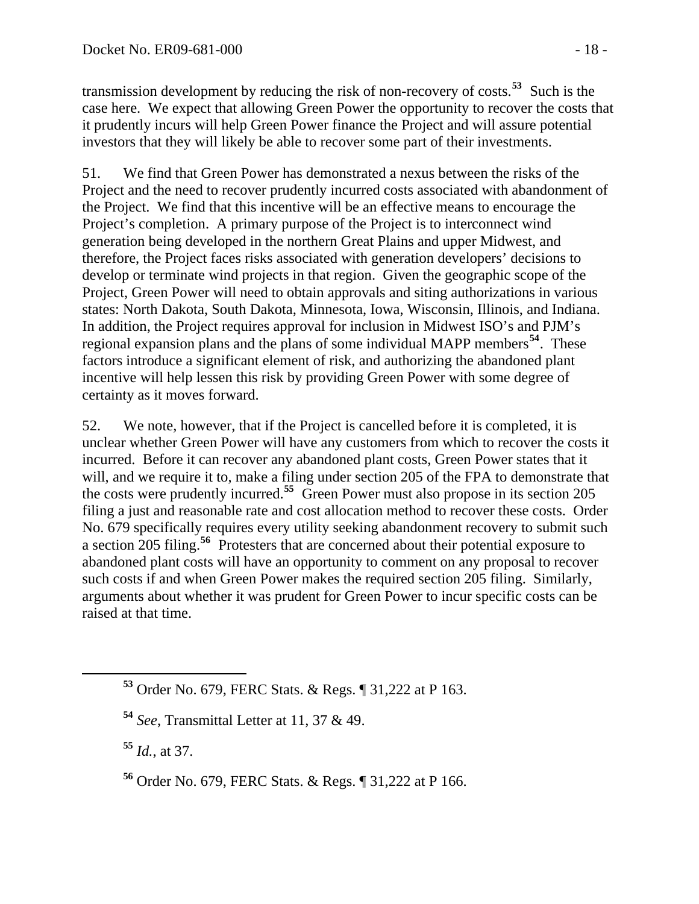transmission development by reducing the risk of non-recovery of costs.[53] Such is the case here. We expect that allowing Green Power the opportunity to recover the costs that it prudently incurs will help Green Power finance the Project and will assure potential investors that they will likely be able to recover some part of their investments.

51. We find that Green Power has demonstrated a nexus between the risks of the Project and the need to recover prudently incurred costs associated with abandonment of the Project. We find that this incentive will be an effective means to encourage the Project's completion. A primary purpose of the Project is to interconnect wind generation being developed in the northern Great Plains and upper Midwest, and therefore, the Project faces risks associated with generation developers' decisions to develop or terminate wind projects in that region. Given the geographic scope of the Project, Green Power will need to obtain approvals and siting authorizations in various states: North Dakota, South Dakota, Minnesota, Iowa, Wisconsin, Illinois, and Indiana. In addition, the Project requires approval for inclusion in Midwest ISO's and PJM's regional expansion plans and the plans of some individual MAPP members[54]. These factors introduce a significant element of risk, and authorizing the abandoned plant incentive will help lessen this risk by providing Green Power with some degree of certainty as it moves forward.

52. We note, however, that if the Project is cancelled before it is completed, it is unclear whether Green Power will have any customers from which to recover the costs it incurred. Before it can recover any abandoned plant costs, Green Power states that it will, and we require it to, make a filing under section 205 of the FPA to demonstrate that the costs were prudently incurred.[55] Green Power must also propose in its section 205 filing a just and reasonable rate and cost allocation method to recover these costs. Order No. 679 specifically requires every utility seeking abandonment recovery to submit such a section 205 filing.[56] Protesters that are concerned about their potential exposure to abandoned plant costs will have an opportunity to comment on any proposal to recover such costs if and when Green Power makes the required section 205 filing. Similarly, arguments about whether it was prudent for Green Power to incur specific costs can be raised at that time.

---

[53] Order No. 679, FERC Stats. & Regs. ¶ 31,222 at P 163.

[54] *See*, Transmittal Letter at 11, 37 & 49.

[55] *Id.*, at 37.

[56] Order No. 679, FERC Stats. & Regs. ¶ 31,222 at P 166.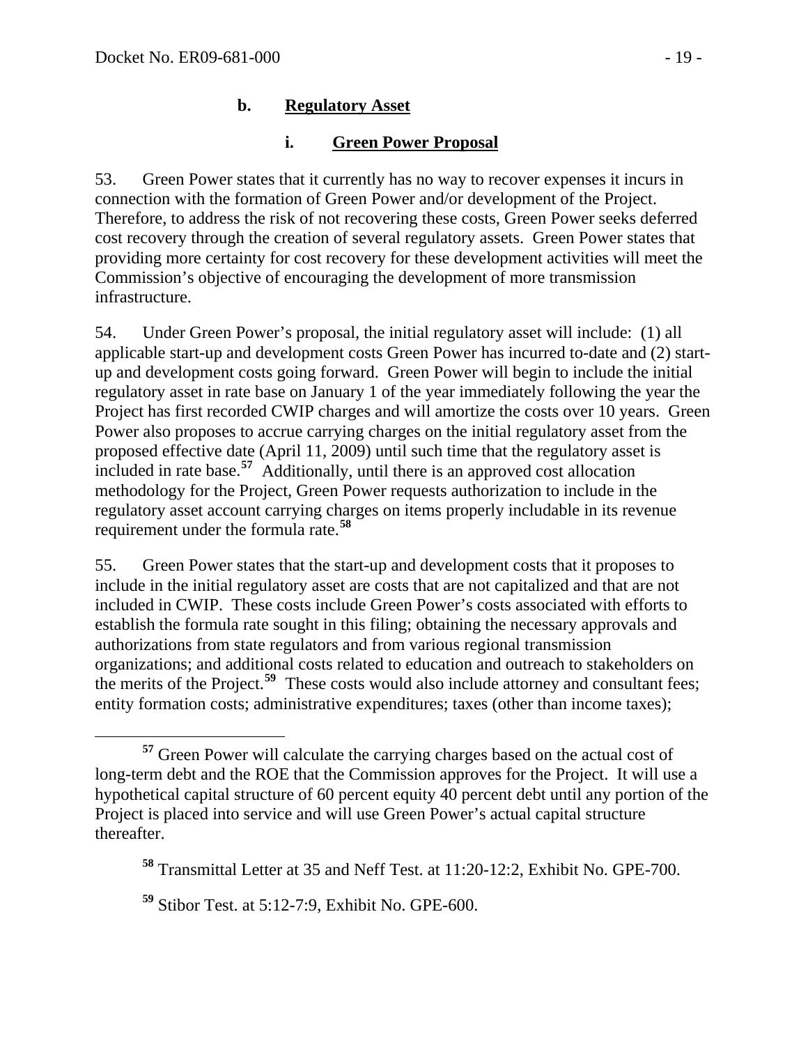#### b. **Regulatory Asset**

##### i. **Green Power Proposal**

53. Green Power states that it currently has no way to recover expenses it incurs in connection with the formation of Green Power and/or development of the Project. Therefore, to address the risk of not recovering these costs, Green Power seeks deferred cost recovery through the creation of several regulatory assets. Green Power states that providing more certainty for cost recovery for these development activities will meet the Commission's objective of encouraging the development of more transmission infrastructure.

54. Under Green Power's proposal, the initial regulatory asset will include: (1) all applicable start-up and development costs Green Power has incurred to-date and (2) start-up and development costs going forward. Green Power will begin to include the initial regulatory asset in rate base on January 1 of the year immediately following the year the Project has first recorded CWIP charges and will amortize the costs over 10 years. Green Power also proposes to accrue carrying charges on the initial regulatory asset from the proposed effective date (April 11, 2009) until such time that the regulatory asset is included in rate base.[57] Additionally, until there is an approved cost allocation methodology for the Project, Green Power requests authorization to include in the regulatory asset account carrying charges on items properly includable in its revenue requirement under the formula rate.[58]

55. Green Power states that the start-up and development costs that it proposes to include in the initial regulatory asset are costs that are not capitalized and that are not included in CWIP. These costs include Green Power's costs associated with efforts to establish the formula rate sought in this filing; obtaining the necessary approvals and authorizations from state regulators and from various regional transmission organizations; and additional costs related to education and outreach to stakeholders on the merits of the Project.[59] These costs would also include attorney and consultant fees; entity formation costs; administrative expenditures; taxes (other than income taxes);

---

[57] Green Power will calculate the carrying charges based on the actual cost of long-term debt and the ROE that the Commission approves for the Project. It will use a hypothetical capital structure of 60 percent equity 40 percent debt until any portion of the Project is placed into service and will use Green Power's actual capital structure thereafter.

[58] Transmittal Letter at 35 and Neff Test. at 11:20-12:2, Exhibit No. GPE-700.

[59] Stibor Test. at 5:12-7:9, Exhibit No. GPE-600.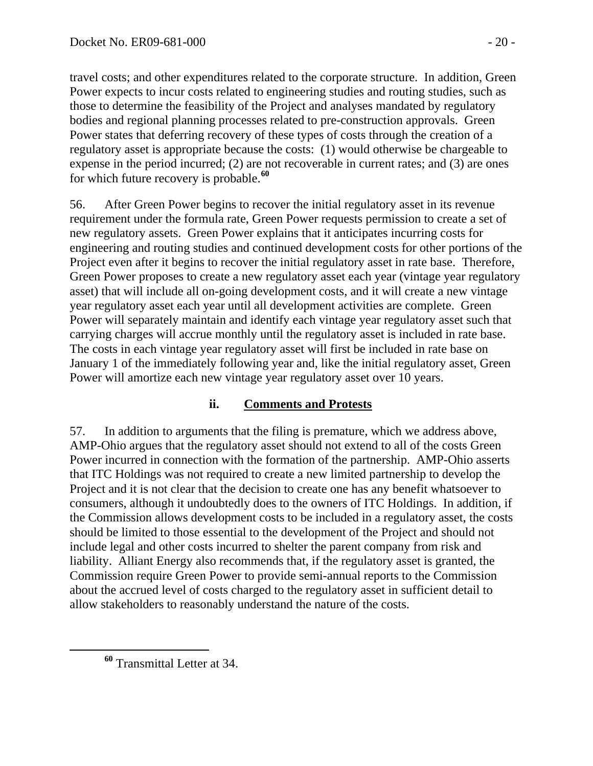travel costs; and other expenditures related to the corporate structure. In addition, Green Power expects to incur costs related to engineering studies and routing studies, such as those to determine the feasibility of the Project and analyses mandated by regulatory bodies and regional planning processes related to pre-construction approvals. Green Power states that deferring recovery of these types of costs through the creation of a regulatory asset is appropriate because the costs: (1) would otherwise be chargeable to expense in the period incurred; (2) are not recoverable in current rates; and (3) are ones for which future recovery is probable.[60]

56. After Green Power begins to recover the initial regulatory asset in its revenue requirement under the formula rate, Green Power requests permission to create a set of new regulatory assets. Green Power explains that it anticipates incurring costs for engineering and routing studies and continued development costs for other portions of the Project even after it begins to recover the initial regulatory asset in rate base. Therefore, Green Power proposes to create a new regulatory asset each year (vintage year regulatory asset) that will include all on-going development costs, and it will create a new vintage year regulatory asset each year until all development activities are complete. Green Power will separately maintain and identify each vintage year regulatory asset such that carrying charges will accrue monthly until the regulatory asset is included in rate base. The costs in each vintage year regulatory asset will first be included in rate base on January 1 of the immediately following year and, like the initial regulatory asset, Green Power will amortize each new vintage year regulatory asset over 10 years.

### ii. Comments and Protests

57. In addition to arguments that the filing is premature, which we address above, AMP-Ohio argues that the regulatory asset should not extend to all of the costs Green Power incurred in connection with the formation of the partnership. AMP-Ohio asserts that ITC Holdings was not required to create a new limited partnership to develop the Project and it is not clear that the decision to create one has any benefit whatsoever to consumers, although it undoubtedly does to the owners of ITC Holdings. In addition, if the Commission allows development costs to be included in a regulatory asset, the costs should be limited to those essential to the development of the Project and should not include legal and other costs incurred to shelter the parent company from risk and liability. Alliant Energy also recommends that, if the regulatory asset is granted, the Commission require Green Power to provide semi-annual reports to the Commission about the accrued level of costs charged to the regulatory asset in sufficient detail to allow stakeholders to reasonably understand the nature of the costs.

---

[60] Transmittal Letter at 34.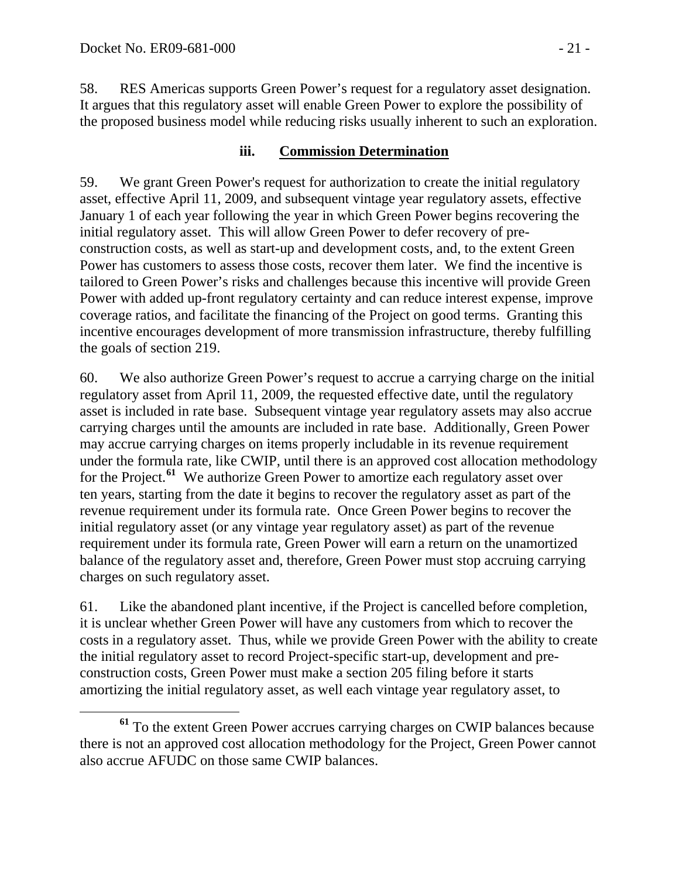58. RES Americas supports Green Power's request for a regulatory asset designation. It argues that this regulatory asset will enable Green Power to explore the possibility of the proposed business model while reducing risks usually inherent to such an exploration.

### iii. Commission Determination

59. We grant Green Power's request for authorization to create the initial regulatory asset, effective April 11, 2009, and subsequent vintage year regulatory assets, effective January 1 of each year following the year in which Green Power begins recovering the initial regulatory asset. This will allow Green Power to defer recovery of pre-construction costs, as well as start-up and development costs, and, to the extent Green Power has customers to assess those costs, recover them later. We find the incentive is tailored to Green Power's risks and challenges because this incentive will provide Green Power with added up-front regulatory certainty and can reduce interest expense, improve coverage ratios, and facilitate the financing of the Project on good terms. Granting this incentive encourages development of more transmission infrastructure, thereby fulfilling the goals of section 219.

60. We also authorize Green Power's request to accrue a carrying charge on the initial regulatory asset from April 11, 2009, the requested effective date, until the regulatory asset is included in rate base. Subsequent vintage year regulatory assets may also accrue carrying charges until the amounts are included in rate base. Additionally, Green Power may accrue carrying charges on items properly includable in its revenue requirement under the formula rate, like CWIP, until there is an approved cost allocation methodology for the Project.[61] We authorize Green Power to amortize each regulatory asset over ten years, starting from the date it begins to recover the regulatory asset as part of the revenue requirement under its formula rate. Once Green Power begins to recover the initial regulatory asset (or any vintage year regulatory asset) as part of the revenue requirement under its formula rate, Green Power will earn a return on the unamortized balance of the regulatory asset and, therefore, Green Power must stop accruing carrying charges on such regulatory asset.

61. Like the abandoned plant incentive, if the Project is cancelled before completion, it is unclear whether Green Power will have any customers from which to recover the costs in a regulatory asset. Thus, while we provide Green Power with the ability to create the initial regulatory asset to record Project-specific start-up, development and pre-construction costs, Green Power must make a section 205 filing before it starts amortizing the initial regulatory asset, as well each vintage year regulatory asset, to

[61] To the extent Green Power accrues carrying charges on CWIP balances because there is not an approved cost allocation methodology for the Project, Green Power cannot also accrue AFUDC on those same CWIP balances.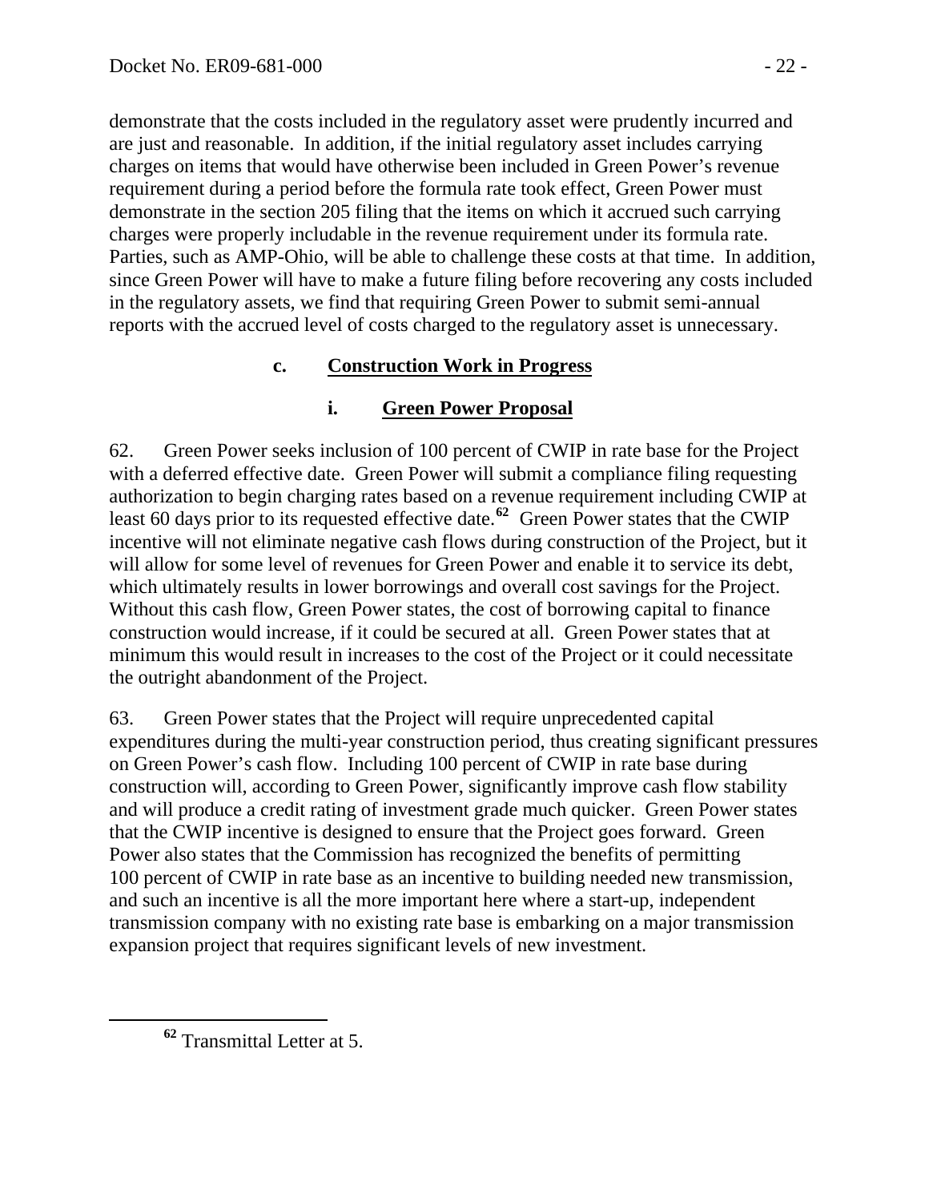demonstrate that the costs included in the regulatory asset were prudently incurred and are just and reasonable. In addition, if the initial regulatory asset includes carrying charges on items that would have otherwise been included in Green Power's revenue requirement during a period before the formula rate took effect, Green Power must demonstrate in the section 205 filing that the items on which it accrued such carrying charges were properly includable in the revenue requirement under its formula rate. Parties, such as AMP-Ohio, will be able to challenge these costs at that time. In addition, since Green Power will have to make a future filing before recovering any costs included in the regulatory assets, we find that requiring Green Power to submit semi-annual reports with the accrued level of costs charged to the regulatory asset is unnecessary.

### c. Construction Work in Progress

#### i. Green Power Proposal

62. Green Power seeks inclusion of 100 percent of CWIP in rate base for the Project with a deferred effective date. Green Power will submit a compliance filing requesting authorization to begin charging rates based on a revenue requirement including CWIP at least 60 days prior to its requested effective date.[62] Green Power states that the CWIP incentive will not eliminate negative cash flows during construction of the Project, but it will allow for some level of revenues for Green Power and enable it to service its debt, which ultimately results in lower borrowings and overall cost savings for the Project. Without this cash flow, Green Power states, the cost of borrowing capital to finance construction would increase, if it could be secured at all. Green Power states that at minimum this would result in increases to the cost of the Project or it could necessitate the outright abandonment of the Project.

63. Green Power states that the Project will require unprecedented capital expenditures during the multi-year construction period, thus creating significant pressures on Green Power's cash flow. Including 100 percent of CWIP in rate base during construction will, according to Green Power, significantly improve cash flow stability and will produce a credit rating of investment grade much quicker. Green Power states that the CWIP incentive is designed to ensure that the Project goes forward. Green Power also states that the Commission has recognized the benefits of permitting 100 percent of CWIP in rate base as an incentive to building needed new transmission, and such an incentive is all the more important here where a start-up, independent transmission company with no existing rate base is embarking on a major transmission expansion project that requires significant levels of new investment.

[62] Transmittal Letter at 5.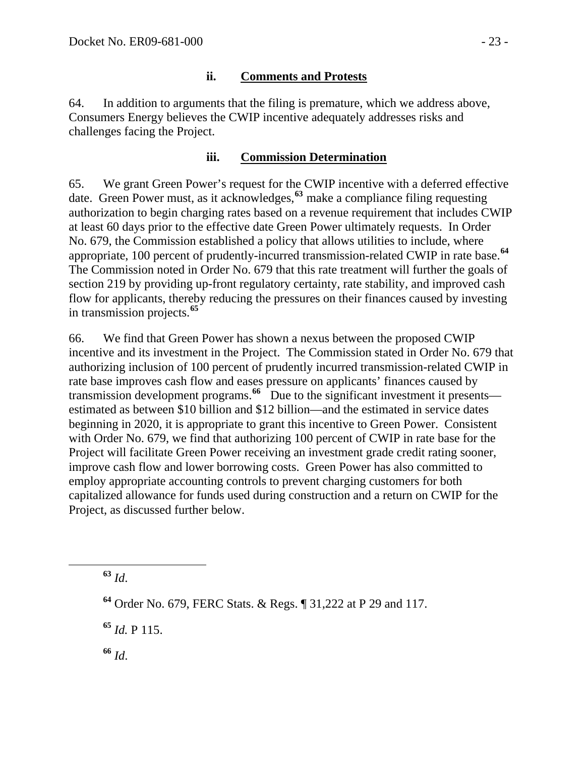### ii. Comments and Protests

64. In addition to arguments that the filing is premature, which we address above, Consumers Energy believes the CWIP incentive adequately addresses risks and challenges facing the Project.

### iii. Commission Determination

65. We grant Green Power's request for the CWIP incentive with a deferred effective date. Green Power must, as it acknowledges,[63] make a compliance filing requesting authorization to begin charging rates based on a revenue requirement that includes CWIP at least 60 days prior to the effective date Green Power ultimately requests. In Order No. 679, the Commission established a policy that allows utilities to include, where appropriate, 100 percent of prudently-incurred transmission-related CWIP in rate base.[64] The Commission noted in Order No. 679 that this rate treatment will further the goals of section 219 by providing up-front regulatory certainty, rate stability, and improved cash flow for applicants, thereby reducing the pressures on their finances caused by investing in transmission projects.[65]

66. We find that Green Power has shown a nexus between the proposed CWIP incentive and its investment in the Project. The Commission stated in Order No. 679 that authorizing inclusion of 100 percent of prudently incurred transmission-related CWIP in rate base improves cash flow and eases pressure on applicants' finances caused by transmission development programs.[66] Due to the significant investment it presents—estimated as between \$10 billion and \$12 billion—and the estimated in service dates beginning in 2020, it is appropriate to grant this incentive to Green Power. Consistent with Order No. 679, we find that authorizing 100 percent of CWIP in rate base for the Project will facilitate Green Power receiving an investment grade credit rating sooner, improve cash flow and lower borrowing costs. Green Power has also committed to employ appropriate accounting controls to prevent charging customers for both capitalized allowance for funds used during construction and a return on CWIP for the Project, as discussed further below.

---

[63] *Id*.

[64] Order No. 679, FERC Stats. & Regs. ¶ 31,222 at P 29 and 117.

[65] *Id.* P 115.

[66] *Id*.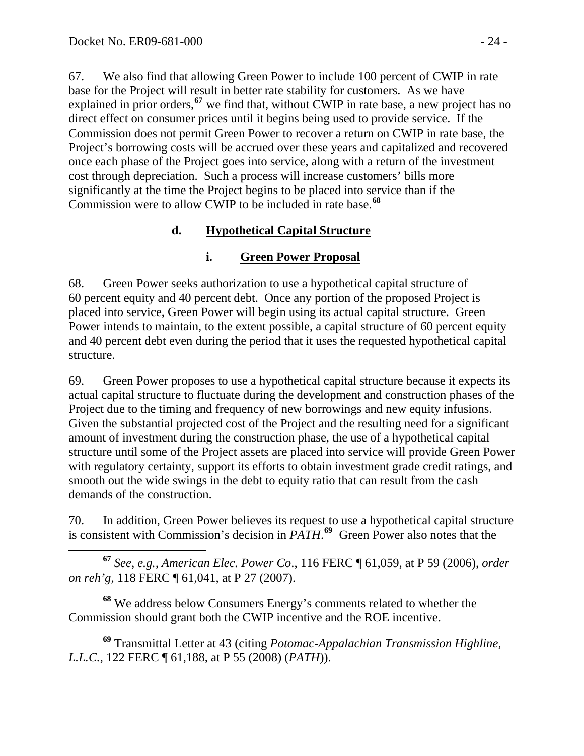67. We also find that allowing Green Power to include 100 percent of CWIP in rate base for the Project will result in better rate stability for customers. As we have explained in prior orders,[67] we find that, without CWIP in rate base, a new project has no direct effect on consumer prices until it begins being used to provide service. If the Commission does not permit Green Power to recover a return on CWIP in rate base, the Project's borrowing costs will be accrued over these years and capitalized and recovered once each phase of the Project goes into service, along with a return of the investment cost through depreciation. Such a process will increase customers' bills more significantly at the time the Project begins to be placed into service than if the Commission were to allow CWIP to be included in rate base.[68]

### d. Hypothetical Capital Structure

#### i. Green Power Proposal

68. Green Power seeks authorization to use a hypothetical capital structure of 60 percent equity and 40 percent debt. Once any portion of the proposed Project is placed into service, Green Power will begin using its actual capital structure. Green Power intends to maintain, to the extent possible, a capital structure of 60 percent equity and 40 percent debt even during the period that it uses the requested hypothetical capital structure.

69. Green Power proposes to use a hypothetical capital structure because it expects its actual capital structure to fluctuate during the development and construction phases of the Project due to the timing and frequency of new borrowings and new equity infusions. Given the substantial projected cost of the Project and the resulting need for a significant amount of investment during the construction phase, the use of a hypothetical capital structure until some of the Project assets are placed into service will provide Green Power with regulatory certainty, support its efforts to obtain investment grade credit ratings, and smooth out the wide swings in the debt to equity ratio that can result from the cash demands of the construction.

70. In addition, Green Power believes its request to use a hypothetical capital structure is consistent with Commission's decision in *PATH*.[69] Green Power also notes that the

---

[67] *See, e.g., American Elec. Power Co.*, 116 FERC ¶ 61,059, at P 59 (2006), *order on reh'g*, 118 FERC ¶ 61,041, at P 27 (2007).

[68] We address below Consumers Energy's comments related to whether the Commission should grant both the CWIP incentive and the ROE incentive.

[69] Transmittal Letter at 43 (citing *Potomac-Appalachian Transmission Highline, L.L.C.*, 122 FERC ¶ 61,188, at P 55 (2008) (*PATH*)).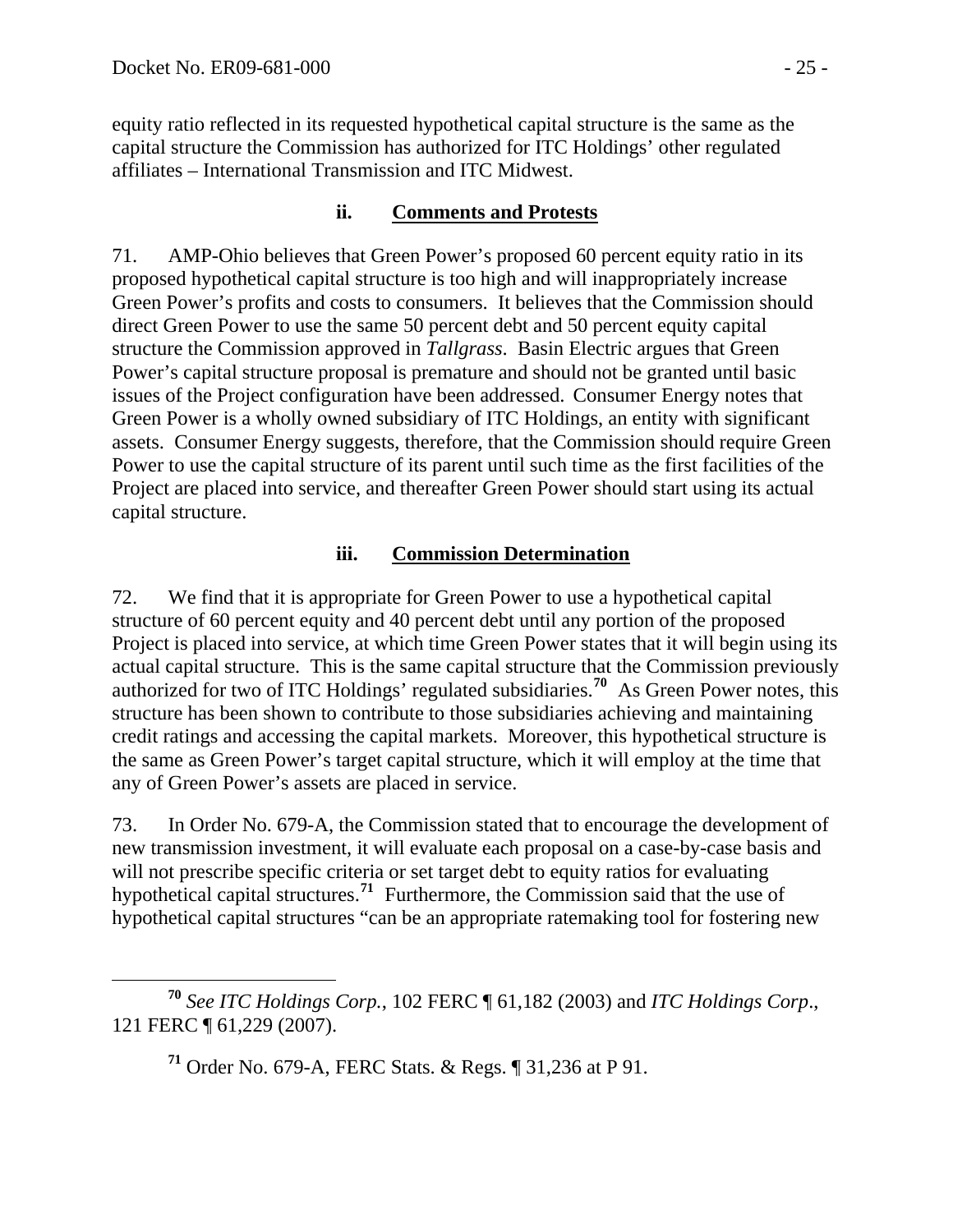equity ratio reflected in its requested hypothetical capital structure is the same as the capital structure the Commission has authorized for ITC Holdings' other regulated affiliates – International Transmission and ITC Midwest.

### ii. Comments and Protests

71. AMP-Ohio believes that Green Power's proposed 60 percent equity ratio in its proposed hypothetical capital structure is too high and will inappropriately increase Green Power's profits and costs to consumers. It believes that the Commission should direct Green Power to use the same 50 percent debt and 50 percent equity capital structure the Commission approved in *Tallgrass*. Basin Electric argues that Green Power's capital structure proposal is premature and should not be granted until basic issues of the Project configuration have been addressed. Consumer Energy notes that Green Power is a wholly owned subsidiary of ITC Holdings, an entity with significant assets. Consumer Energy suggests, therefore, that the Commission should require Green Power to use the capital structure of its parent until such time as the first facilities of the Project are placed into service, and thereafter Green Power should start using its actual capital structure.

### iii. Commission Determination

72. We find that it is appropriate for Green Power to use a hypothetical capital structure of 60 percent equity and 40 percent debt until any portion of the proposed Project is placed into service, at which time Green Power states that it will begin using its actual capital structure. This is the same capital structure that the Commission previously authorized for two of ITC Holdings' regulated subsidiaries.[70] As Green Power notes, this structure has been shown to contribute to those subsidiaries achieving and maintaining credit ratings and accessing the capital markets. Moreover, this hypothetical structure is the same as Green Power's target capital structure, which it will employ at the time that any of Green Power's assets are placed in service.

73. In Order No. 679-A, the Commission stated that to encourage the development of new transmission investment, it will evaluate each proposal on a case-by-case basis and will not prescribe specific criteria or set target debt to equity ratios for evaluating hypothetical capital structures.[71] Furthermore, the Commission said that the use of hypothetical capital structures "can be an appropriate ratemaking tool for fostering new

---

[70] *See ITC Holdings Corp.*, 102 FERC ¶ 61,182 (2003) and *ITC Holdings Corp*., 121 FERC ¶ 61,229 (2007).

[71] Order No. 679-A, FERC Stats. & Regs. ¶ 31,236 at P 91.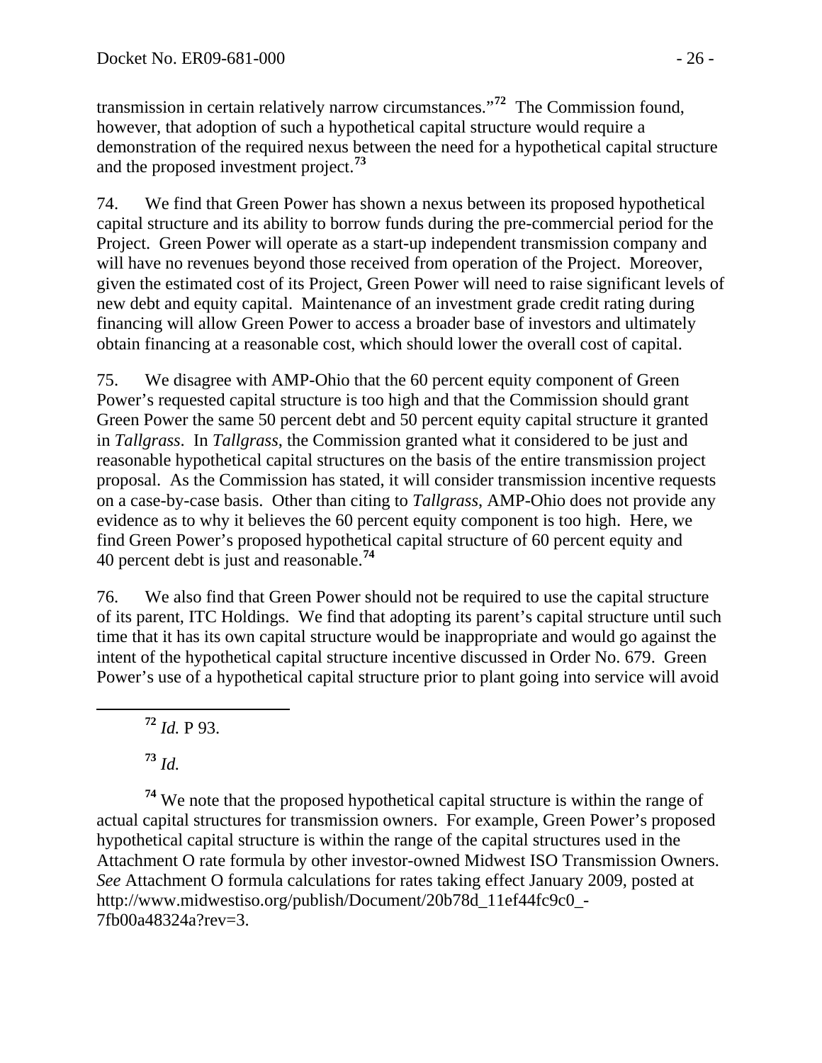transmission in certain relatively narrow circumstances."[72] The Commission found, however, that adoption of such a hypothetical capital structure would require a demonstration of the required nexus between the need for a hypothetical capital structure and the proposed investment project.[73]

74. We find that Green Power has shown a nexus between its proposed hypothetical capital structure and its ability to borrow funds during the pre-commercial period for the Project. Green Power will operate as a start-up independent transmission company and will have no revenues beyond those received from operation of the Project. Moreover, given the estimated cost of its Project, Green Power will need to raise significant levels of new debt and equity capital. Maintenance of an investment grade credit rating during financing will allow Green Power to access a broader base of investors and ultimately obtain financing at a reasonable cost, which should lower the overall cost of capital.

75. We disagree with AMP-Ohio that the 60 percent equity component of Green Power's requested capital structure is too high and that the Commission should grant Green Power the same 50 percent debt and 50 percent equity capital structure it granted in *Tallgrass*. In *Tallgrass*, the Commission granted what it considered to be just and reasonable hypothetical capital structures on the basis of the entire transmission project proposal. As the Commission has stated, it will consider transmission incentive requests on a case-by-case basis. Other than citing to *Tallgrass*, AMP-Ohio does not provide any evidence as to why it believes the 60 percent equity component is too high. Here, we find Green Power's proposed hypothetical capital structure of 60 percent equity and 40 percent debt is just and reasonable.[74]

76. We also find that Green Power should not be required to use the capital structure of its parent, ITC Holdings. We find that adopting its parent's capital structure until such time that it has its own capital structure would be inappropriate and would go against the intent of the hypothetical capital structure incentive discussed in Order No. 679. Green Power's use of a hypothetical capital structure prior to plant going into service will avoid

---

[72] *Id.* P 93.

[73] *Id.*

[74] We note that the proposed hypothetical capital structure is within the range of actual capital structures for transmission owners. For example, Green Power's proposed hypothetical capital structure is within the range of the capital structures used in the Attachment O rate formula by other investor-owned Midwest ISO Transmission Owners. *See* Attachment O formula calculations for rates taking effect January 2009, posted at http://www.midwestiso.org/publish/Document/20b78d_11ef44fc9c0_-7fb00a48324a?rev=3.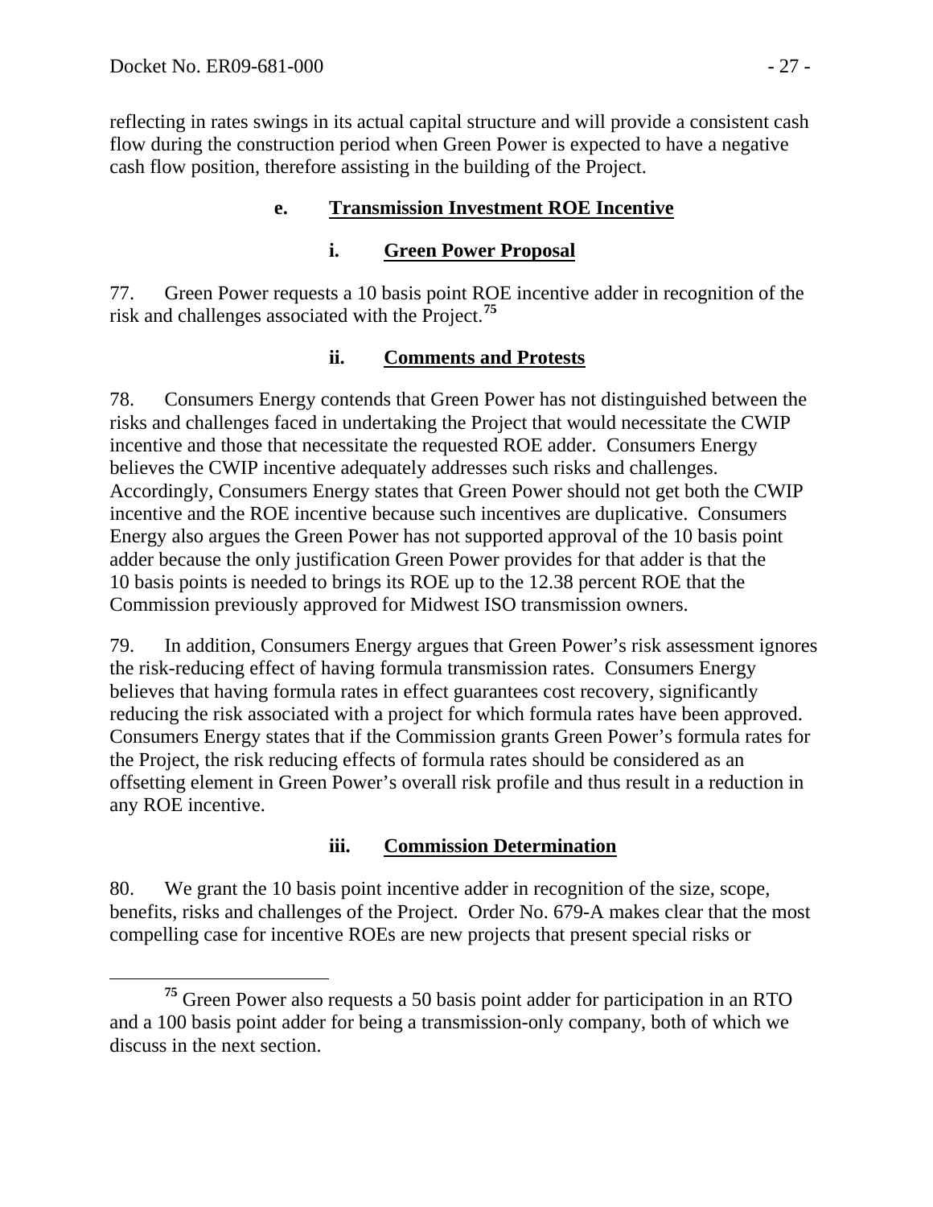reflecting in rates swings in its actual capital structure and will provide a consistent cash flow during the construction period when Green Power is expected to have a negative cash flow position, therefore assisting in the building of the Project.

### e. Transmission Investment ROE Incentive

#### i. Green Power Proposal

77. Green Power requests a 10 basis point ROE incentive adder in recognition of the risk and challenges associated with the Project.[75]

#### ii. Comments and Protests

78. Consumers Energy contends that Green Power has not distinguished between the risks and challenges faced in undertaking the Project that would necessitate the CWIP incentive and those that necessitate the requested ROE adder. Consumers Energy believes the CWIP incentive adequately addresses such risks and challenges. Accordingly, Consumers Energy states that Green Power should not get both the CWIP incentive and the ROE incentive because such incentives are duplicative. Consumers Energy also argues the Green Power has not supported approval of the 10 basis point adder because the only justification Green Power provides for that adder is that the 10 basis points is needed to brings its ROE up to the 12.38 percent ROE that the Commission previously approved for Midwest ISO transmission owners.

79. In addition, Consumers Energy argues that Green Power's risk assessment ignores the risk-reducing effect of having formula transmission rates. Consumers Energy believes that having formula rates in effect guarantees cost recovery, significantly reducing the risk associated with a project for which formula rates have been approved. Consumers Energy states that if the Commission grants Green Power's formula rates for the Project, the risk reducing effects of formula rates should be considered as an offsetting element in Green Power's overall risk profile and thus result in a reduction in any ROE incentive.

#### iii. Commission Determination

80. We grant the 10 basis point incentive adder in recognition of the size, scope, benefits, risks and challenges of the Project. Order No. 679-A makes clear that the most compelling case for incentive ROEs are new projects that present special risks or

[75] Green Power also requests a 50 basis point adder for participation in an RTO and a 100 basis point adder for being a transmission-only company, both of which we discuss in the next section.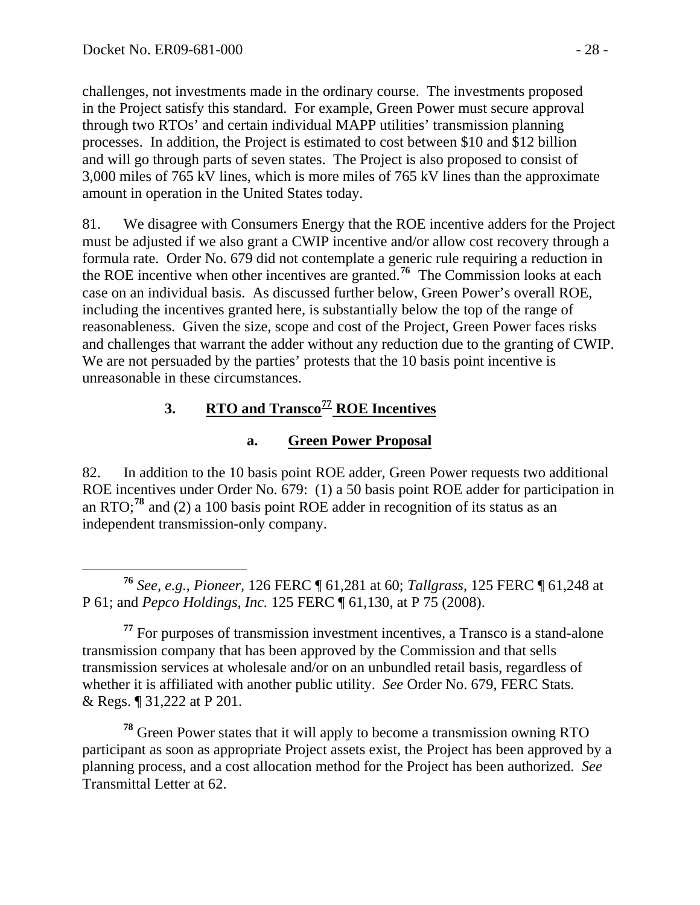challenges, not investments made in the ordinary course. The investments proposed in the Project satisfy this standard. For example, Green Power must secure approval through two RTOs' and certain individual MAPP utilities' transmission planning processes. In addition, the Project is estimated to cost between $10 and $12 billion and will go through parts of seven states. The Project is also proposed to consist of 3,000 miles of 765 kV lines, which is more miles of 765 kV lines than the approximate amount in operation in the United States today.

81. We disagree with Consumers Energy that the ROE incentive adders for the Project must be adjusted if we also grant a CWIP incentive and/or allow cost recovery through a formula rate. Order No. 679 did not contemplate a generic rule requiring a reduction in the ROE incentive when other incentives are granted.[76] The Commission looks at each case on an individual basis. As discussed further below, Green Power's overall ROE, including the incentives granted here, is substantially below the top of the range of reasonableness. Given the size, scope and cost of the Project, Green Power faces risks and challenges that warrant the adder without any reduction due to the granting of CWIP. We are not persuaded by the parties' protests that the 10 basis point incentive is unreasonable in these circumstances.

### 3. RTO and Transco[77] ROE Incentives

#### a. Green Power Proposal

82. In addition to the 10 basis point ROE adder, Green Power requests two additional ROE incentives under Order No. 679: (1) a 50 basis point ROE adder for participation in an RTO;[78] and (2) a 100 basis point ROE adder in recognition of its status as an independent transmission-only company.

---

[76] *See, e.g.*, *Pioneer*, 126 FERC ¶ 61,281 at 60; *Tallgrass*, 125 FERC ¶ 61,248 at P 61; and *Pepco Holdings, Inc.* 125 FERC ¶ 61,130, at P 75 (2008).

[77] For purposes of transmission investment incentives, a Transco is a stand-alone transmission company that has been approved by the Commission and that sells transmission services at wholesale and/or on an unbundled retail basis, regardless of whether it is affiliated with another public utility. *See* Order No. 679, FERC Stats. & Regs. ¶ 31,222 at P 201.

[78] Green Power states that it will apply to become a transmission owning RTO participant as soon as appropriate Project assets exist, the Project has been approved by a planning process, and a cost allocation method for the Project has been authorized. *See* Transmittal Letter at 62.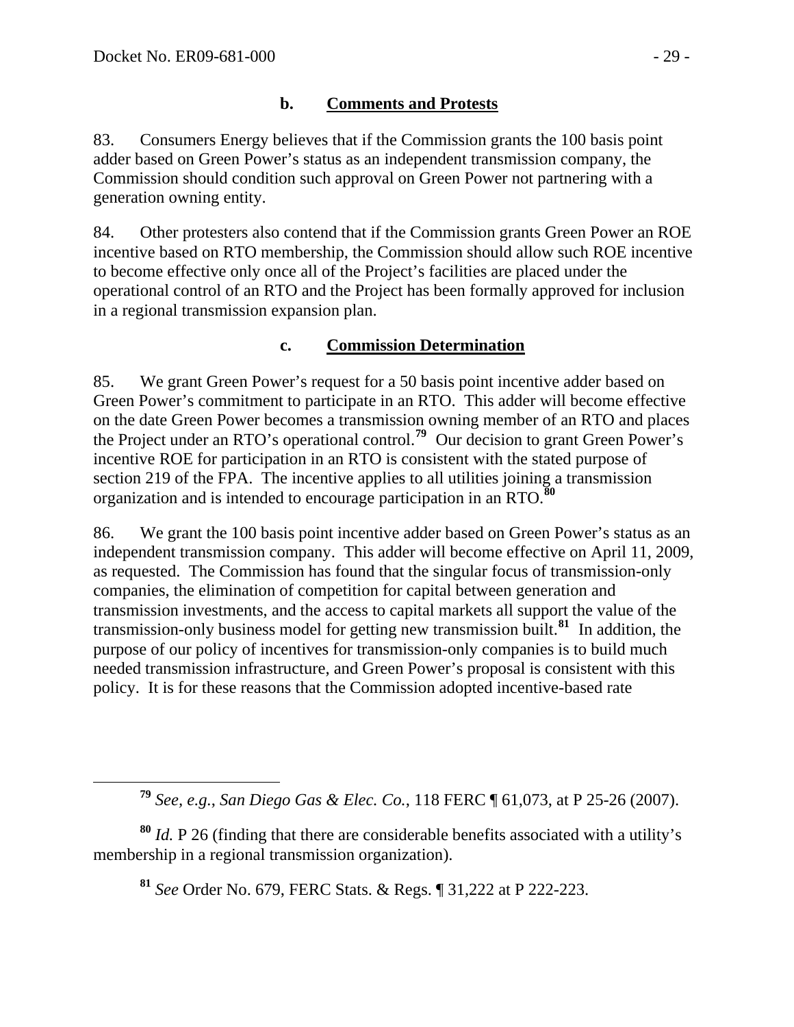### b. Comments and Protests

83. Consumers Energy believes that if the Commission grants the 100 basis point adder based on Green Power's status as an independent transmission company, the Commission should condition such approval on Green Power not partnering with a generation owning entity.

84. Other protesters also contend that if the Commission grants Green Power an ROE incentive based on RTO membership, the Commission should allow such ROE incentive to become effective only once all of the Project's facilities are placed under the operational control of an RTO and the Project has been formally approved for inclusion in a regional transmission expansion plan.

### c. Commission Determination

85. We grant Green Power's request for a 50 basis point incentive adder based on Green Power's commitment to participate in an RTO. This adder will become effective on the date Green Power becomes a transmission owning member of an RTO and places the Project under an RTO's operational control.[79] Our decision to grant Green Power's incentive ROE for participation in an RTO is consistent with the stated purpose of section 219 of the FPA. The incentive applies to all utilities joining a transmission organization and is intended to encourage participation in an RTO.[80]

86. We grant the 100 basis point incentive adder based on Green Power's status as an independent transmission company. This adder will become effective on April 11, 2009, as requested. The Commission has found that the singular focus of transmission-only companies, the elimination of competition for capital between generation and transmission investments, and the access to capital markets all support the value of the transmission-only business model for getting new transmission built.[81] In addition, the purpose of our policy of incentives for transmission-only companies is to build much needed transmission infrastructure, and Green Power's proposal is consistent with this policy. It is for these reasons that the Commission adopted incentive-based rate

---

[79] *See, e.g., San Diego Gas & Elec. Co.*, 118 FERC ¶ 61,073, at P 25-26 (2007).

[80] *Id.* P 26 (finding that there are considerable benefits associated with a utility's membership in a regional transmission organization).

[81] *See* Order No. 679, FERC Stats. & Regs. ¶ 31,222 at P 222-223.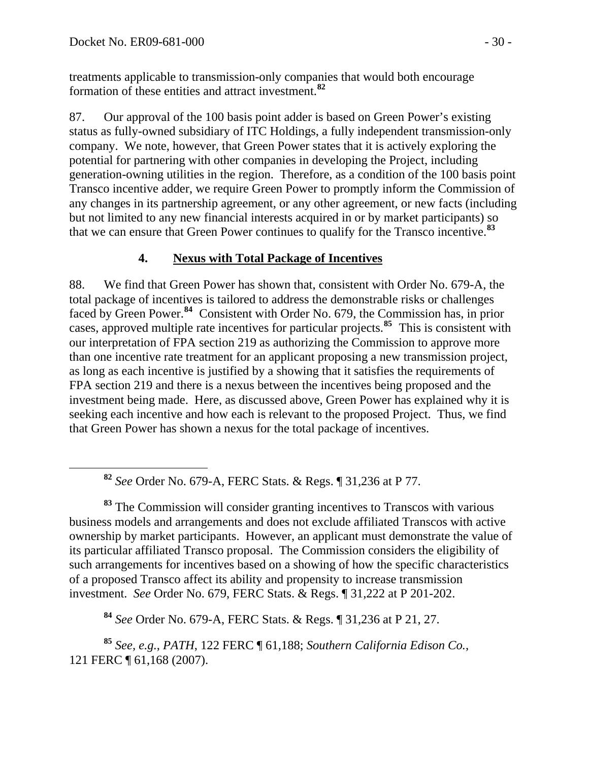treatments applicable to transmission-only companies that would both encourage formation of these entities and attract investment.[82]

87. Our approval of the 100 basis point adder is based on Green Power's existing status as fully-owned subsidiary of ITC Holdings, a fully independent transmission-only company. We note, however, that Green Power states that it is actively exploring the potential for partnering with other companies in developing the Project, including generation-owning utilities in the region. Therefore, as a condition of the 100 basis point Transco incentive adder, we require Green Power to promptly inform the Commission of any changes in its partnership agreement, or any other agreement, or new facts (including but not limited to any new financial interests acquired in or by market participants) so that we can ensure that Green Power continues to qualify for the Transco incentive.[83]

### 4. Nexus with Total Package of Incentives

88. We find that Green Power has shown that, consistent with Order No. 679-A, the total package of incentives is tailored to address the demonstrable risks or challenges faced by Green Power.[84] Consistent with Order No. 679, the Commission has, in prior cases, approved multiple rate incentives for particular projects.[85] This is consistent with our interpretation of FPA section 219 as authorizing the Commission to approve more than one incentive rate treatment for an applicant proposing a new transmission project, as long as each incentive is justified by a showing that it satisfies the requirements of FPA section 219 and there is a nexus between the incentives being proposed and the investment being made. Here, as discussed above, Green Power has explained why it is seeking each incentive and how each is relevant to the proposed Project. Thus, we find that Green Power has shown a nexus for the total package of incentives.

---

[82] *See* Order No. 679-A, FERC Stats. & Regs. ¶ 31,236 at P 77.

[83] The Commission will consider granting incentives to Transcos with various business models and arrangements and does not exclude affiliated Transcos with active ownership by market participants. However, an applicant must demonstrate the value of its particular affiliated Transco proposal. The Commission considers the eligibility of such arrangements for incentives based on a showing of how the specific characteristics of a proposed Transco affect its ability and propensity to increase transmission investment. *See* Order No. 679, FERC Stats. & Regs. ¶ 31,222 at P 201-202.

[84] *See* Order No. 679-A, FERC Stats. & Regs. ¶ 31,236 at P 21, 27.

[85] *See, e.g.*, *PATH*, 122 FERC ¶ 61,188; *Southern California Edison Co.*, 121 FERC ¶ 61,168 (2007).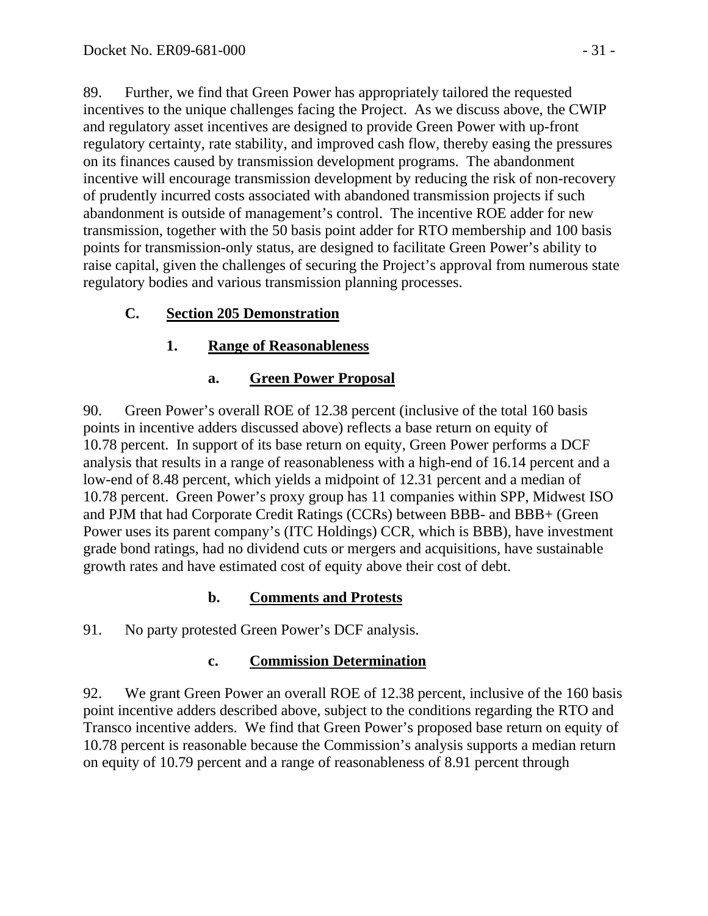89. Further, we find that Green Power has appropriately tailored the requested incentives to the unique challenges facing the Project. As we discuss above, the CWIP and regulatory asset incentives are designed to provide Green Power with up-front regulatory certainty, rate stability, and improved cash flow, thereby easing the pressures on its finances caused by transmission development programs. The abandonment incentive will encourage transmission development by reducing the risk of non-recovery of prudently incurred costs associated with abandoned transmission projects if such abandonment is outside of management's control. The incentive ROE adder for new transmission, together with the 50 basis point adder for RTO membership and 100 basis points for transmission-only status, are designed to facilitate Green Power's ability to raise capital, given the challenges of securing the Project's approval from numerous state regulatory bodies and various transmission planning processes.

## C. Section 205 Demonstration

### 1. Range of Reasonableness

#### a. Green Power Proposal

90. Green Power's overall ROE of 12.38 percent (inclusive of the total 160 basis points in incentive adders discussed above) reflects a base return on equity of 10.78 percent. In support of its base return on equity, Green Power performs a DCF analysis that results in a range of reasonableness with a high-end of 16.14 percent and a low-end of 8.48 percent, which yields a midpoint of 12.31 percent and a median of 10.78 percent. Green Power's proxy group has 11 companies within SPP, Midwest ISO and PJM that had Corporate Credit Ratings (CCRs) between BBB- and BBB+ (Green Power uses its parent company's (ITC Holdings) CCR, which is BBB), have investment grade bond ratings, had no dividend cuts or mergers and acquisitions, have sustainable growth rates and have estimated cost of equity above their cost of debt.

#### b. Comments and Protests

91. No party protested Green Power's DCF analysis.

#### c. Commission Determination

92. We grant Green Power an overall ROE of 12.38 percent, inclusive of the 160 basis point incentive adders described above, subject to the conditions regarding the RTO and Transco incentive adders. We find that Green Power's proposed base return on equity of 10.78 percent is reasonable because the Commission's analysis supports a median return on equity of 10.79 percent and a range of reasonableness of 8.91 percent through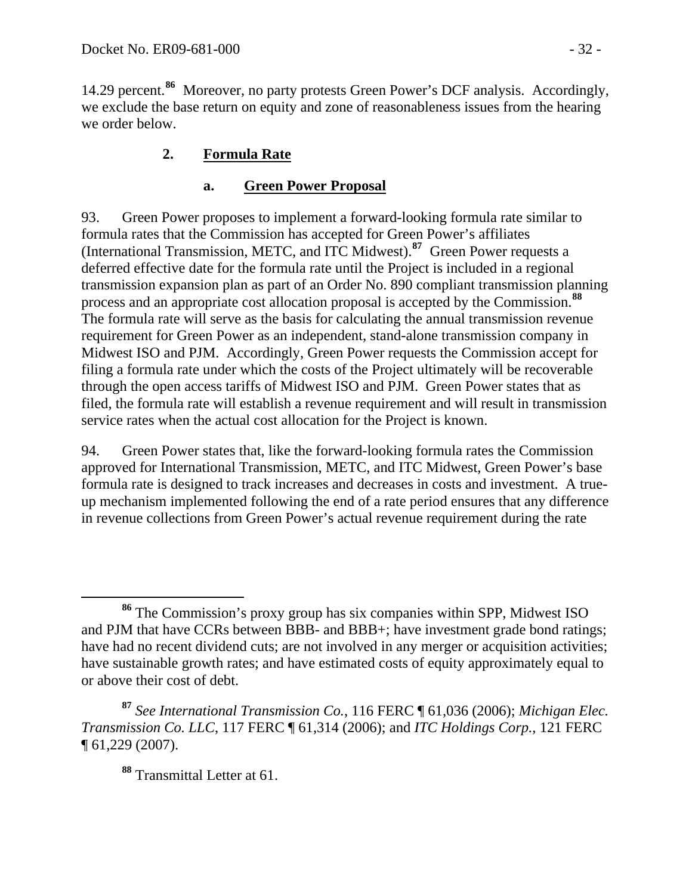14.29 percent.[86] Moreover, no party protests Green Power's DCF analysis. Accordingly, we exclude the base return on equity and zone of reasonableness issues from the hearing we order below.

### 2. Formula Rate

#### a. Green Power Proposal

93. Green Power proposes to implement a forward-looking formula rate similar to formula rates that the Commission has accepted for Green Power's affiliates (International Transmission, METC, and ITC Midwest).[87] Green Power requests a deferred effective date for the formula rate until the Project is included in a regional transmission expansion plan as part of an Order No. 890 compliant transmission planning process and an appropriate cost allocation proposal is accepted by the Commission.[88] The formula rate will serve as the basis for calculating the annual transmission revenue requirement for Green Power as an independent, stand-alone transmission company in Midwest ISO and PJM. Accordingly, Green Power requests the Commission accept for filing a formula rate under which the costs of the Project ultimately will be recoverable through the open access tariffs of Midwest ISO and PJM. Green Power states that as filed, the formula rate will establish a revenue requirement and will result in transmission service rates when the actual cost allocation for the Project is known.

94. Green Power states that, like the forward-looking formula rates the Commission approved for International Transmission, METC, and ITC Midwest, Green Power's base formula rate is designed to track increases and decreases in costs and investment. A true-up mechanism implemented following the end of a rate period ensures that any difference in revenue collections from Green Power's actual revenue requirement during the rate

---

[86] The Commission's proxy group has six companies within SPP, Midwest ISO and PJM that have CCRs between BBB- and BBB+; have investment grade bond ratings; have had no recent dividend cuts; are not involved in any merger or acquisition activities; have sustainable growth rates; and have estimated costs of equity approximately equal to or above their cost of debt.

[87] *See International Transmission Co.*, 116 FERC ¶ 61,036 (2006); *Michigan Elec. Transmission Co. LLC*, 117 FERC ¶ 61,314 (2006); and *ITC Holdings Corp.*, 121 FERC ¶ 61,229 (2007).

[88] Transmittal Letter at 61.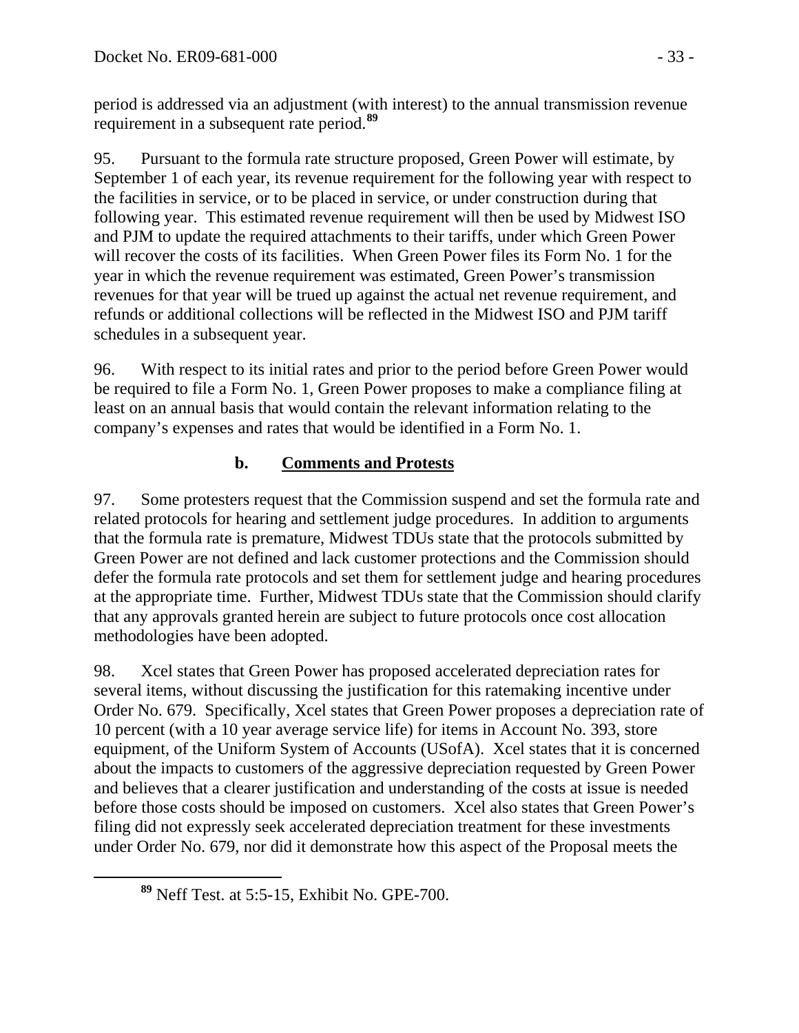period is addressed via an adjustment (with interest) to the annual transmission revenue requirement in a subsequent rate period.[89]

95. Pursuant to the formula rate structure proposed, Green Power will estimate, by September 1 of each year, its revenue requirement for the following year with respect to the facilities in service, or to be placed in service, or under construction during that following year. This estimated revenue requirement will then be used by Midwest ISO and PJM to update the required attachments to their tariffs, under which Green Power will recover the costs of its facilities. When Green Power files its Form No. 1 for the year in which the revenue requirement was estimated, Green Power's transmission revenues for that year will be trued up against the actual net revenue requirement, and refunds or additional collections will be reflected in the Midwest ISO and PJM tariff schedules in a subsequent year.

96. With respect to its initial rates and prior to the period before Green Power would be required to file a Form No. 1, Green Power proposes to make a compliance filing at least on an annual basis that would contain the relevant information relating to the company's expenses and rates that would be identified in a Form No. 1.

### b. Comments and Protests

97. Some protesters request that the Commission suspend and set the formula rate and related protocols for hearing and settlement judge procedures. In addition to arguments that the formula rate is premature, Midwest TDUs state that the protocols submitted by Green Power are not defined and lack customer protections and the Commission should defer the formula rate protocols and set them for settlement judge and hearing procedures at the appropriate time. Further, Midwest TDUs state that the Commission should clarify that any approvals granted herein are subject to future protocols once cost allocation methodologies have been adopted.

98. Xcel states that Green Power has proposed accelerated depreciation rates for several items, without discussing the justification for this ratemaking incentive under Order No. 679. Specifically, Xcel states that Green Power proposes a depreciation rate of 10 percent (with a 10 year average service life) for items in Account No. 393, store equipment, of the Uniform System of Accounts (USofA). Xcel states that it is concerned about the impacts to customers of the aggressive depreciation requested by Green Power and believes that a clearer justification and understanding of the costs at issue is needed before those costs should be imposed on customers. Xcel also states that Green Power's filing did not expressly seek accelerated depreciation treatment for these investments under Order No. 679, nor did it demonstrate how this aspect of the Proposal meets the

[89] Neff Test. at 5:5-15, Exhibit No. GPE-700.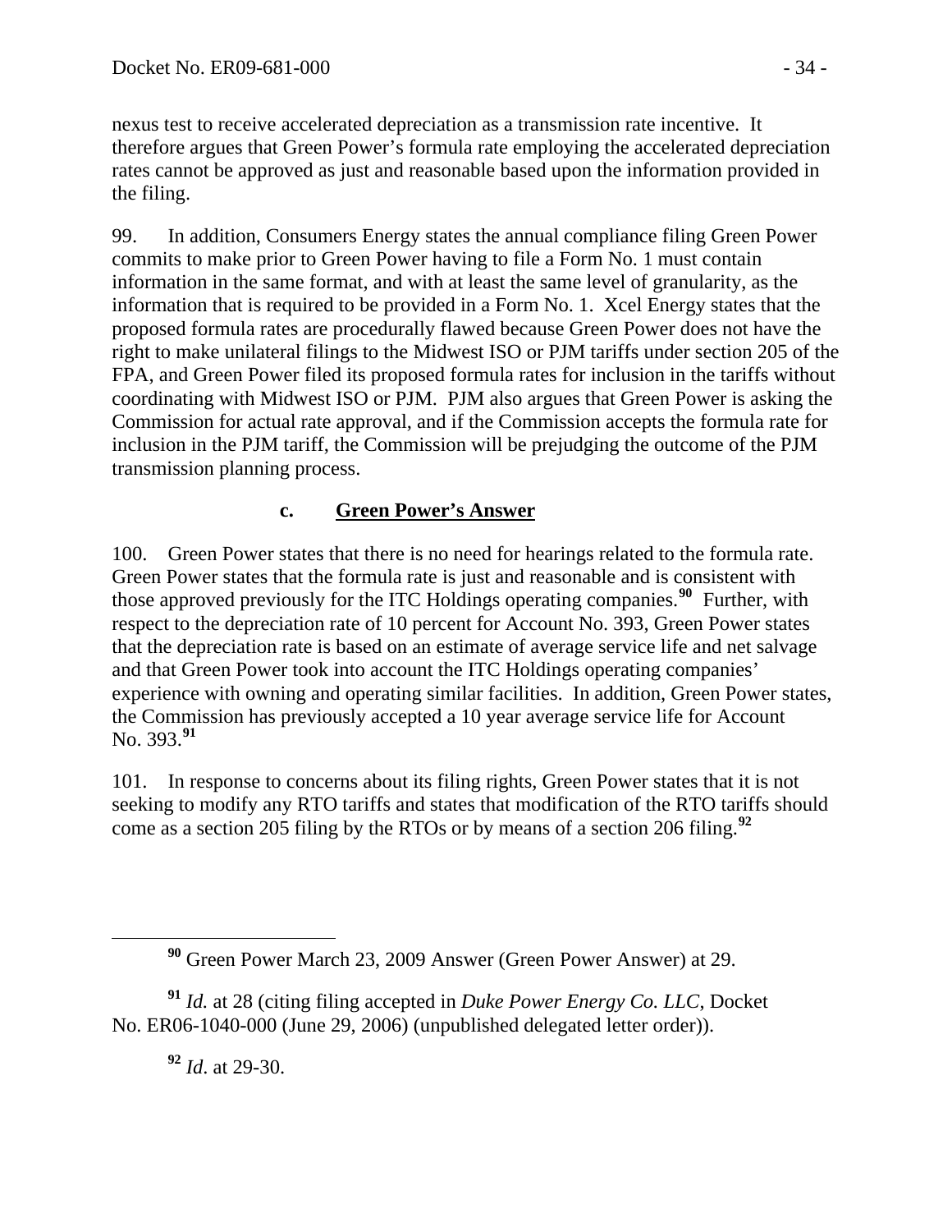nexus test to receive accelerated depreciation as a transmission rate incentive. It therefore argues that Green Power's formula rate employing the accelerated depreciation rates cannot be approved as just and reasonable based upon the information provided in the filing.

99. In addition, Consumers Energy states the annual compliance filing Green Power commits to make prior to Green Power having to file a Form No. 1 must contain information in the same format, and with at least the same level of granularity, as the information that is required to be provided in a Form No. 1. Xcel Energy states that the proposed formula rates are procedurally flawed because Green Power does not have the right to make unilateral filings to the Midwest ISO or PJM tariffs under section 205 of the FPA, and Green Power filed its proposed formula rates for inclusion in the tariffs without coordinating with Midwest ISO or PJM. PJM also argues that Green Power is asking the Commission for actual rate approval, and if the Commission accepts the formula rate for inclusion in the PJM tariff, the Commission will be prejudging the outcome of the PJM transmission planning process.

### c. <u>Green Power's Answer</u>

100. Green Power states that there is no need for hearings related to the formula rate. Green Power states that the formula rate is just and reasonable and is consistent with those approved previously for the ITC Holdings operating companies.[90] Further, with respect to the depreciation rate of 10 percent for Account No. 393, Green Power states that the depreciation rate is based on an estimate of average service life and net salvage and that Green Power took into account the ITC Holdings operating companies' experience with owning and operating similar facilities. In addition, Green Power states, the Commission has previously accepted a 10 year average service life for Account No. 393.[91]

101. In response to concerns about its filing rights, Green Power states that it is not seeking to modify any RTO tariffs and states that modification of the RTO tariffs should come as a section 205 filing by the RTOs or by means of a section 206 filing.[92]

---

[90] Green Power March 23, 2009 Answer (Green Power Answer) at 29.

[91] *Id.* at 28 (citing filing accepted in *Duke Power Energy Co. LLC*, Docket No. ER06-1040-000 (June 29, 2006) (unpublished delegated letter order)).

[92] *Id*. at 29-30.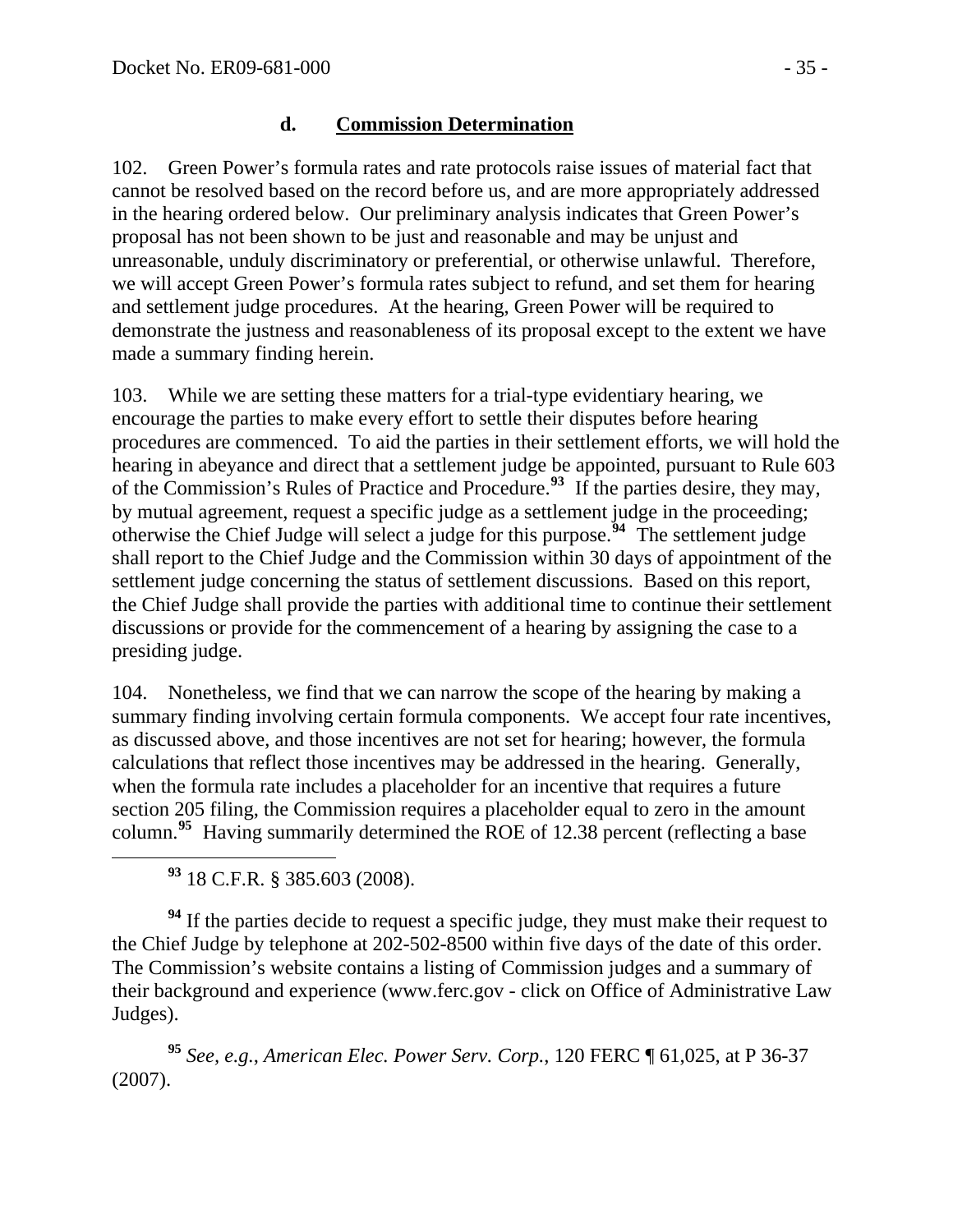### d. **Commission Determination**

102. Green Power's formula rates and rate protocols raise issues of material fact that cannot be resolved based on the record before us, and are more appropriately addressed in the hearing ordered below. Our preliminary analysis indicates that Green Power's proposal has not been shown to be just and reasonable and may be unjust and unreasonable, unduly discriminatory or preferential, or otherwise unlawful. Therefore, we will accept Green Power's formula rates subject to refund, and set them for hearing and settlement judge procedures. At the hearing, Green Power will be required to demonstrate the justness and reasonableness of its proposal except to the extent we have made a summary finding herein.

103. While we are setting these matters for a trial-type evidentiary hearing, we encourage the parties to make every effort to settle their disputes before hearing procedures are commenced. To aid the parties in their settlement efforts, we will hold the hearing in abeyance and direct that a settlement judge be appointed, pursuant to Rule 603 of the Commission's Rules of Practice and Procedure.[93] If the parties desire, they may, by mutual agreement, request a specific judge as a settlement judge in the proceeding; otherwise the Chief Judge will select a judge for this purpose.[94] The settlement judge shall report to the Chief Judge and the Commission within 30 days of appointment of the settlement judge concerning the status of settlement discussions. Based on this report, the Chief Judge shall provide the parties with additional time to continue their settlement discussions or provide for the commencement of a hearing by assigning the case to a presiding judge.

104. Nonetheless, we find that we can narrow the scope of the hearing by making a summary finding involving certain formula components. We accept four rate incentives, as discussed above, and those incentives are not set for hearing; however, the formula calculations that reflect those incentives may be addressed in the hearing. Generally, when the formula rate includes a placeholder for an incentive that requires a future section 205 filing, the Commission requires a placeholder equal to zero in the amount column.[95] Having summarily determined the ROE of 12.38 percent (reflecting a base

---

[93] 18 C.F.R. § 385.603 (2008).

[94] If the parties decide to request a specific judge, they must make their request to the Chief Judge by telephone at 202-502-8500 within five days of the date of this order. The Commission's website contains a listing of Commission judges and a summary of their background and experience (www.ferc.gov - click on Office of Administrative Law Judges).

[95] *See, e.g.*, *American Elec. Power Serv. Corp.*, 120 FERC ¶ 61,025, at P 36-37 (2007).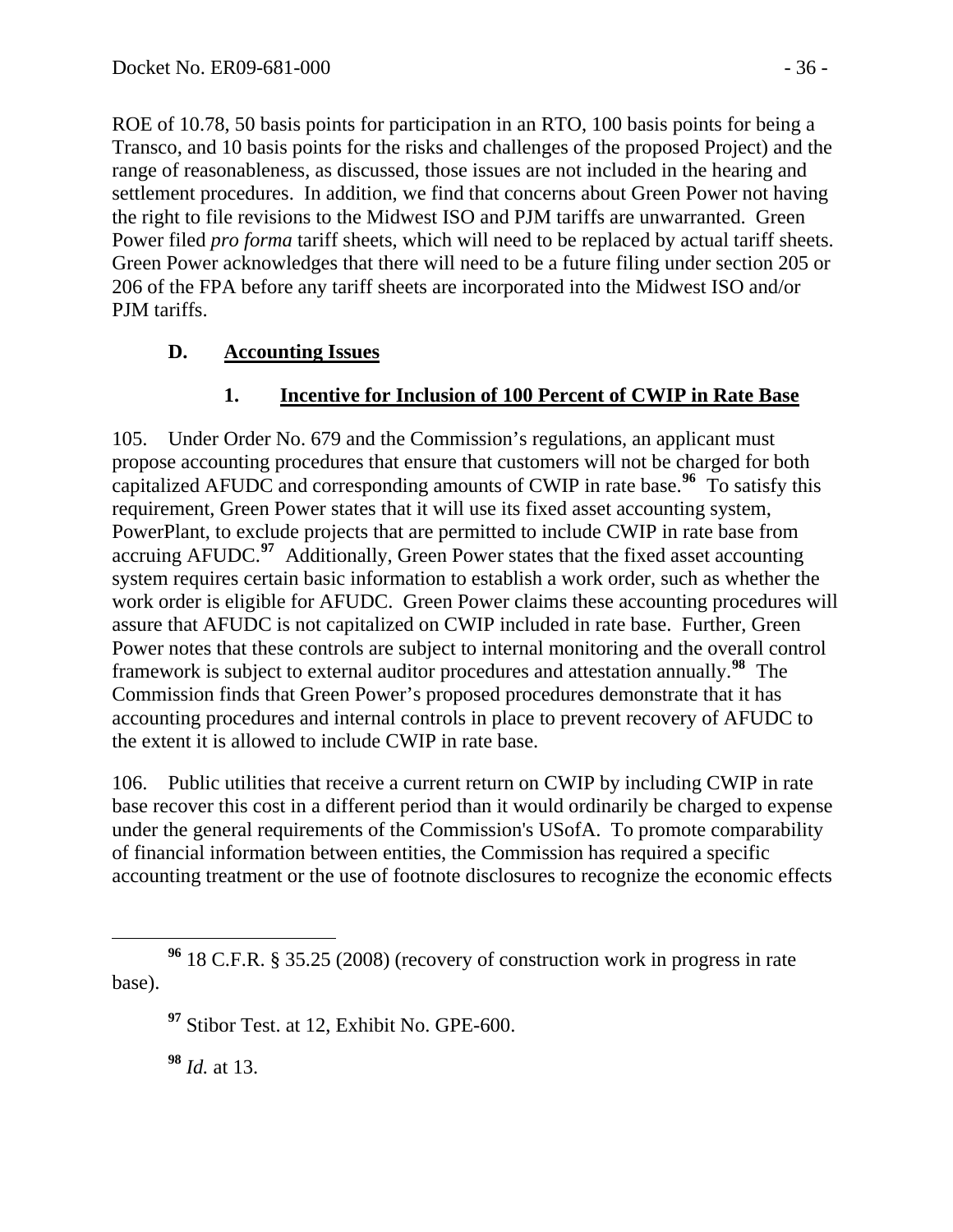ROE of 10.78, 50 basis points for participation in an RTO, 100 basis points for being a Transco, and 10 basis points for the risks and challenges of the proposed Project) and the range of reasonableness, as discussed, those issues are not included in the hearing and settlement procedures. In addition, we find that concerns about Green Power not having the right to file revisions to the Midwest ISO and PJM tariffs are unwarranted. Green Power filed *pro forma* tariff sheets, which will need to be replaced by actual tariff sheets. Green Power acknowledges that there will need to be a future filing under section 205 or 206 of the FPA before any tariff sheets are incorporated into the Midwest ISO and/or PJM tariffs.

## D. Accounting Issues

### 1. Incentive for Inclusion of 100 Percent of CWIP in Rate Base

105. Under Order No. 679 and the Commission's regulations, an applicant must propose accounting procedures that ensure that customers will not be charged for both capitalized AFUDC and corresponding amounts of CWIP in rate base.[96] To satisfy this requirement, Green Power states that it will use its fixed asset accounting system, PowerPlant, to exclude projects that are permitted to include CWIP in rate base from accruing AFUDC.[97] Additionally, Green Power states that the fixed asset accounting system requires certain basic information to establish a work order, such as whether the work order is eligible for AFUDC. Green Power claims these accounting procedures will assure that AFUDC is not capitalized on CWIP included in rate base. Further, Green Power notes that these controls are subject to internal monitoring and the overall control framework is subject to external auditor procedures and attestation annually.[98] The Commission finds that Green Power's proposed procedures demonstrate that it has accounting procedures and internal controls in place to prevent recovery of AFUDC to the extent it is allowed to include CWIP in rate base.

106. Public utilities that receive a current return on CWIP by including CWIP in rate base recover this cost in a different period than it would ordinarily be charged to expense under the general requirements of the Commission's USofA. To promote comparability of financial information between entities, the Commission has required a specific accounting treatment or the use of footnote disclosures to recognize the economic effects

---

[96] 18 C.F.R. § 35.25 (2008) (recovery of construction work in progress in rate base).

[97] Stibor Test. at 12, Exhibit No. GPE-600.

[98] *Id.* at 13.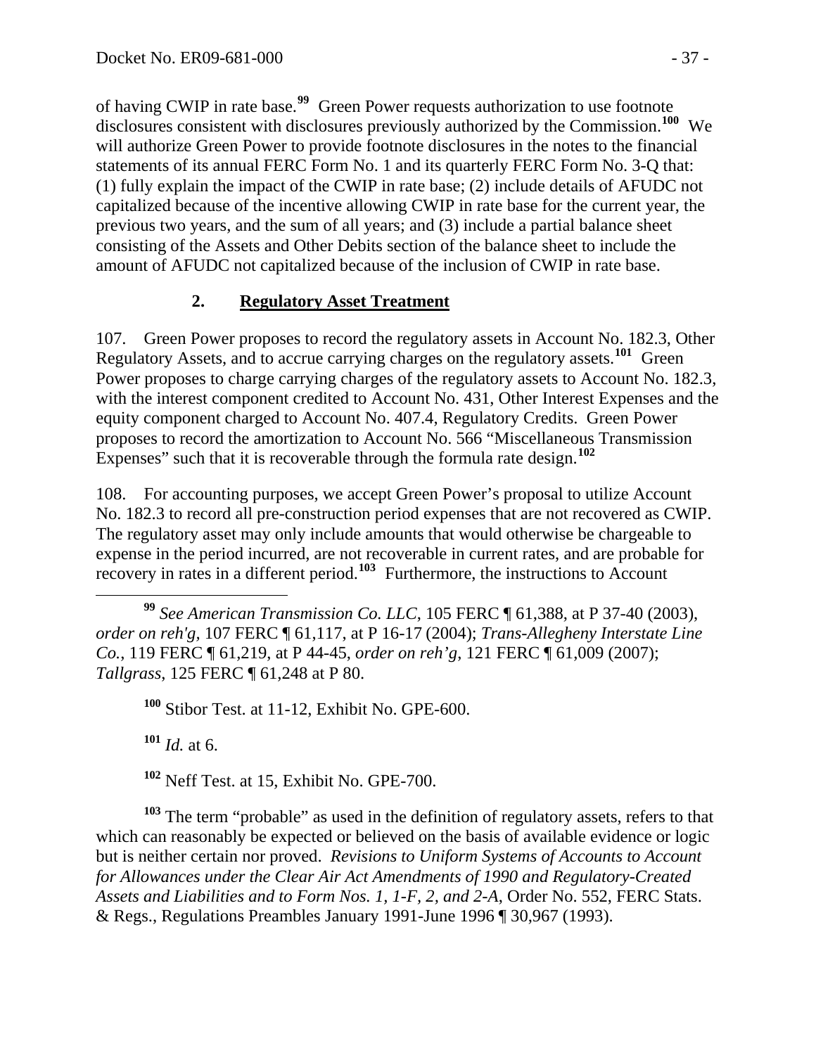of having CWIP in rate base.[99] Green Power requests authorization to use footnote disclosures consistent with disclosures previously authorized by the Commission.[100] We will authorize Green Power to provide footnote disclosures in the notes to the financial statements of its annual FERC Form No. 1 and its quarterly FERC Form No. 3-Q that: (1) fully explain the impact of the CWIP in rate base; (2) include details of AFUDC not capitalized because of the incentive allowing CWIP in rate base for the current year, the previous two years, and the sum of all years; and (3) include a partial balance sheet consisting of the Assets and Other Debits section of the balance sheet to include the amount of AFUDC not capitalized because of the inclusion of CWIP in rate base.

## 2. Regulatory Asset Treatment

107. Green Power proposes to record the regulatory assets in Account No. 182.3, Other Regulatory Assets, and to accrue carrying charges on the regulatory assets.[101] Green Power proposes to charge carrying charges of the regulatory assets to Account No. 182.3, with the interest component credited to Account No. 431, Other Interest Expenses and the equity component charged to Account No. 407.4, Regulatory Credits. Green Power proposes to record the amortization to Account No. 566 "Miscellaneous Transmission Expenses" such that it is recoverable through the formula rate design.[102]

108. For accounting purposes, we accept Green Power's proposal to utilize Account No. 182.3 to record all pre-construction period expenses that are not recovered as CWIP. The regulatory asset may only include amounts that would otherwise be chargeable to expense in the period incurred, are not recoverable in current rates, and are probable for recovery in rates in a different period.[103] Furthermore, the instructions to Account

---

[99] *See American Transmission Co. LLC*, 105 FERC ¶ 61,388, at P 37-40 (2003), *order on reh'g*, 107 FERC ¶ 61,117, at P 16-17 (2004); *Trans-Allegheny Interstate Line Co.*, 119 FERC ¶ 61,219, at P 44-45, *order on reh'g*, 121 FERC ¶ 61,009 (2007); *Tallgrass*, 125 FERC ¶ 61,248 at P 80.

[100] Stibor Test. at 11-12, Exhibit No. GPE-600.

[101] *Id.* at 6.

[102] Neff Test. at 15, Exhibit No. GPE-700.

[103] The term "probable" as used in the definition of regulatory assets, refers to that which can reasonably be expected or believed on the basis of available evidence or logic but is neither certain nor proved. *Revisions to Uniform Systems of Accounts to Account for Allowances under the Clear Air Act Amendments of 1990 and Regulatory-Created Assets and Liabilities and to Form Nos. 1, 1-F, 2, and 2-A*, Order No. 552, FERC Stats. & Regs., Regulations Preambles January 1991-June 1996 ¶ 30,967 (1993).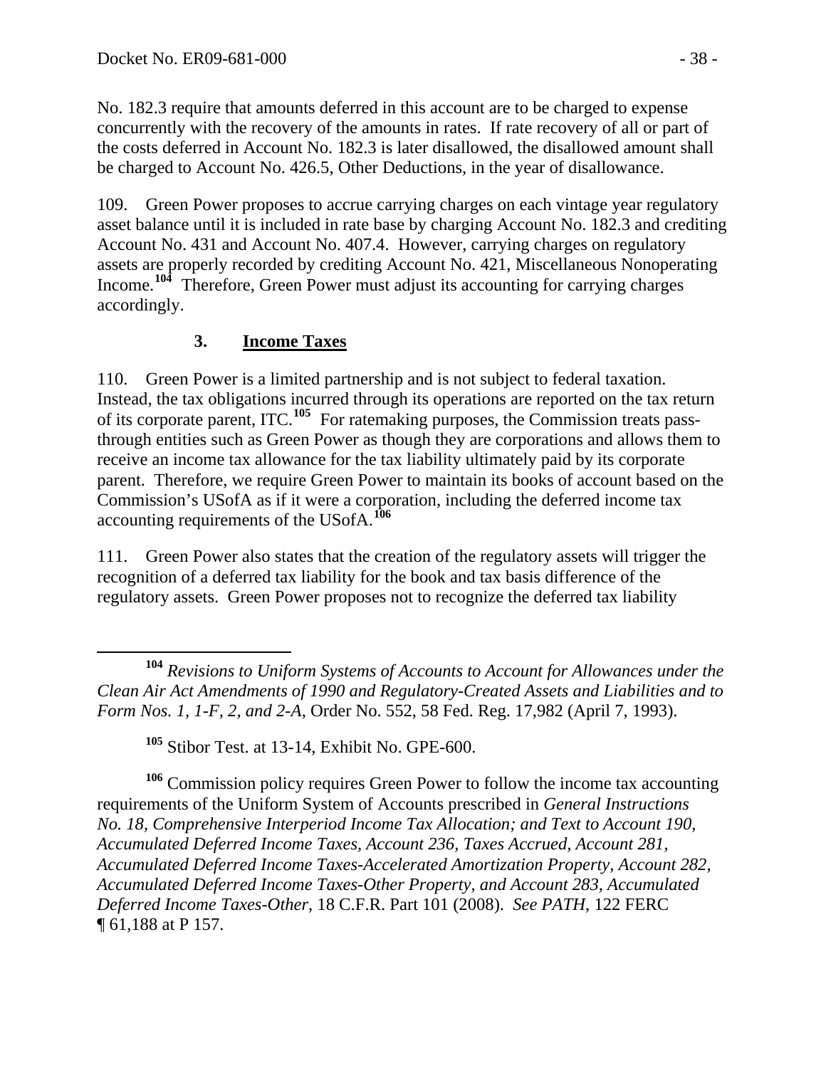No. 182.3 require that amounts deferred in this account are to be charged to expense concurrently with the recovery of the amounts in rates. If rate recovery of all or part of the costs deferred in Account No. 182.3 is later disallowed, the disallowed amount shall be charged to Account No. 426.5, Other Deductions, in the year of disallowance.

109. Green Power proposes to accrue carrying charges on each vintage year regulatory asset balance until it is included in rate base by charging Account No. 182.3 and crediting Account No. 431 and Account No. 407.4. However, carrying charges on regulatory assets are properly recorded by crediting Account No. 421, Miscellaneous Nonoperating Income.[104] Therefore, Green Power must adjust its accounting for carrying charges accordingly.

### 3. Income Taxes

110. Green Power is a limited partnership and is not subject to federal taxation. Instead, the tax obligations incurred through its operations are reported on the tax return of its corporate parent, ITC.[105] For ratemaking purposes, the Commission treats pass-through entities such as Green Power as though they are corporations and allows them to receive an income tax allowance for the tax liability ultimately paid by its corporate parent. Therefore, we require Green Power to maintain its books of account based on the Commission's USofA as if it were a corporation, including the deferred income tax accounting requirements of the USofA.[106]

111. Green Power also states that the creation of the regulatory assets will trigger the recognition of a deferred tax liability for the book and tax basis difference of the regulatory assets. Green Power proposes not to recognize the deferred tax liability

---

[104] *Revisions to Uniform Systems of Accounts to Account for Allowances under the Clean Air Act Amendments of 1990 and Regulatory-Created Assets and Liabilities and to Form Nos. 1, 1-F, 2, and 2-A*, Order No. 552, 58 Fed. Reg. 17,982 (April 7, 1993).

[105] Stibor Test. at 13-14, Exhibit No. GPE-600.

[106] Commission policy requires Green Power to follow the income tax accounting requirements of the Uniform System of Accounts prescribed in *General Instructions No. 18, Comprehensive Interperiod Income Tax Allocation; and Text to Account 190, Accumulated Deferred Income Taxes, Account 236, Taxes Accrued, Account 281, Accumulated Deferred Income Taxes-Accelerated Amortization Property, Account 282, Accumulated Deferred Income Taxes-Other Property, and Account 283, Accumulated Deferred Income Taxes-Other*, 18 C.F.R. Part 101 (2008). *See PATH*, 122 FERC ¶ 61,188 at P 157.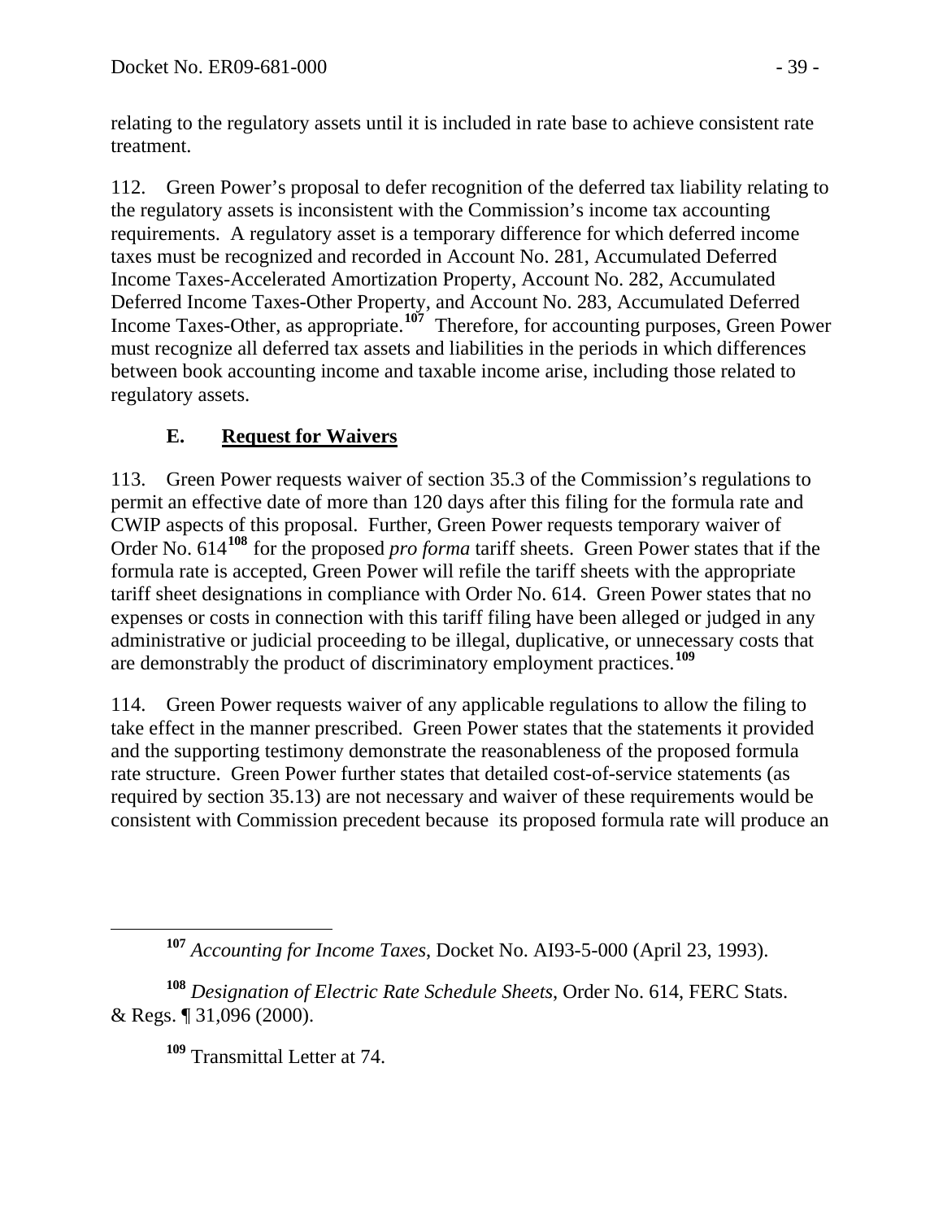relating to the regulatory assets until it is included in rate base to achieve consistent rate treatment.

112. Green Power's proposal to defer recognition of the deferred tax liability relating to the regulatory assets is inconsistent with the Commission's income tax accounting requirements. A regulatory asset is a temporary difference for which deferred income taxes must be recognized and recorded in Account No. 281, Accumulated Deferred Income Taxes-Accelerated Amortization Property, Account No. 282, Accumulated Deferred Income Taxes-Other Property, and Account No. 283, Accumulated Deferred Income Taxes-Other, as appropriate.[107] Therefore, for accounting purposes, Green Power must recognize all deferred tax assets and liabilities in the periods in which differences between book accounting income and taxable income arise, including those related to regulatory assets.

## E. Request for Waivers

113. Green Power requests waiver of section 35.3 of the Commission's regulations to permit an effective date of more than 120 days after this filing for the formula rate and CWIP aspects of this proposal. Further, Green Power requests temporary waiver of Order No. 614[108] for the proposed *pro forma* tariff sheets. Green Power states that if the formula rate is accepted, Green Power will refile the tariff sheets with the appropriate tariff sheet designations in compliance with Order No. 614. Green Power states that no expenses or costs in connection with this tariff filing have been alleged or judged in any administrative or judicial proceeding to be illegal, duplicative, or unnecessary costs that are demonstrably the product of discriminatory employment practices.[109]

114. Green Power requests waiver of any applicable regulations to allow the filing to take effect in the manner prescribed. Green Power states that the statements it provided and the supporting testimony demonstrate the reasonableness of the proposed formula rate structure. Green Power further states that detailed cost-of-service statements (as required by section 35.13) are not necessary and waiver of these requirements would be consistent with Commission precedent because its proposed formula rate will produce an

---

[107] *Accounting for Income Taxes*, Docket No. AI93-5-000 (April 23, 1993).

[108] *Designation of Electric Rate Schedule Sheets*, Order No. 614, FERC Stats. & Regs. ¶ 31,096 (2000).

[109] Transmittal Letter at 74.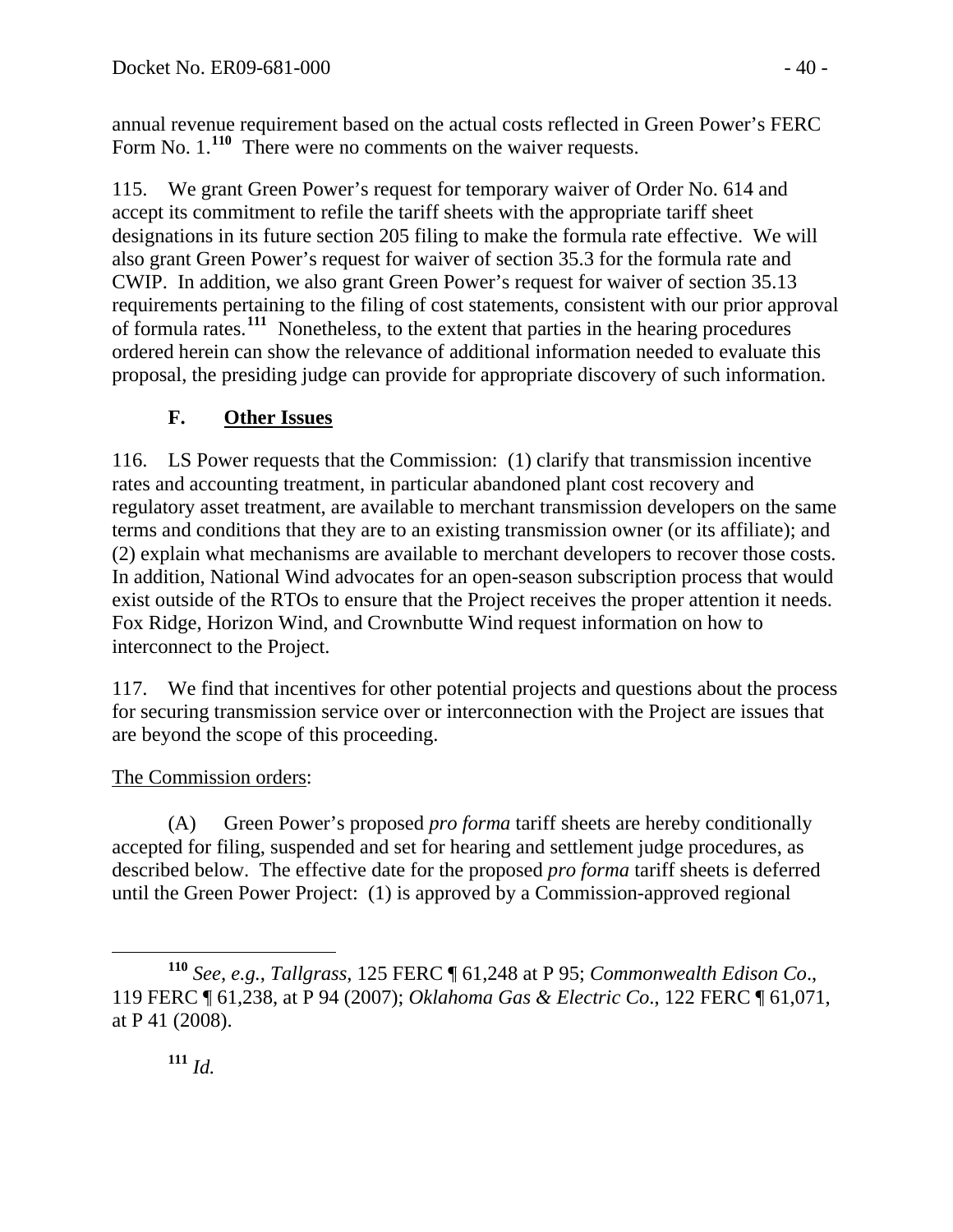annual revenue requirement based on the actual costs reflected in Green Power's FERC Form No. 1.[110] There were no comments on the waiver requests.

115. We grant Green Power's request for temporary waiver of Order No. 614 and accept its commitment to refile the tariff sheets with the appropriate tariff sheet designations in its future section 205 filing to make the formula rate effective. We will also grant Green Power's request for waiver of section 35.3 for the formula rate and CWIP. In addition, we also grant Green Power's request for waiver of section 35.13 requirements pertaining to the filing of cost statements, consistent with our prior approval of formula rates.[111] Nonetheless, to the extent that parties in the hearing procedures ordered herein can show the relevance of additional information needed to evaluate this proposal, the presiding judge can provide for appropriate discovery of such information.

### F. Other Issues

116. LS Power requests that the Commission: (1) clarify that transmission incentive rates and accounting treatment, in particular abandoned plant cost recovery and regulatory asset treatment, are available to merchant transmission developers on the same terms and conditions that they are to an existing transmission owner (or its affiliate); and (2) explain what mechanisms are available to merchant developers to recover those costs. In addition, National Wind advocates for an open-season subscription process that would exist outside of the RTOs to ensure that the Project receives the proper attention it needs. Fox Ridge, Horizon Wind, and Crownbutte Wind request information on how to interconnect to the Project.

117. We find that incentives for other potential projects and questions about the process for securing transmission service over or interconnection with the Project are issues that are beyond the scope of this proceeding.

The Commission orders:

(A) Green Power's proposed *pro forma* tariff sheets are hereby conditionally accepted for filing, suspended and set for hearing and settlement judge procedures, as described below. The effective date for the proposed *pro forma* tariff sheets is deferred until the Green Power Project: (1) is approved by a Commission-approved regional

---

[110] *See, e.g.*, *Tallgrass*, 125 FERC ¶ 61,248 at P 95; *Commonwealth Edison Co*., 119 FERC ¶ 61,238, at P 94 (2007); *Oklahoma Gas & Electric Co*., 122 FERC ¶ 61,071, at P 41 (2008).

[111] *Id.*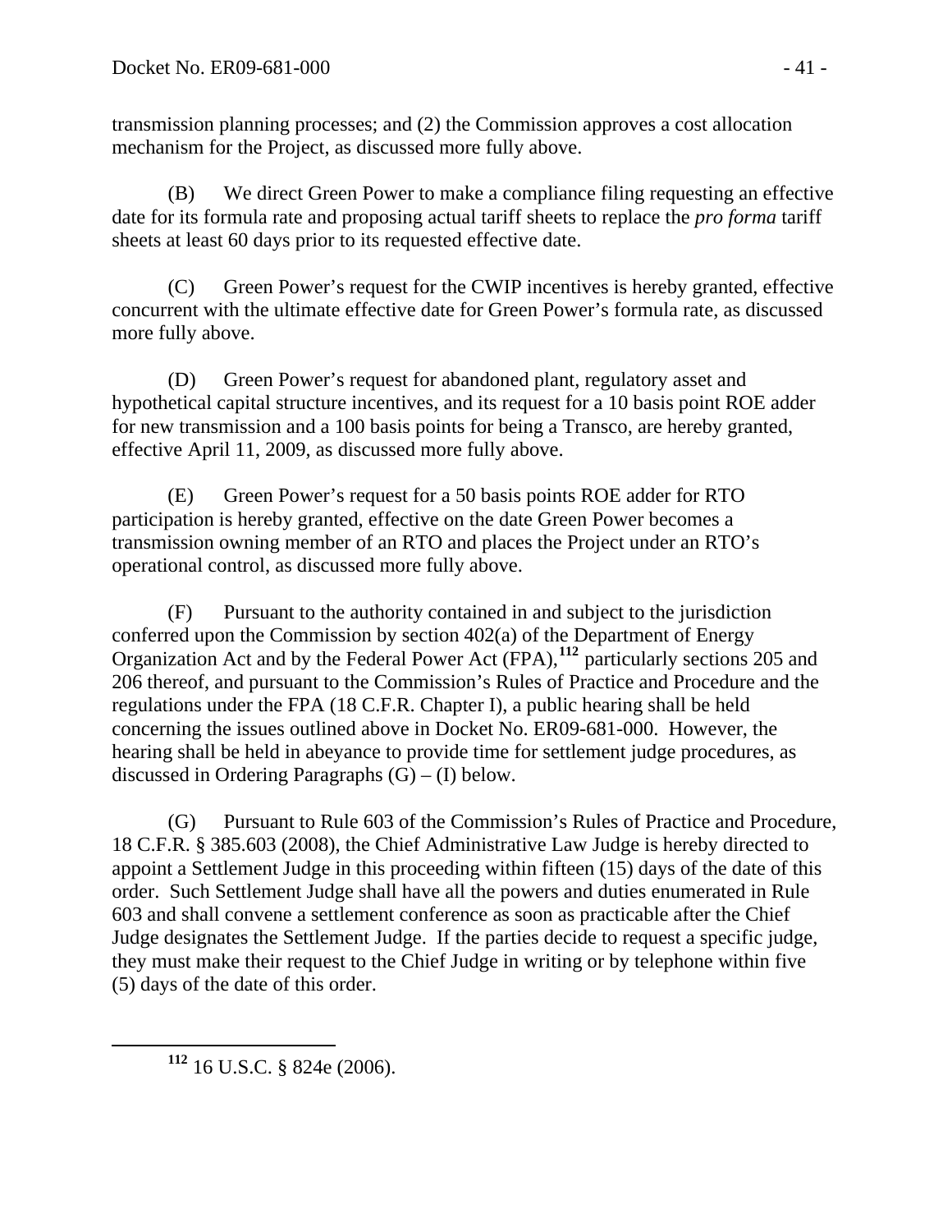transmission planning processes; and (2) the Commission approves a cost allocation mechanism for the Project, as discussed more fully above.

(B) We direct Green Power to make a compliance filing requesting an effective date for its formula rate and proposing actual tariff sheets to replace the *pro forma* tariff sheets at least 60 days prior to its requested effective date.

(C) Green Power's request for the CWIP incentives is hereby granted, effective concurrent with the ultimate effective date for Green Power's formula rate, as discussed more fully above.

(D) Green Power's request for abandoned plant, regulatory asset and hypothetical capital structure incentives, and its request for a 10 basis point ROE adder for new transmission and a 100 basis points for being a Transco, are hereby granted, effective April 11, 2009, as discussed more fully above.

(E) Green Power's request for a 50 basis points ROE adder for RTO participation is hereby granted, effective on the date Green Power becomes a transmission owning member of an RTO and places the Project under an RTO's operational control, as discussed more fully above.

(F) Pursuant to the authority contained in and subject to the jurisdiction conferred upon the Commission by section 402(a) of the Department of Energy Organization Act and by the Federal Power Act (FPA),[112] particularly sections 205 and 206 thereof, and pursuant to the Commission's Rules of Practice and Procedure and the regulations under the FPA (18 C.F.R. Chapter I), a public hearing shall be held concerning the issues outlined above in Docket No. ER09-681-000. However, the hearing shall be held in abeyance to provide time for settlement judge procedures, as discussed in Ordering Paragraphs (G) – (I) below.

(G) Pursuant to Rule 603 of the Commission's Rules of Practice and Procedure, 18 C.F.R. § 385.603 (2008), the Chief Administrative Law Judge is hereby directed to appoint a Settlement Judge in this proceeding within fifteen (15) days of the date of this order. Such Settlement Judge shall have all the powers and duties enumerated in Rule 603 and shall convene a settlement conference as soon as practicable after the Chief Judge designates the Settlement Judge. If the parties decide to request a specific judge, they must make their request to the Chief Judge in writing or by telephone within five (5) days of the date of this order.

---

[112] 16 U.S.C. § 824e (2006).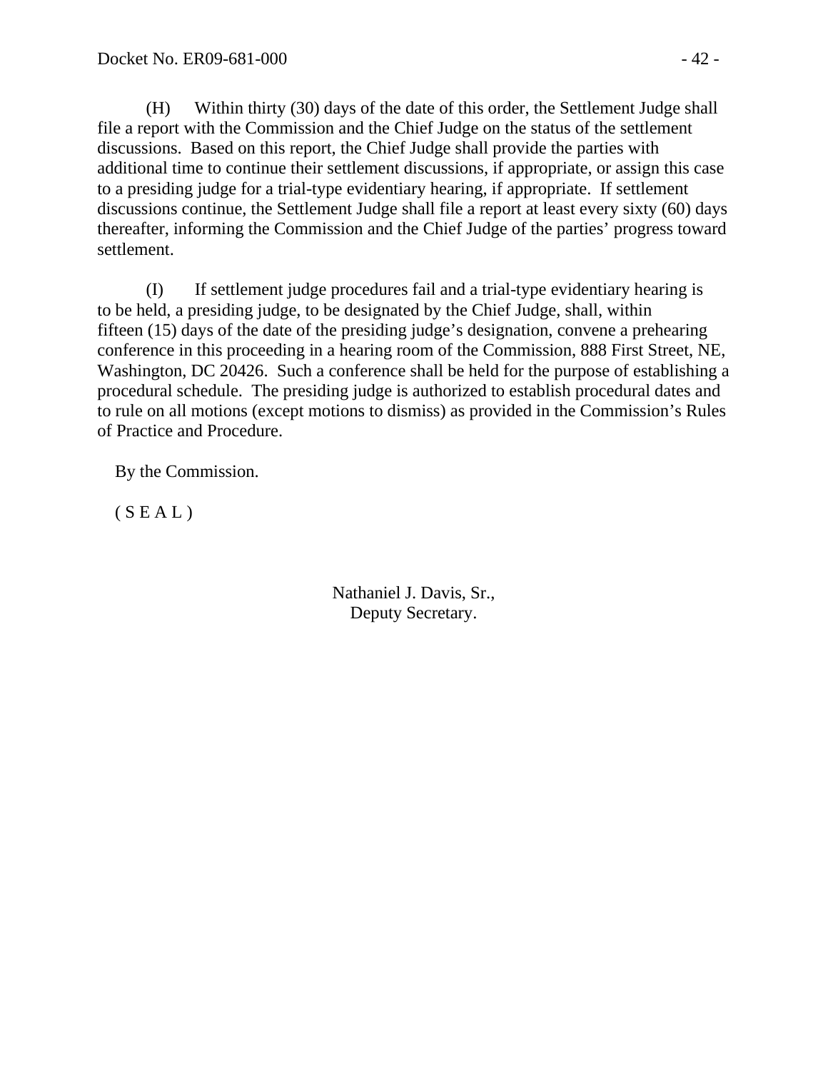(H) Within thirty (30) days of the date of this order, the Settlement Judge shall file a report with the Commission and the Chief Judge on the status of the settlement discussions. Based on this report, the Chief Judge shall provide the parties with additional time to continue their settlement discussions, if appropriate, or assign this case to a presiding judge for a trial-type evidentiary hearing, if appropriate. If settlement discussions continue, the Settlement Judge shall file a report at least every sixty (60) days thereafter, informing the Commission and the Chief Judge of the parties' progress toward settlement.

(I) If settlement judge procedures fail and a trial-type evidentiary hearing is to be held, a presiding judge, to be designated by the Chief Judge, shall, within fifteen (15) days of the date of the presiding judge's designation, convene a prehearing conference in this proceeding in a hearing room of the Commission, 888 First Street, NE, Washington, DC 20426. Such a conference shall be held for the purpose of establishing a procedural schedule. The presiding judge is authorized to establish procedural dates and to rule on all motions (except motions to dismiss) as provided in the Commission's Rules of Practice and Procedure.

By the Commission.

( S E A L )

Nathaniel J. Davis, Sr.,
Deputy Secretary.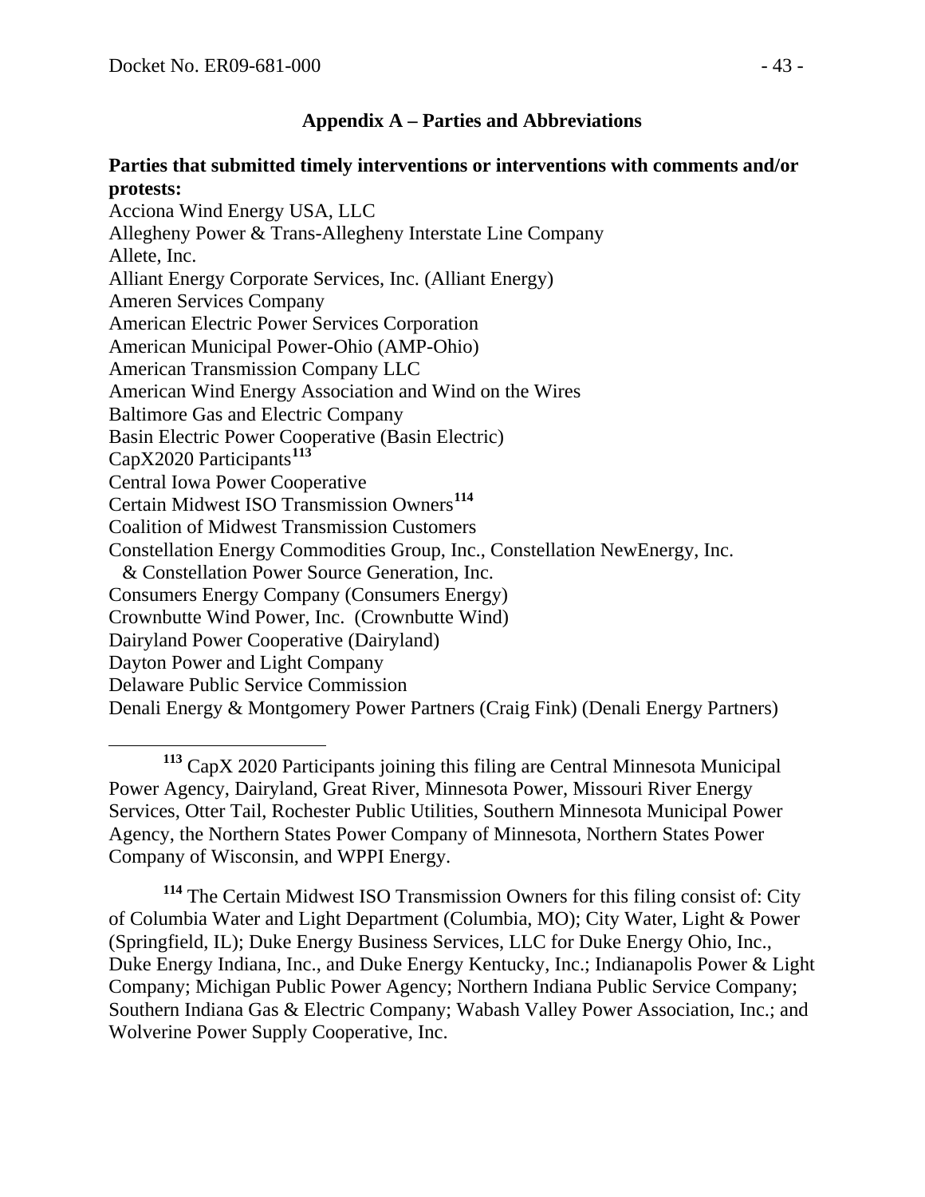## Appendix A – Parties and Abbreviations

**Parties that submitted timely interventions or interventions with comments and/or protests:**

Acciona Wind Energy USA, LLC
Allegheny Power & Trans-Allegheny Interstate Line Company
Allete, Inc.
Alliant Energy Corporate Services, Inc. (Alliant Energy)
Ameren Services Company
American Electric Power Services Corporation
American Municipal Power-Ohio (AMP-Ohio)
American Transmission Company LLC
American Wind Energy Association and Wind on the Wires
Baltimore Gas and Electric Company
Basin Electric Power Cooperative (Basin Electric)
CapX2020 Participants[113]
Central Iowa Power Cooperative
Certain Midwest ISO Transmission Owners[114]
Coalition of Midwest Transmission Customers
Constellation Energy Commodities Group, Inc., Constellation NewEnergy, Inc. & Constellation Power Source Generation, Inc.
Consumers Energy Company (Consumers Energy)
Crownbutte Wind Power, Inc. (Crownbutte Wind)
Dairyland Power Cooperative (Dairyland)
Dayton Power and Light Company
Delaware Public Service Commission
Denali Energy & Montgomery Power Partners (Craig Fink) (Denali Energy Partners)

---

[113] CapX 2020 Participants joining this filing are Central Minnesota Municipal Power Agency, Dairyland, Great River, Minnesota Power, Missouri River Energy Services, Otter Tail, Rochester Public Utilities, Southern Minnesota Municipal Power Agency, the Northern States Power Company of Minnesota, Northern States Power Company of Wisconsin, and WPPI Energy.

[114] The Certain Midwest ISO Transmission Owners for this filing consist of: City of Columbia Water and Light Department (Columbia, MO); City Water, Light & Power (Springfield, IL); Duke Energy Business Services, LLC for Duke Energy Ohio, Inc., Duke Energy Indiana, Inc., and Duke Energy Kentucky, Inc.; Indianapolis Power & Light Company; Michigan Public Power Agency; Northern Indiana Public Service Company; Southern Indiana Gas & Electric Company; Wabash Valley Power Association, Inc.; and Wolverine Power Supply Cooperative, Inc.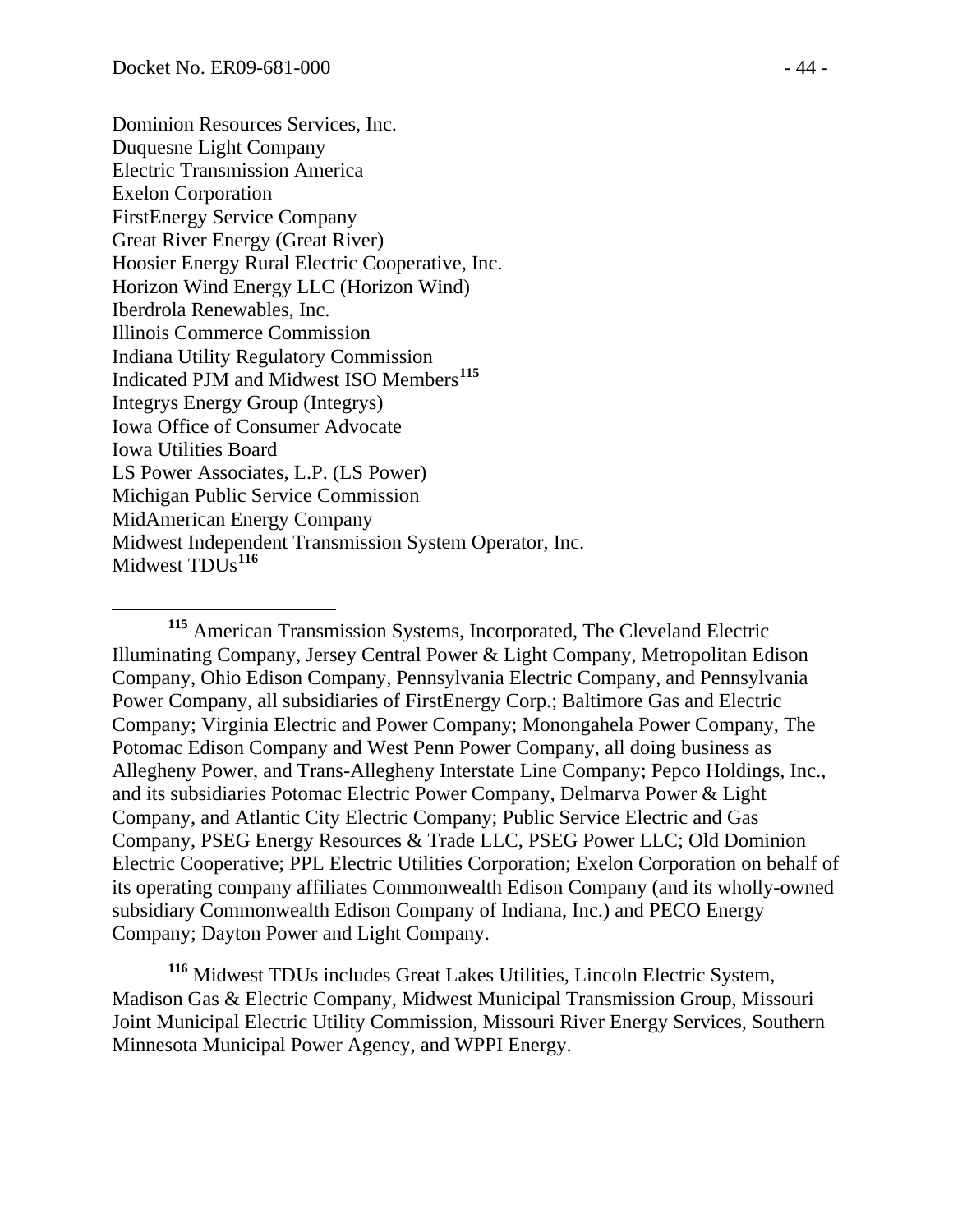Dominion Resources Services, Inc.
Duquesne Light Company
Electric Transmission America
Exelon Corporation
FirstEnergy Service Company
Great River Energy (Great River)
Hoosier Energy Rural Electric Cooperative, Inc.
Horizon Wind Energy LLC (Horizon Wind)
Iberdrola Renewables, Inc.
Illinois Commerce Commission
Indiana Utility Regulatory Commission
Indicated PJM and Midwest ISO Members[115]
Integrys Energy Group (Integrys)
Iowa Office of Consumer Advocate
Iowa Utilities Board
LS Power Associates, L.P. (LS Power)
Michigan Public Service Commission
MidAmerican Energy Company
Midwest Independent Transmission System Operator, Inc.
Midwest TDUs[116]

---

[115] American Transmission Systems, Incorporated, The Cleveland Electric Illuminating Company, Jersey Central Power & Light Company, Metropolitan Edison Company, Ohio Edison Company, Pennsylvania Electric Company, and Pennsylvania Power Company, all subsidiaries of FirstEnergy Corp.; Baltimore Gas and Electric Company; Virginia Electric and Power Company; Monongahela Power Company, The Potomac Edison Company and West Penn Power Company, all doing business as Allegheny Power, and Trans-Allegheny Interstate Line Company; Pepco Holdings, Inc., and its subsidiaries Potomac Electric Power Company, Delmarva Power & Light Company, and Atlantic City Electric Company; Public Service Electric and Gas Company, PSEG Energy Resources & Trade LLC, PSEG Power LLC; Old Dominion Electric Cooperative; PPL Electric Utilities Corporation; Exelon Corporation on behalf of its operating company affiliates Commonwealth Edison Company (and its wholly-owned subsidiary Commonwealth Edison Company of Indiana, Inc.) and PECO Energy Company; Dayton Power and Light Company.

[116] Midwest TDUs includes Great Lakes Utilities, Lincoln Electric System, Madison Gas & Electric Company, Midwest Municipal Transmission Group, Missouri Joint Municipal Electric Utility Commission, Missouri River Energy Services, Southern Minnesota Municipal Power Agency, and WPPI Energy.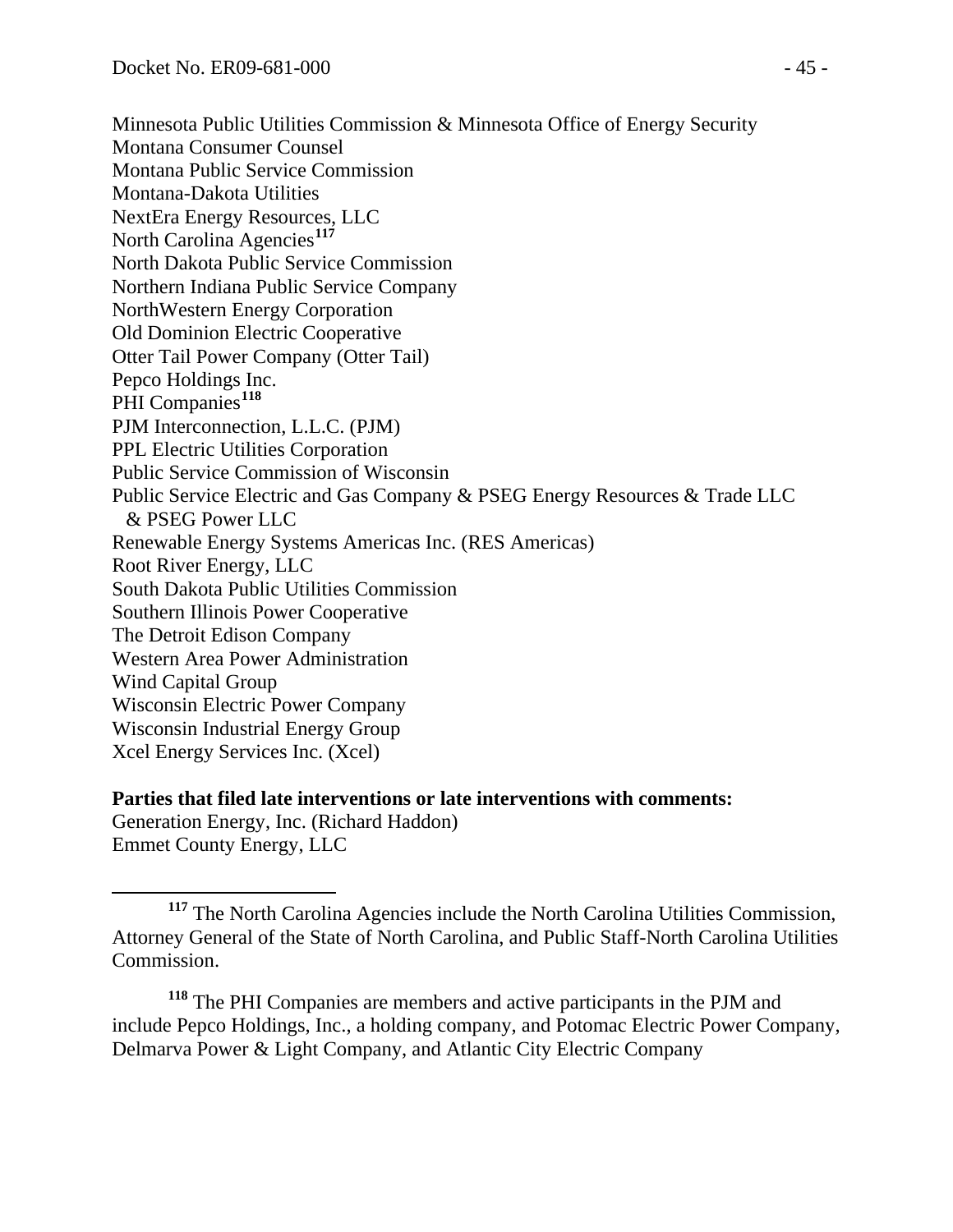Minnesota Public Utilities Commission & Minnesota Office of Energy Security
Montana Consumer Counsel
Montana Public Service Commission
Montana-Dakota Utilities
NextEra Energy Resources, LLC
North Carolina Agencies[117]
North Dakota Public Service Commission
Northern Indiana Public Service Company
NorthWestern Energy Corporation
Old Dominion Electric Cooperative
Otter Tail Power Company (Otter Tail)
Pepco Holdings Inc.
PHI Companies[118]
PJM Interconnection, L.L.C. (PJM)
PPL Electric Utilities Corporation
Public Service Commission of Wisconsin
Public Service Electric and Gas Company & PSEG Energy Resources & Trade LLC
  & PSEG Power LLC
Renewable Energy Systems Americas Inc. (RES Americas)
Root River Energy, LLC
South Dakota Public Utilities Commission
Southern Illinois Power Cooperative
The Detroit Edison Company
Western Area Power Administration
Wind Capital Group
Wisconsin Electric Power Company
Wisconsin Industrial Energy Group
Xcel Energy Services Inc. (Xcel)

**Parties that filed late interventions or late interventions with comments:**
Generation Energy, Inc. (Richard Haddon)
Emmet County Energy, LLC

---

[117] The North Carolina Agencies include the North Carolina Utilities Commission, Attorney General of the State of North Carolina, and Public Staff-North Carolina Utilities Commission.

[118] The PHI Companies are members and active participants in the PJM and include Pepco Holdings, Inc., a holding company, and Potomac Electric Power Company, Delmarva Power & Light Company, and Atlantic City Electric Company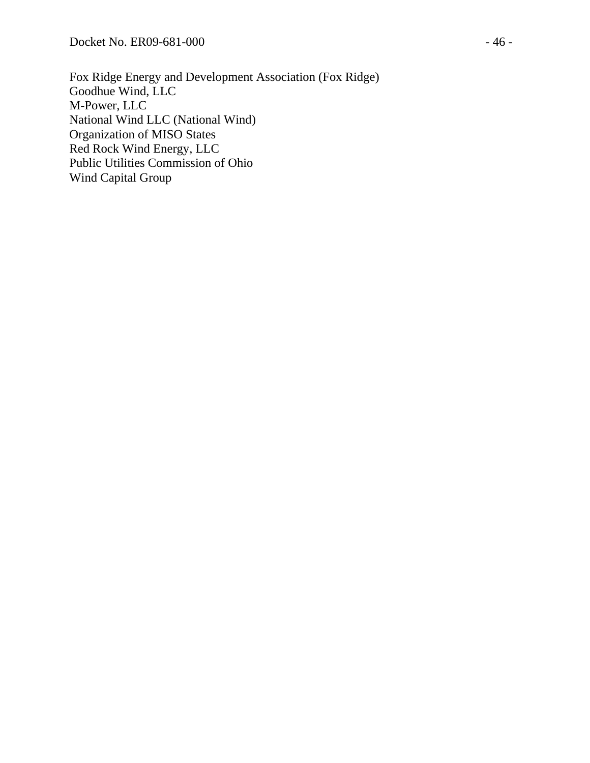Fox Ridge Energy and Development Association (Fox Ridge)
Goodhue Wind, LLC
M-Power, LLC
National Wind LLC (National Wind)
Organization of MISO States
Red Rock Wind Energy, LLC
Public Utilities Commission of Ohio
Wind Capital Group